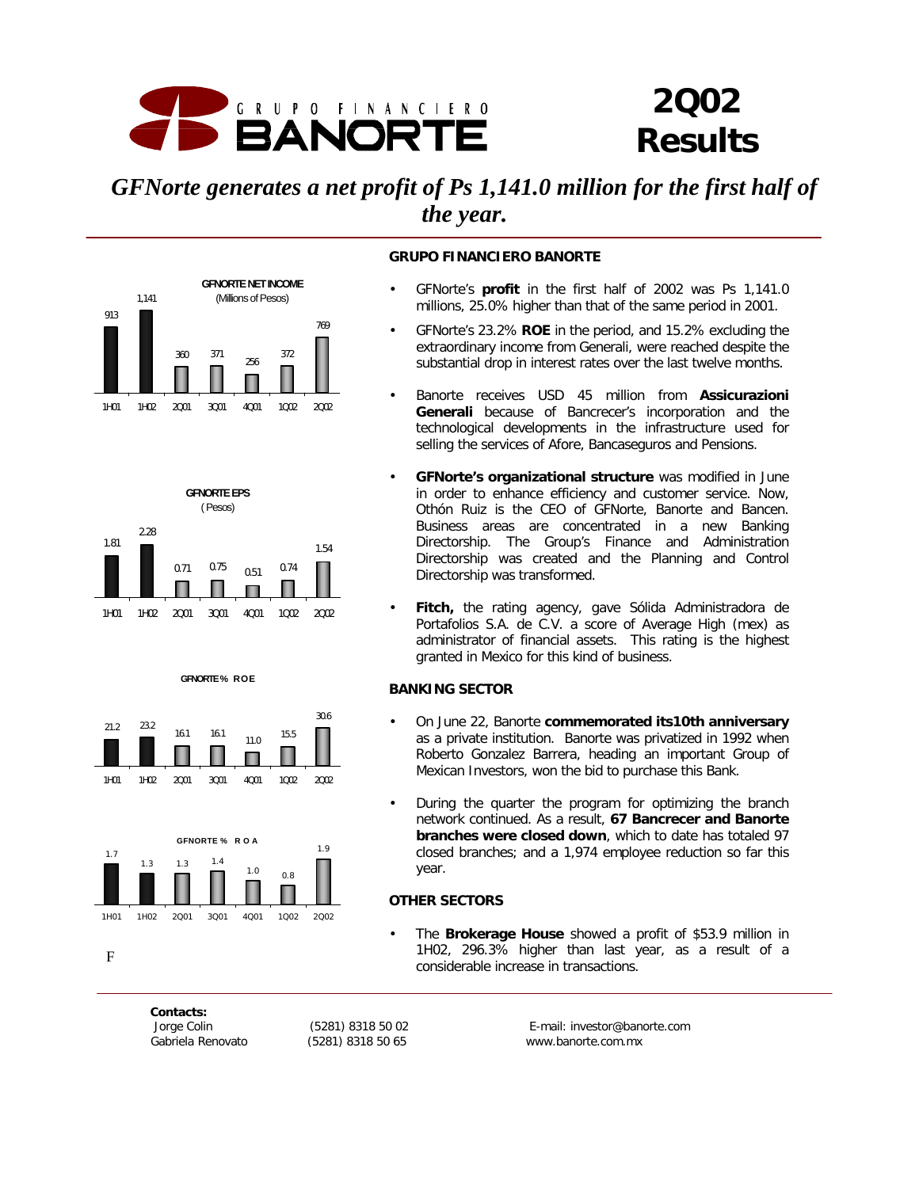# GRUPO FINANCIERO BANORTE

# 2Q02 Results

*GFNorte generates a net profit of Ps 1,141.0 million for the first half of the year.*

**GFNORTE NET INCOME** (Millions of Pesos)

| 1H01 | 1H02 | 2Q01 | 3Q01 | 4Q01 | 1Q02 | 2Q02 |
|---|---|---|---|---|---|---|
| 913 | 1,141 | 360 | 371 | 256 | 372 | 769 |

**GFNORTE EPS** (Pesos)

| 1H01 | 1H02 | 2Q01 | 3Q01 | 4Q01 | 1Q02 | 2Q02 |
|---|---|---|---|---|---|---|
| 1.81 | 2.28 | 0.71 | 0.75 | 0.51 | 0.74 | 1.54 |

**GFNORTE % ROE**

| 1H01 | 1H02 | 2Q01 | 3Q01 | 4Q01 | 1Q02 | 2Q02 |
|---|---|---|---|---|---|---|
| 21.2 | 23.2 | 16.1 | 16.1 | 11.0 | 15.5 | 30.6 |

**GFNORTE % ROA**

| 1H01 | 1H02 | 2Q01 | 3Q01 | 4Q01 | 1Q02 | 2Q02 |
|---|---|---|---|---|---|---|
| 1.7 | 1.3 | 1.3 | 1.4 | 1.0 | 0.8 | 1.9 |

F

## GRUPO FINANCIERO BANORTE

- GFNorte's **profit** in the first half of 2002 was Ps 1,141.0 millions, 25.0% higher than that of the same period in 2001.
- GFNorte's 23.2% **ROE** in the period, and 15.2% excluding the extraordinary income from Generali, were reached despite the substantial drop in interest rates over the last twelve months.
- Banorte receives USD 45 million from **Assicurazioni Generali** because of Bancrecer's incorporation and the technological developments in the infrastructure used for selling the services of Afore, Bancaseguros and Pensions.
- **GFNorte's organizational structure** was modified in June in order to enhance efficiency and customer service. Now, Othón Ruiz is the CEO of GFNorte, Banorte and Bancen. Business areas are concentrated in a new Banking Directorship. The Group's Finance and Administration Directorship was created and the Planning and Control Directorship was transformed.
- **Fitch,** the rating agency, gave Sólida Administradora de Portafolios S.A. de C.V. a score of Average High (mex) as administrator of financial assets. This rating is the highest granted in Mexico for this kind of business.

## BANKING SECTOR

- On June 22, Banorte **commemorated its10th anniversary** as a private institution. Banorte was privatized in 1992 when Roberto Gonzalez Barrera, heading an important Group of Mexican Investors, won the bid to purchase this Bank.
- During the quarter the program for optimizing the branch network continued. As a result, **67 Bancrecer and Banorte branches were closed down**, which to date has totaled 97 closed branches; and a 1,974 employee reduction so far this year.

## OTHER SECTORS

- The **Brokerage House** showed a profit of $53.9 million in 1H02, 296.3% higher than last year, as a result of a considerable increase in transactions.

**Contacts:**

| | | |
|---|---|---|
| Jorge Colin | (5281) 8318 50 02 | E-mail: investor@banorte.com |
| Gabriela Renovato | (5281) 8318 50 65 | www.banorte.com.mx |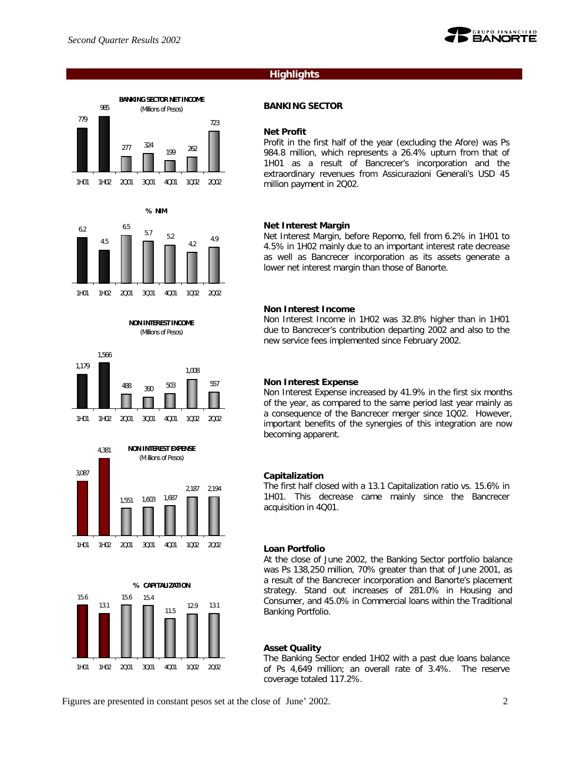## Highlights

**BANKING SECTOR NET INCOME**
(Millions of Pesos)

| 1H01 | 1H02 | 2Q01 | 3Q01 | 4Q01 | 1Q02 | 2Q02 |
|---|---|---|---|---|---|---|
| 779 | 985 | 277 | 324 | 199 | 262 | 723 |

**% NIM**

| 1H01 | 1H02 | 2Q01 | 3Q01 | 4Q01 | 1Q02 | 2Q02 |
|---|---|---|---|---|---|---|
| 6.2 | 4.5 | 6.5 | 5.7 | 5.2 | 4.2 | 4.9 |

**NON INTEREST INCOME**
(Millions of Pesos)

| 1H01 | 1H02 | 2Q01 | 3Q01 | 4Q01 | 1Q02 | 2Q02 |
|---|---|---|---|---|---|---|
| 1,179 | 1,566 | 488 | 390 | 503 | 1,008 | 557 |

**NON INTEREST EXPENSE**
(Millions of Pesos)

| 1H01 | 1H02 | 2Q01 | 3Q01 | 4Q01 | 1Q02 | 2Q02 |
|---|---|---|---|---|---|---|
| 3,087 | 4,381 | 1,551 | 1,603 | 1,687 | 2,187 | 2,194 |

**% CAPITALIZATION**

| 1H01 | 1H02 | 2Q01 | 3Q01 | 4Q01 | 1Q02 | 2Q02 |
|---|---|---|---|---|---|---|
| 15.6 | 13.1 | 15.6 | 15.4 | 11.5 | 12.9 | 13.1 |

### BANKING SECTOR

**Net Profit**

Profit in the first half of the year (excluding the Afore) was Ps 984.8 million, which represents a 26.4% upturn from that of 1H01 as a result of Bancrecer's incorporation and the extraordinary revenues from Assicurazioni Generali's USD 45 million payment in 2Q02.

**Net Interest Margin**

Net Interest Margin, before Repomo, fell from 6.2% in 1H01 to 4.5% in 1H02 mainly due to an important interest rate decrease as well as Bancrecer incorporation as its assets generate a lower net interest margin than those of Banorte.

**Non Interest Income**

Non Interest Income in 1H02 was 32.8% higher than in 1H01 due to Bancrecer's contribution departing 2002 and also to the new service fees implemented since February 2002.

**Non Interest Expense**

Non Interest Expense increased by 41.9% in the first six months of the year, as compared to the same period last year mainly as a consequence of the Bancrecer merger since 1Q02. However, important benefits of the synergies of this integration are now becoming apparent.

**Capitalization**

The first half closed with a 13.1 Capitalization ratio vs. 15.6% in 1H01. This decrease came mainly since the Bancrecer acquisition in 4Q01.

**Loan Portfolio**

At the close of June 2002, the Banking Sector portfolio balance was Ps 138,250 million, 70% greater than that of June 2001, as a result of the Bancrecer incorporation and Banorte's placement strategy. Stand out increases of 281.0% in Housing and Consumer, and 45.0% in Commercial loans within the Traditional Banking Portfolio.

**Asset Quality**

The Banking Sector ended 1H02 with a past due loans balance of Ps 4,649 million; an overall rate of 3.4%. The reserve coverage totaled 117.2%.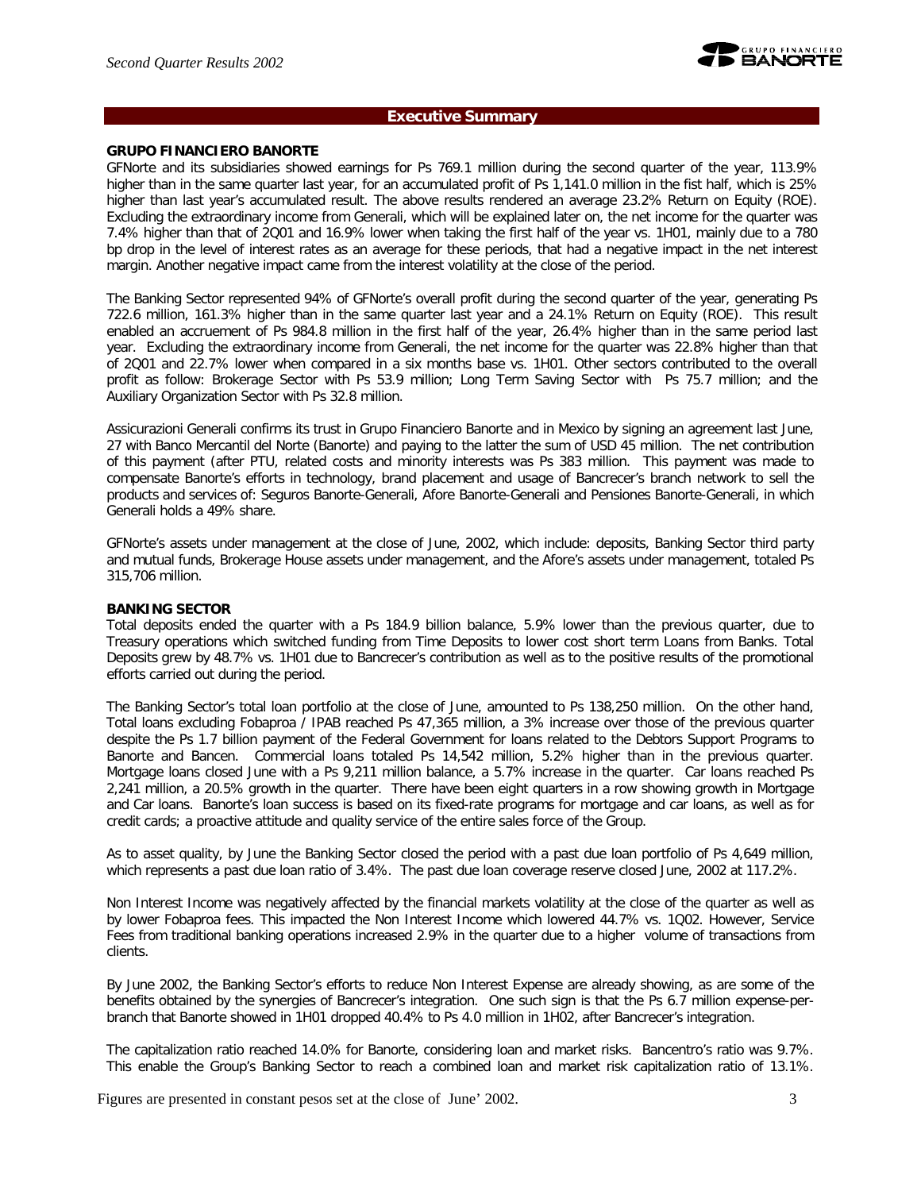## Executive Summary

**GRUPO FINANCIERO BANORTE**

GFNorte and its subsidiaries showed earnings for Ps 769.1 million during the second quarter of the year, 113.9% higher than in the same quarter last year, for an accumulated profit of Ps 1,141.0 million in the fist half, which is 25% higher than last year's accumulated result. The above results rendered an average 23.2% Return on Equity (ROE). Excluding the extraordinary income from Generali, which will be explained later on, the net income for the quarter was 7.4% higher than that of 2Q01 and 16.9% lower when taking the first half of the year vs. 1H01, mainly due to a 780 bp drop in the level of interest rates as an average for these periods, that had a negative impact in the net interest margin. Another negative impact came from the interest volatility at the close of the period.

The Banking Sector represented 94% of GFNorte's overall profit during the second quarter of the year, generating Ps 722.6 million, 161.3% higher than in the same quarter last year and a 24.1% Return on Equity (ROE). This result enabled an accruement of Ps 984.8 million in the first half of the year, 26.4% higher than in the same period last year. Excluding the extraordinary income from Generali, the net income for the quarter was 22.8% higher than that of 2Q01 and 22.7% lower when compared in a six months base vs. 1H01. Other sectors contributed to the overall profit as follow: Brokerage Sector with Ps 53.9 million; Long Term Saving Sector with Ps 75.7 million; and the Auxiliary Organization Sector with Ps 32.8 million.

Assicurazioni Generali confirms its trust in Grupo Financiero Banorte and in Mexico by signing an agreement last June, 27 with Banco Mercantil del Norte (Banorte) and paying to the latter the sum of USD 45 million. The net contribution of this payment (after PTU, related costs and minority interests was Ps 383 million. This payment was made to compensate Banorte's efforts in technology, brand placement and usage of Bancrecer's branch network to sell the products and services of: Seguros Banorte-Generali, Afore Banorte-Generali and Pensiones Banorte-Generali, in which Generali holds a 49% share.

GFNorte's assets under management at the close of June, 2002, which include: deposits, Banking Sector third party and mutual funds, Brokerage House assets under management, and the Afore's assets under management, totaled Ps 315,706 million.

**BANKING SECTOR**

Total deposits ended the quarter with a Ps 184.9 billion balance, 5.9% lower than the previous quarter, due to Treasury operations which switched funding from Time Deposits to lower cost short term Loans from Banks. Total Deposits grew by 48.7% vs. 1H01 due to Bancrecer's contribution as well as to the positive results of the promotional efforts carried out during the period.

The Banking Sector's total loan portfolio at the close of June, amounted to Ps 138,250 million. On the other hand, Total loans excluding Fobaproa / IPAB reached Ps 47,365 million, a 3% increase over those of the previous quarter despite the Ps 1.7 billion payment of the Federal Government for loans related to the Debtors Support Programs to Banorte and Bancen. Commercial loans totaled Ps 14,542 million, 5.2% higher than in the previous quarter. Mortgage loans closed June with a Ps 9,211 million balance, a 5.7% increase in the quarter. Car loans reached Ps 2,241 million, a 20.5% growth in the quarter. There have been eight quarters in a row showing growth in Mortgage and Car loans. Banorte's loan success is based on its fixed-rate programs for mortgage and car loans, as well as for credit cards; a proactive attitude and quality service of the entire sales force of the Group.

As to asset quality, by June the Banking Sector closed the period with a past due loan portfolio of Ps 4,649 million, which represents a past due loan ratio of 3.4%. The past due loan coverage reserve closed June, 2002 at 117.2%.

Non Interest Income was negatively affected by the financial markets volatility at the close of the quarter as well as by lower Fobaproa fees. This impacted the Non Interest Income which lowered 44.7% vs. 1Q02. However, Service Fees from traditional banking operations increased 2.9% in the quarter due to a higher volume of transactions from clients.

By June 2002, the Banking Sector's efforts to reduce Non Interest Expense are already showing, as are some of the benefits obtained by the synergies of Bancrecer's integration. One such sign is that the Ps 6.7 million expense-per-branch that Banorte showed in 1H01 dropped 40.4% to Ps 4.0 million in 1H02, after Bancrecer's integration.

The capitalization ratio reached 14.0% for Banorte, considering loan and market risks. Bancentro's ratio was 9.7%. This enable the Group's Banking Sector to reach a combined loan and market risk capitalization ratio of 13.1%.

Figures are presented in constant pesos set at the close of June' 2002.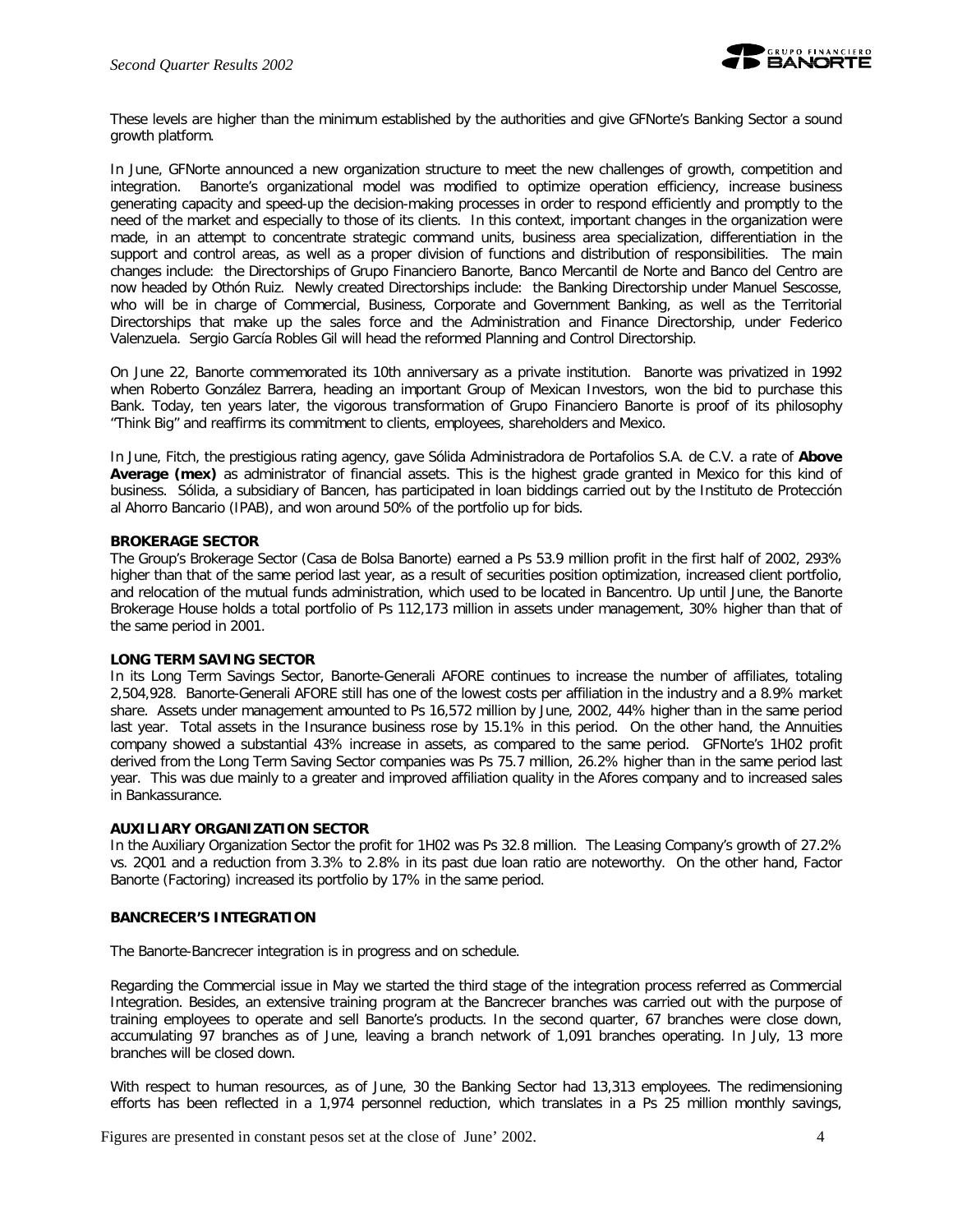These levels are higher than the minimum established by the authorities and give GFNorte's Banking Sector a sound growth platform.

In June, GFNorte announced a new organization structure to meet the new challenges of growth, competition and integration. Banorte's organizational model was modified to optimize operation efficiency, increase business generating capacity and speed-up the decision-making processes in order to respond efficiently and promptly to the need of the market and especially to those of its clients. In this context, important changes in the organization were made, in an attempt to concentrate strategic command units, business area specialization, differentiation in the support and control areas, as well as a proper division of functions and distribution of responsibilities. The main changes include: the Directorships of Grupo Financiero Banorte, Banco Mercantil de Norte and Banco del Centro are now headed by Othón Ruiz. Newly created Directorships include: the Banking Directorship under Manuel Sescosse, who will be in charge of Commercial, Business, Corporate and Government Banking, as well as the Territorial Directorships that make up the sales force and the Administration and Finance Directorship, under Federico Valenzuela. Sergio García Robles Gil will head the reformed Planning and Control Directorship.

On June 22, Banorte commemorated its 10th anniversary as a private institution. Banorte was privatized in 1992 when Roberto González Barrera, heading an important Group of Mexican Investors, won the bid to purchase this Bank. Today, ten years later, the vigorous transformation of Grupo Financiero Banorte is proof of its philosophy "Think Big" and reaffirms its commitment to clients, employees, shareholders and Mexico.

In June, Fitch, the prestigious rating agency, gave Sólida Administradora de Portafolios S.A. de C.V. a rate of **Above Average (mex)** as administrator of financial assets. This is the highest grade granted in Mexico for this kind of business. Sólida, a subsidiary of Bancen, has participated in loan biddings carried out by the Instituto de Protección al Ahorro Bancario (IPAB), and won around 50% of the portfolio up for bids.

**BROKERAGE SECTOR**

The Group's Brokerage Sector (Casa de Bolsa Banorte) earned a Ps 53.9 million profit in the first half of 2002, 293% higher than that of the same period last year, as a result of securities position optimization, increased client portfolio, and relocation of the mutual funds administration, which used to be located in Bancentro. Up until June, the Banorte Brokerage House holds a total portfolio of Ps 112,173 million in assets under management, 30% higher than that of the same period in 2001.

**LONG TERM SAVING SECTOR**

In its Long Term Savings Sector, Banorte-Generali AFORE continues to increase the number of affiliates, totaling 2,504,928. Banorte-Generali AFORE still has one of the lowest costs per affiliation in the industry and a 8.9% market share. Assets under management amounted to Ps 16,572 million by June, 2002, 44% higher than in the same period last year. Total assets in the Insurance business rose by 15.1% in this period. On the other hand, the Annuities company showed a substantial 43% increase in assets, as compared to the same period. GFNorte's 1H02 profit derived from the Long Term Saving Sector companies was Ps 75.7 million, 26.2% higher than in the same period last year. This was due mainly to a greater and improved affiliation quality in the Afores company and to increased sales in Bankassurance.

**AUXILIARY ORGANIZATION SECTOR**

In the Auxiliary Organization Sector the profit for 1H02 was Ps 32.8 million. The Leasing Company's growth of 27.2% vs. 2Q01 and a reduction from 3.3% to 2.8% in its past due loan ratio are noteworthy. On the other hand, Factor Banorte (Factoring) increased its portfolio by 17% in the same period.

**BANCRECER'S INTEGRATION**

The Banorte-Bancrecer integration is in progress and on schedule.

Regarding the Commercial issue in May we started the third stage of the integration process referred as Commercial Integration. Besides, an extensive training program at the Bancrecer branches was carried out with the purpose of training employees to operate and sell Banorte's products. In the second quarter, 67 branches were close down, accumulating 97 branches as of June, leaving a branch network of 1,091 branches operating. In July, 13 more branches will be closed down.

With respect to human resources, as of June, 30 the Banking Sector had 13,313 employees. The redimensioning efforts has been reflected in a 1,974 personnel reduction, which translates in a Ps 25 million monthly savings,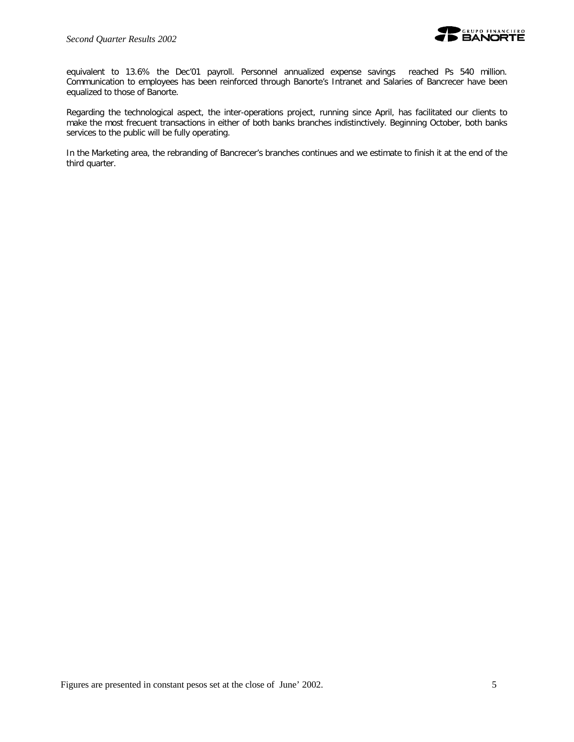equivalent to 13.6% the Dec'01 payroll. Personnel annualized expense savings reached Ps 540 million. Communication to employees has been reinforced through Banorte's Intranet and Salaries of Bancrecer have been equalized to those of Banorte.

Regarding the technological aspect, the inter-operations project, running since April, has facilitated our clients to make the most frecuent transactions in either of both banks branches indistinctively. Beginning October, both banks services to the public will be fully operating.

In the Marketing area, the rebranding of Bancrecer's branches continues and we estimate to finish it at the end of the third quarter.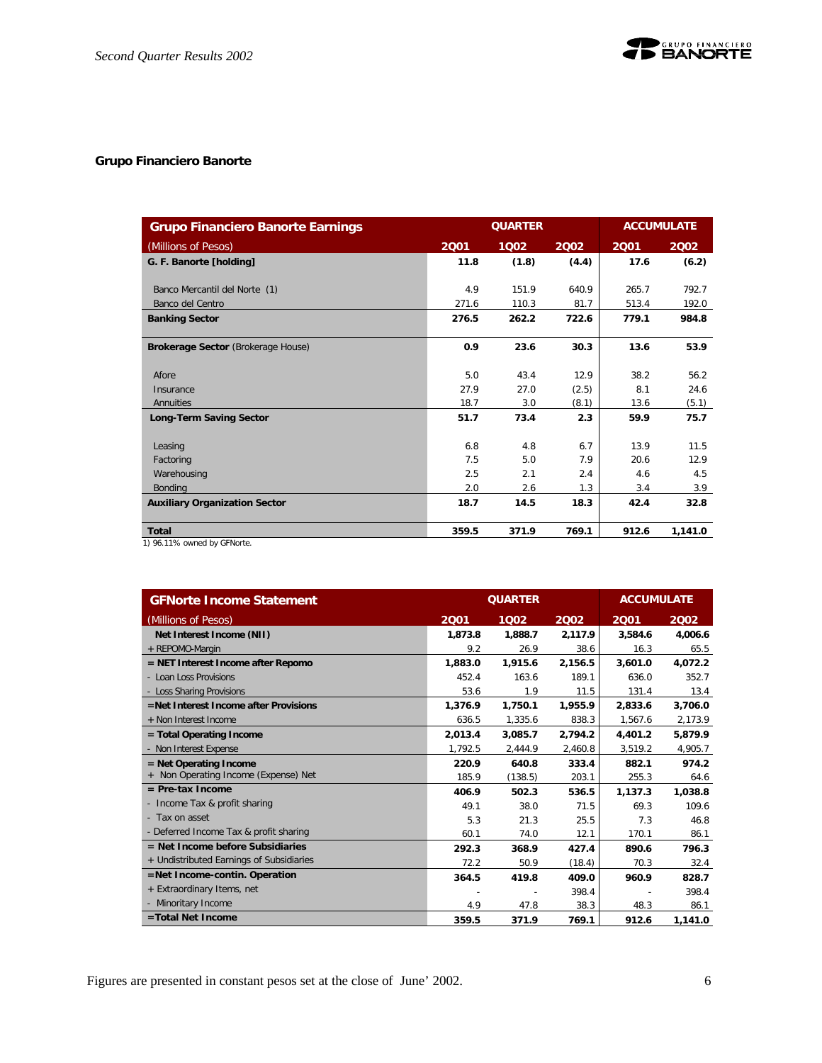## Grupo Financiero Banorte

| Grupo Financiero Banorte Earnings | QUARTER | | | ACCUMULATE | |
|---|---|---|---|---|---|
| (Millions of Pesos) | 2Q01 | 1Q02 | 2Q02 | 2Q01 | 2Q02 |
| **G. F. Banorte [holding]** | **11.8** | **(1.8)** | **(4.4)** | **17.6** | **(6.2)** |
| Banco Mercantil del Norte (1) | 4.9 | 151.9 | 640.9 | 265.7 | 792.7 |
| Banco del Centro | 271.6 | 110.3 | 81.7 | 513.4 | 192.0 |
| **Banking Sector** | **276.5** | **262.2** | **722.6** | **779.1** | **984.8** |
| **Brokerage Sector** (Brokerage House) | **0.9** | **23.6** | **30.3** | **13.6** | **53.9** |
| Afore | 5.0 | 43.4 | 12.9 | 38.2 | 56.2 |
| Insurance | 27.9 | 27.0 | (2.5) | 8.1 | 24.6 |
| Annuities | 18.7 | 3.0 | (8.1) | 13.6 | (5.1) |
| **Long-Term Saving Sector** | **51.7** | **73.4** | **2.3** | **59.9** | **75.7** |
| Leasing | 6.8 | 4.8 | 6.7 | 13.9 | 11.5 |
| Factoring | 7.5 | 5.0 | 7.9 | 20.6 | 12.9 |
| Warehousing | 2.5 | 2.1 | 2.4 | 4.6 | 4.5 |
| Bonding | 2.0 | 2.6 | 1.3 | 3.4 | 3.9 |
| **Auxiliary Organization Sector** | **18.7** | **14.5** | **18.3** | **42.4** | **32.8** |
| **Total** | **359.5** | **371.9** | **769.1** | **912.6** | **1,141.0** |

1) 96.11% owned by GFNorte.

| GFNorte Income Statement | QUARTER | | | ACCUMULATE | |
|---|---|---|---|---|---|
| (Millions of Pesos) | 2Q01 | 1Q02 | 2Q02 | 2Q01 | 2Q02 |
| **Net Interest Income (NII)** | **1,873.8** | **1,888.7** | **2,117.9** | **3,584.6** | **4,006.6** |
| + REPOMO-Margin | 9.2 | 26.9 | 38.6 | 16.3 | 65.5 |
| **= NET Interest Income after Repomo** | **1,883.0** | **1,915.6** | **2,156.5** | **3,601.0** | **4,072.2** |
| - Loan Loss Provisions | 452.4 | 163.6 | 189.1 | 636.0 | 352.7 |
| - Loss Sharing Provisions | 53.6 | 1.9 | 11.5 | 131.4 | 13.4 |
| **=Net Interest Income after Provisions** | **1,376.9** | **1,750.1** | **1,955.9** | **2,833.6** | **3,706.0** |
| + Non Interest Income | 636.5 | 1,335.6 | 838.3 | 1,567.6 | 2,173.9 |
| **= Total Operating Income** | **2,013.4** | **3,085.7** | **2,794.2** | **4,401.2** | **5,879.9** |
| - Non Interest Expense | 1,792.5 | 2,444.9 | 2,460.8 | 3,519.2 | 4,905.7 |
| **= Net Operating Income** | **220.9** | **640.8** | **333.4** | **882.1** | **974.2** |
| + Non Operating Income (Expense) Net | 185.9 | (138.5) | 203.1 | 255.3 | 64.6 |
| **= Pre-tax Income** | **406.9** | **502.3** | **536.5** | **1,137.3** | **1,038.8** |
| - Income Tax & profit sharing | 49.1 | 38.0 | 71.5 | 69.3 | 109.6 |
| - Tax on asset | 5.3 | 21.3 | 25.5 | 7.3 | 46.8 |
| - Deferred Income Tax & profit sharing | 60.1 | 74.0 | 12.1 | 170.1 | 86.1 |
| **= Net Income before Subsidiaries** | **292.3** | **368.9** | **427.4** | **890.6** | **796.3** |
| + Undistributed Earnings of Subsidiaries | 72.2 | 50.9 | (18.4) | 70.3 | 32.4 |
| **=Net Income-contin. Operation** | **364.5** | **419.8** | **409.0** | **960.9** | **828.7** |
| + Extraordinary Items, net | - | - | 398.4 | - | 398.4 |
| - Minoritary Income | 4.9 | 47.8 | 38.3 | 48.3 | 86.1 |
| **=Total Net Income** | **359.5** | **371.9** | **769.1** | **912.6** | **1,141.0** |

Figures are presented in constant pesos set at the close of June' 2002.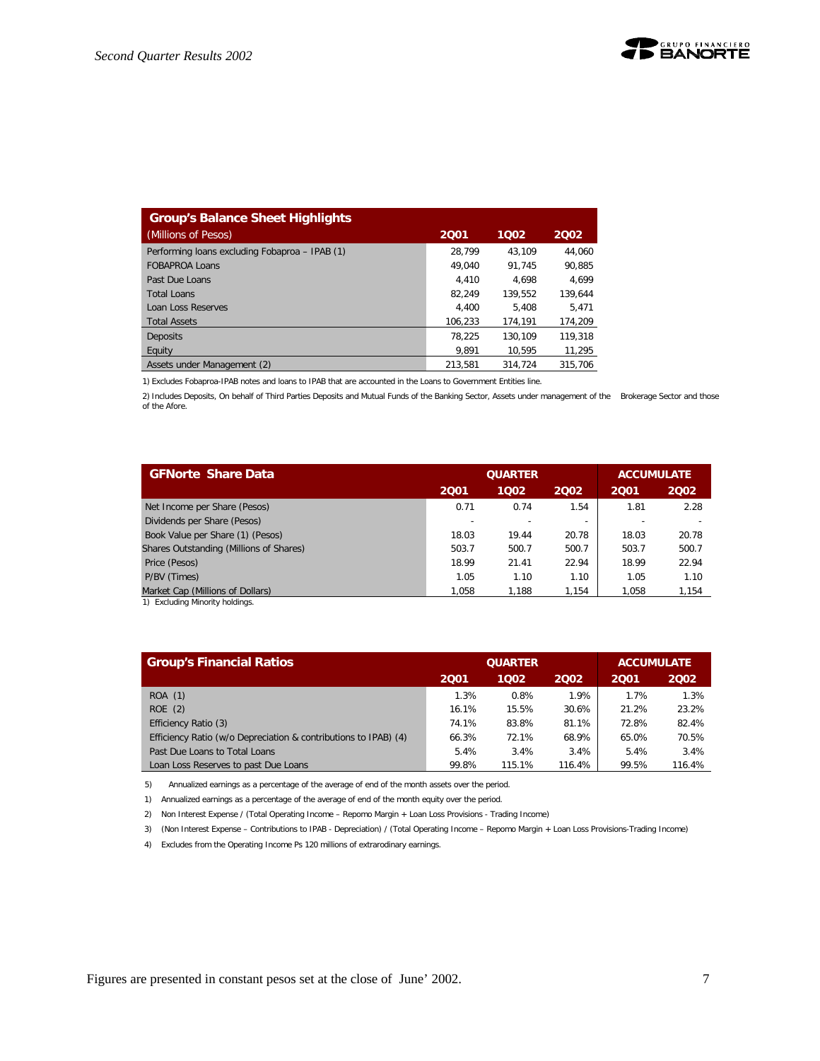| Group's Balance Sheet Highlights | | | |
|---|---|---|---|
| (Millions of Pesos) | 2Q01 | 1Q02 | 2Q02 |
| Performing loans excluding Fobaproa – IPAB (1) | 28,799 | 43,109 | 44,060 |
| FOBAPROA Loans | 49,040 | 91,745 | 90,885 |
| Past Due Loans | 4,410 | 4,698 | 4,699 |
| Total Loans | 82,249 | 139,552 | 139,644 |
| Loan Loss Reserves | 4,400 | 5,408 | 5,471 |
| Total Assets | 106,233 | 174,191 | 174,209 |
| Deposits | 78,225 | 130,109 | 119,318 |
| Equity | 9,891 | 10,595 | 11,295 |
| Assets under Management (2) | 213,581 | 314,724 | 315,706 |

1) Excludes Fobaproa-IPAB notes and loans to IPAB that are accounted in the Loans to Government Entities line.

2) Includes Deposits, On behalf of Third Parties Deposits and Mutual Funds of the Banking Sector, Assets under management of the Brokerage Sector and those of the Afore.

| GFNorte Share Data | QUARTER | | | ACCUMULATE | |
|---|---|---|---|---|---|
| | 2Q01 | 1Q02 | 2Q02 | 2Q01 | 2Q02 |
| Net Income per Share (Pesos) | 0.71 | 0.74 | 1.54 | 1.81 | 2.28 |
| Dividends per Share (Pesos) | - | - | - | - | - |
| Book Value per Share (1) (Pesos) | 18.03 | 19.44 | 20.78 | 18.03 | 20.78 |
| Shares Outstanding (Millions of Shares) | 503.7 | 500.7 | 500.7 | 503.7 | 500.7 |
| Price (Pesos) | 18.99 | 21.41 | 22.94 | 18.99 | 22.94 |
| P/BV (Times) | 1.05 | 1.10 | 1.10 | 1.05 | 1.10 |
| Market Cap (Millions of Dollars) | 1,058 | 1,188 | 1,154 | 1,058 | 1,154 |

1) Excluding Minority holdings.

| Group's Financial Ratios | QUARTER | | | ACCUMULATE | |
|---|---|---|---|---|---|
| | 2Q01 | 1Q02 | 2Q02 | 2Q01 | 2Q02 |
| ROA (1) | 1.3% | 0.8% | 1.9% | 1.7% | 1.3% |
| ROE (2) | 16.1% | 15.5% | 30.6% | 21.2% | 23.2% |
| Efficiency Ratio (3) | 74.1% | 83.8% | 81.1% | 72.8% | 82.4% |
| Efficiency Ratio (w/o Depreciation & contributions to IPAB) (4) | 66.3% | 72.1% | 68.9% | 65.0% | 70.5% |
| Past Due Loans to Total Loans | 5.4% | 3.4% | 3.4% | 5.4% | 3.4% |
| Loan Loss Reserves to past Due Loans | 99.8% | 115.1% | 116.4% | 99.5% | 116.4% |

5) Annualized earnings as a percentage of the average of end of the month assets over the period.

1) Annualized earnings as a percentage of the average of end of the month equity over the period.

2) Non Interest Expense / (Total Operating Income – Repomo Margin + Loan Loss Provisions - Trading Income)

3) (Non Interest Expense – Contributions to IPAB - Depreciation) / (Total Operating Income – Repomo Margin + Loan Loss Provisions-Trading Income)

4) Excludes from the Operating Income Ps 120 millions of extraordinary earnings.

Figures are presented in constant pesos set at the close of June' 2002.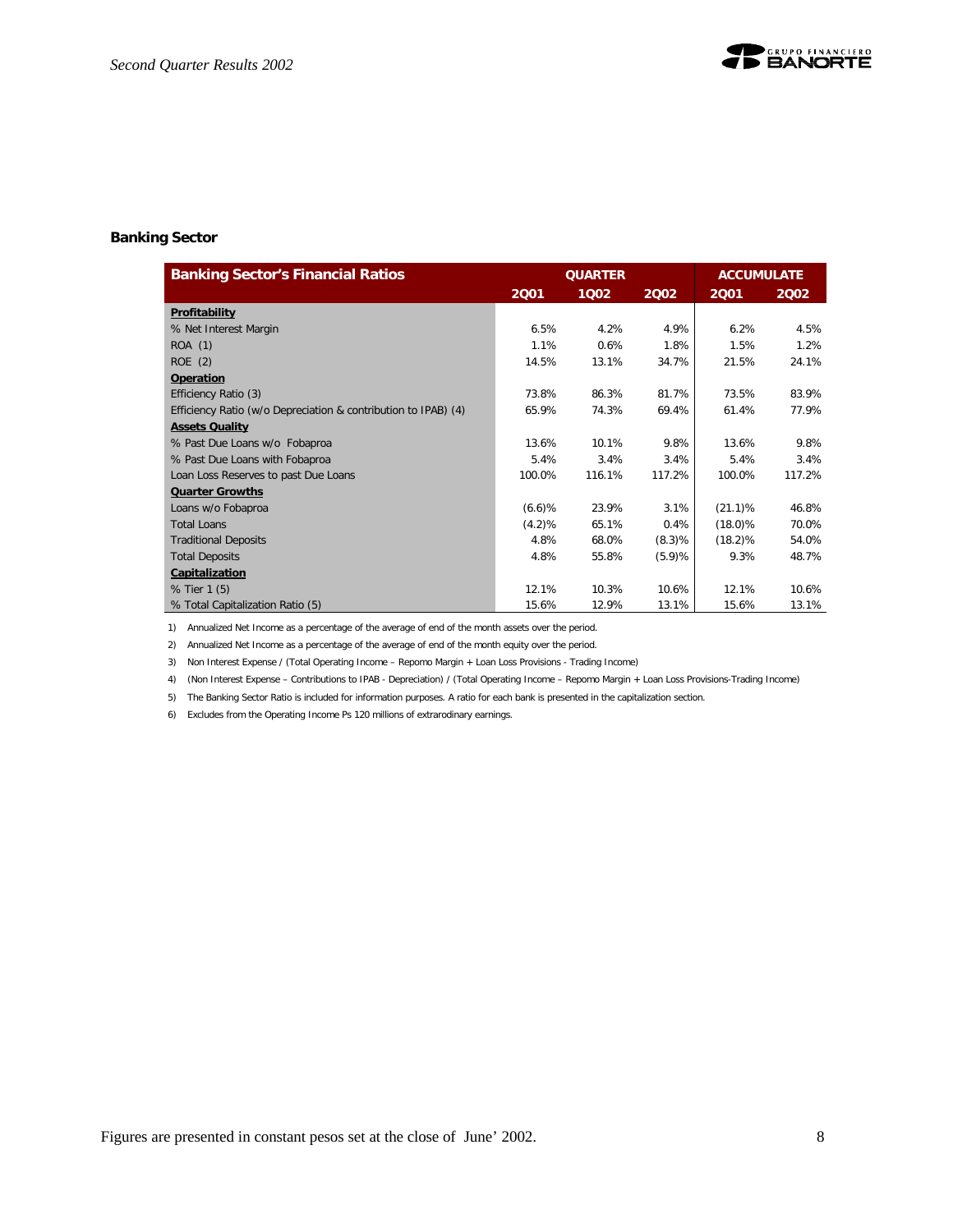## Banking Sector

| Banking Sector's Financial Ratios | QUARTER | | | ACCUMULATE | |
|---|---|---|---|---|---|
| | 2Q01 | 1Q02 | 2Q02 | 2Q01 | 2Q02 |
| **Profitability** | | | | | |
| % Net Interest Margin | 6.5% | 4.2% | 4.9% | 6.2% | 4.5% |
| ROA (1) | 1.1% | 0.6% | 1.8% | 1.5% | 1.2% |
| ROE (2) | 14.5% | 13.1% | 34.7% | 21.5% | 24.1% |
| **Operation** | | | | | |
| Efficiency Ratio (3) | 73.8% | 86.3% | 81.7% | 73.5% | 83.9% |
| Efficiency Ratio (w/o Depreciation & contribution to IPAB) (4) | 65.9% | 74.3% | 69.4% | 61.4% | 77.9% |
| **Assets Quality** | | | | | |
| % Past Due Loans w/o Fobaproa | 13.6% | 10.1% | 9.8% | 13.6% | 9.8% |
| % Past Due Loans with Fobaproa | 5.4% | 3.4% | 3.4% | 5.4% | 3.4% |
| Loan Loss Reserves to past Due Loans | 100.0% | 116.1% | 117.2% | 100.0% | 117.2% |
| **Quarter Growths** | | | | | |
| Loans w/o Fobaproa | (6.6)% | 23.9% | 3.1% | (21.1)% | 46.8% |
| Total Loans | (4.2)% | 65.1% | 0.4% | (18.0)% | 70.0% |
| Traditional Deposits | 4.8% | 68.0% | (8.3)% | (18.2)% | 54.0% |
| Total Deposits | 4.8% | 55.8% | (5.9)% | 9.3% | 48.7% |
| **Capitalization** | | | | | |
| % Tier 1 (5) | 12.1% | 10.3% | 10.6% | 12.1% | 10.6% |
| % Total Capitalization Ratio (5) | 15.6% | 12.9% | 13.1% | 15.6% | 13.1% |

1) Annualized Net Income as a percentage of the average of end of the month assets over the period.

2) Annualized Net Income as a percentage of the average of end of the month equity over the period.

3) Non Interest Expense / (Total Operating Income – Repomo Margin + Loan Loss Provisions - Trading Income)

4) (Non Interest Expense – Contributions to IPAB - Depreciation) / (Total Operating Income – Repomo Margin + Loan Loss Provisions-Trading Income)

5) The Banking Sector Ratio is included for information purposes. A ratio for each bank is presented in the capitalization section.

6) Excludes from the Operating Income Ps 120 millions of extraordinary earnings.

Figures are presented in constant pesos set at the close of June' 2002.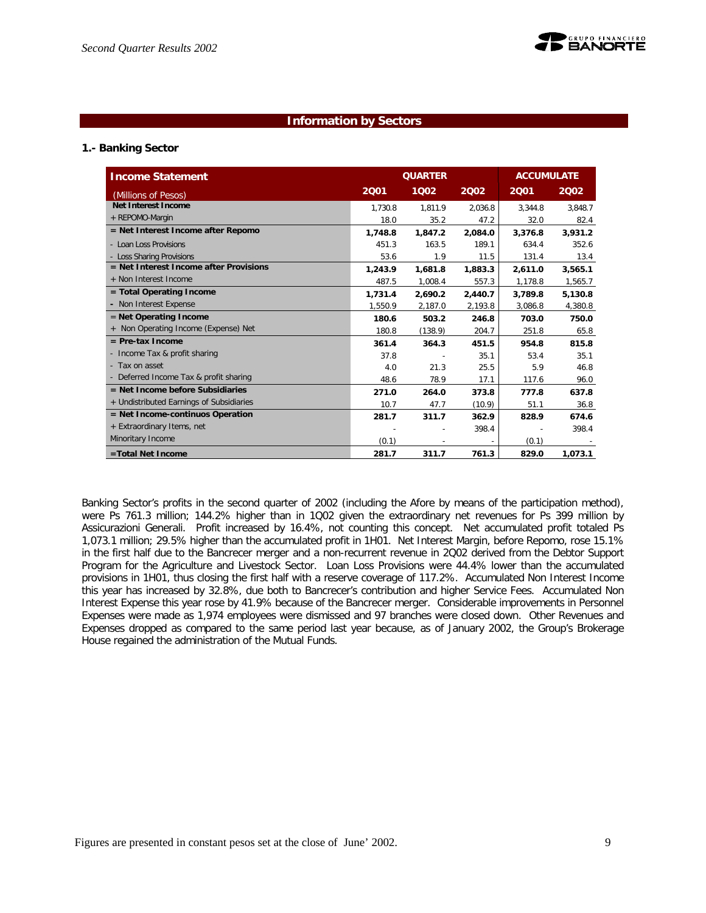## Information by Sectors

### 1.- Banking Sector

| Income Statement (Millions of Pesos) | QUARTER 2Q01 | QUARTER 1Q02 | QUARTER 2Q02 | ACCUMULATE 2Q01 | ACCUMULATE 2Q02 |
|---|---|---|---|---|---|
| **Net Interest Income** | 1,730.8 | 1,811.9 | 2,036.8 | 3,344.8 | 3,848.7 |
| + REPOMO-Margin | 18.0 | 35.2 | 47.2 | 32.0 | 82.4 |
| **= Net Interest Income after Repomo** | **1,748.8** | **1,847.2** | **2,084.0** | **3,376.8** | **3,931.2** |
| - Loan Loss Provisions | 451.3 | 163.5 | 189.1 | 634.4 | 352.6 |
| - Loss Sharing Provisions | 53.6 | 1.9 | 11.5 | 131.4 | 13.4 |
| **= Net Interest Income after Provisions** | **1,243.9** | **1,681.8** | **1,883.3** | **2,611.0** | **3,565.1** |
| + Non Interest Income | 487.5 | 1,008.4 | 557.3 | 1,178.8 | 1,565.7 |
| **= Total Operating Income** | **1,731.4** | **2,690.2** | **2,440.7** | **3,789.8** | **5,130.8** |
| - Non Interest Expense | 1,550.9 | 2,187.0 | 2,193.8 | 3,086.8 | 4,380.8 |
| **= Net Operating Income** | **180.6** | **503.2** | **246.8** | **703.0** | **750.0** |
| + Non Operating Income (Expense) Net | 180.8 | (138.9) | 204.7 | 251.8 | 65.8 |
| **= Pre-tax Income** | **361.4** | **364.3** | **451.5** | **954.8** | **815.8** |
| - Income Tax & profit sharing | 37.8 | - | 35.1 | 53.4 | 35.1 |
| - Tax on asset | 4.0 | 21.3 | 25.5 | 5.9 | 46.8 |
| - Deferred Income Tax & profit sharing | 48.6 | 78.9 | 17.1 | 117.6 | 96.0 |
| **= Net Income before Subsidiaries** | **271.0** | **264.0** | **373.8** | **777.8** | **637.8** |
| + Undistributed Earnings of Subsidiaries | 10.7 | 47.7 | (10.9) | 51.1 | 36.8 |
| **= Net Income-continuos Operation** | **281.7** | **311.7** | **362.9** | **828.9** | **674.6** |
| + Extraordinary Items, net | - | - | 398.4 | - | 398.4 |
| Minoritary Income | (0.1) | - | - | (0.1) | - |
| **=Total Net Income** | **281.7** | **311.7** | **761.3** | **829.0** | **1,073.1** |

Banking Sector's profits in the second quarter of 2002 (including the Afore by means of the participation method), were Ps 761.3 million; 144.2% higher than in 1Q02 given the extraordinary net revenues for Ps 399 million by Assicurazioni Generali. Profit increased by 16.4%, not counting this concept. Net accumulated profit totaled Ps 1,073.1 million; 29.5% higher than the accumulated profit in 1H01. Net Interest Margin, before Repomo, rose 15.1% in the first half due to the Bancrecer merger and a non-recurrent revenue in 2Q02 derived from the Debtor Support Program for the Agriculture and Livestock Sector. Loan Loss Provisions were 44.4% lower than the accumulated provisions in 1H01, thus closing the first half with a reserve coverage of 117.2%. Accumulated Non Interest Income this year has increased by 32.8%, due both to Bancrecer's contribution and higher Service Fees. Accumulated Non Interest Expense this year rose by 41.9% because of the Bancrecer merger. Considerable improvements in Personnel Expenses were made as 1,974 employees were dismissed and 97 branches were closed down. Other Revenues and Expenses dropped as compared to the same period last year because, as of January 2002, the Group's Brokerage House regained the administration of the Mutual Funds.

Figures are presented in constant pesos set at the close of June' 2002.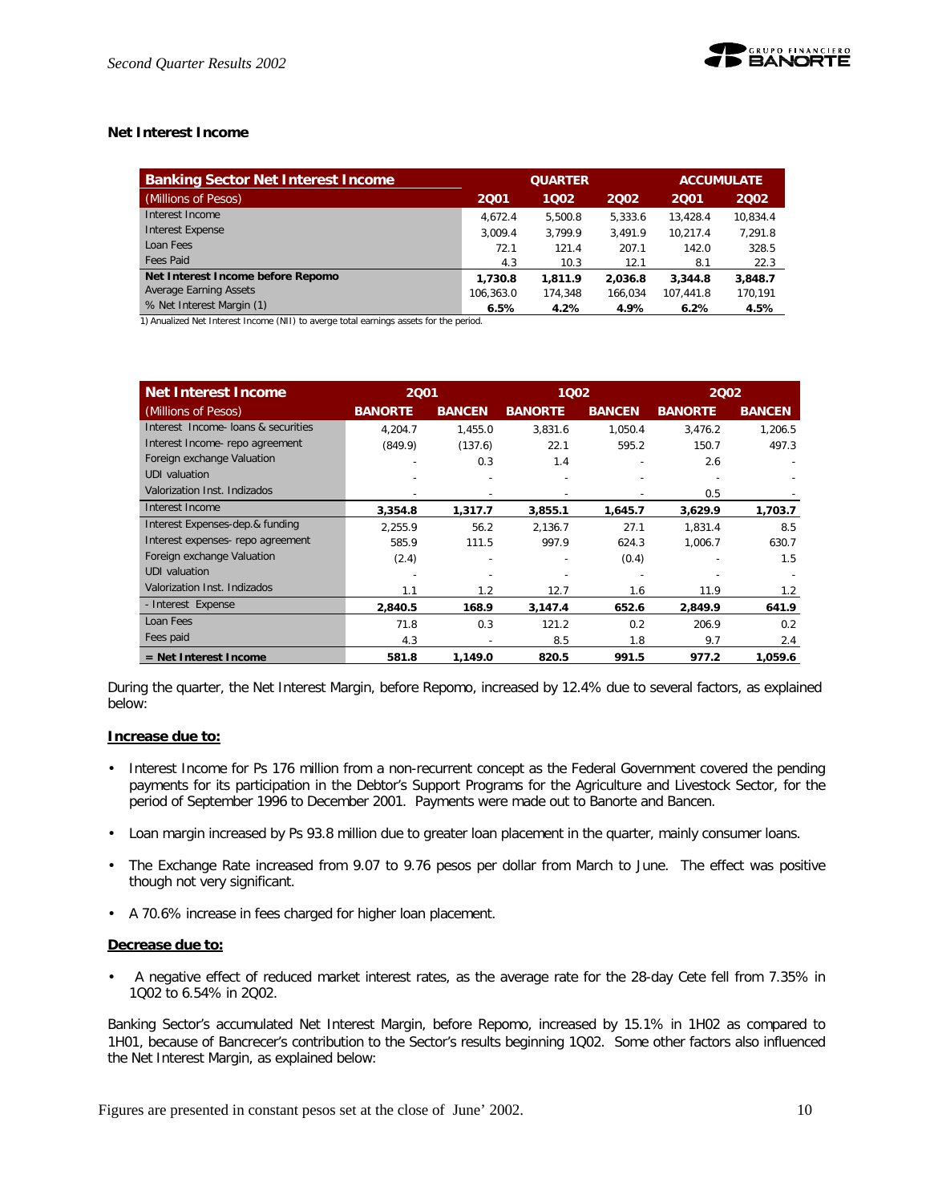## Net Interest Income

| Banking Sector Net Interest Income | QUARTER | | | ACCUMULATE | |
|---|---|---|---|---|---|
| (Millions of Pesos) | 2Q01 | 1Q02 | 2Q02 | 2Q01 | 2Q02 |
| Interest Income | 4,672.4 | 5,500.8 | 5,333.6 | 13,428.4 | 10,834.4 |
| Interest Expense | 3,009.4 | 3,799.9 | 3,491.9 | 10,217.4 | 7,291.8 |
| Loan Fees | 72.1 | 121.4 | 207.1 | 142.0 | 328.5 |
| Fees Paid | 4.3 | 10.3 | 12.1 | 8.1 | 22.3 |
| **Net Interest Income before Repomo** | **1,730.8** | **1,811.9** | **2,036.8** | **3,344.8** | **3,848.7** |
| Average Earning Assets | 106,363.0 | 174,348 | 166,034 | 107,441.8 | 170,191 |
| % Net Interest Margin (1) | **6.5%** | **4.2%** | **4.9%** | **6.2%** | **4.5%** |

1) Anualized Net Interest Income (NII) to averge total earnings assets for the period.

| Net Interest Income | 2Q01 | | 1Q02 | | 2Q02 | |
|---|---|---|---|---|---|---|
| (Millions of Pesos) | BANORTE | BANCEN | BANORTE | BANCEN | BANORTE | BANCEN |
| Interest Income- loans & securities | 4,204.7 | 1,455.0 | 3,831.6 | 1,050.4 | 3,476.2 | 1,206.5 |
| Interest Income- repo agreement | (849.9) | (137.6) | 22.1 | 595.2 | 150.7 | 497.3 |
| Foreign exchange Valuation | - | 0.3 | 1.4 | - | 2.6 | - |
| UDI valuation | - | - | - | - | - | - |
| Valorization Inst. Indizados | - | - | - | - | 0.5 | - |
| Interest Income | **3,354.8** | **1,317.7** | **3,855.1** | **1,645.7** | **3,629.9** | **1,703.7** |
| Interest Expenses-dep.& funding | 2,255.9 | 56.2 | 2,136.7 | 27.1 | 1,831.4 | 8.5 |
| Interest expenses- repo agreement | 585.9 | 111.5 | 997.9 | 624.3 | 1,006.7 | 630.7 |
| Foreign exchange Valuation | (2.4) | - | - | (0.4) | - | 1.5 |
| UDI valuation | - | - | - | - | - | - |
| Valorization Inst. Indizados | 1.1 | 1.2 | 12.7 | 1.6 | 11.9 | 1.2 |
| - Interest Expense | **2,840.5** | **168.9** | **3,147.4** | **652.6** | **2,849.9** | **641.9** |
| Loan Fees | 71.8 | 0.3 | 121.2 | 0.2 | 206.9 | 0.2 |
| Fees paid | 4.3 | - | 8.5 | 1.8 | 9.7 | 2.4 |
| **= Net Interest Income** | **581.8** | **1,149.0** | **820.5** | **991.5** | **977.2** | **1,059.6** |

During the quarter, the Net Interest Margin, before Repomo, increased by 12.4% due to several factors, as explained below:

**Increase due to:**

- Interest Income for Ps 176 million from a non-recurrent concept as the Federal Government covered the pending payments for its participation in the Debtor's Support Programs for the Agriculture and Livestock Sector, for the period of September 1996 to December 2001. Payments were made out to Banorte and Bancen.
- Loan margin increased by Ps 93.8 million due to greater loan placement in the quarter, mainly consumer loans.
- The Exchange Rate increased from 9.07 to 9.76 pesos per dollar from March to June. The effect was positive though not very significant.
- A 70.6% increase in fees charged for higher loan placement.

**Decrease due to:**

- A negative effect of reduced market interest rates, as the average rate for the 28-day Cete fell from 7.35% in 1Q02 to 6.54% in 2Q02.

Banking Sector's accumulated Net Interest Margin, before Repomo, increased by 15.1% in 1H02 as compared to 1H01, because of Bancrecer's contribution to the Sector's results beginning 1Q02. Some other factors also influenced the Net Interest Margin, as explained below: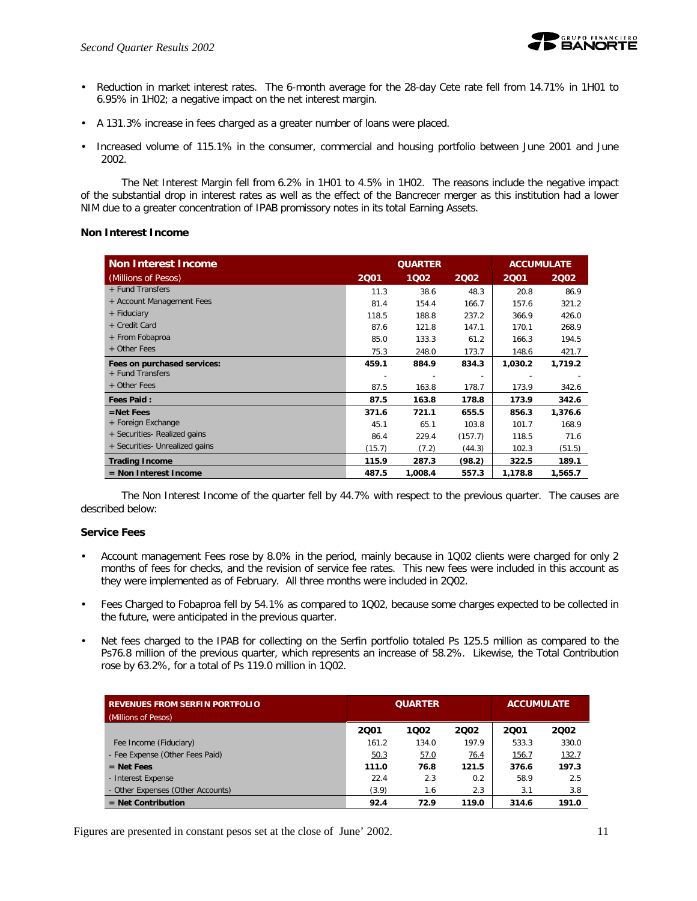- Reduction in market interest rates. The 6-month average for the 28-day Cete rate fell from 14.71% in 1H01 to 6.95% in 1H02; a negative impact on the net interest margin.

- A 131.3% increase in fees charged as a greater number of loans were placed.

- Increased volume of 115.1% in the consumer, commercial and housing portfolio between June 2001 and June 2002.

The Net Interest Margin fell from 6.2% in 1H01 to 4.5% in 1H02. The reasons include the negative impact of the substantial drop in interest rates as well as the effect of the Bancrecer merger as this institution had a lower NIM due to a greater concentration of IPAB promissory notes in its total Earning Assets.

**Non Interest Income**

| Non Interest Income | QUARTER | | | ACCUMULATE | |
|---|---|---|---|---|---|
| (Millions of Pesos) | 2Q01 | 1Q02 | 2Q02 | 2Q01 | 2Q02 |
| + Fund Transfers | 11.3 | 38.6 | 48.3 | 20.8 | 86.9 |
| + Account Management Fees | 81.4 | 154.4 | 166.7 | 157.6 | 321.2 |
| + Fiduciary | 118.5 | 188.8 | 237.2 | 366.9 | 426.0 |
| + Credit Card | 87.6 | 121.8 | 147.1 | 170.1 | 268.9 |
| + From Fobaproa | 85.0 | 133.3 | 61.2 | 166.3 | 194.5 |
| + Other Fees | 75.3 | 248.0 | 173.7 | 148.6 | 421.7 |
| **Fees on purchased services:** | **459.1** | **884.9** | **834.3** | **1,030.2** | **1,719.2** |
| + Fund Transfers | - | - | - | - | - |
| + Other Fees | 87.5 | 163.8 | 178.7 | 173.9 | 342.6 |
| **Fees Paid :** | **87.5** | **163.8** | **178.8** | **173.9** | **342.6** |
| **=Net Fees** | **371.6** | **721.1** | **655.5** | **856.3** | **1,376.6** |
| + Foreign Exchange | 45.1 | 65.1 | 103.8 | 101.7 | 168.9 |
| + Securities- Realized gains | 86.4 | 229.4 | (157.7) | 118.5 | 71.6 |
| + Securities- Unrealized gains | (15.7) | (7.2) | (44.3) | 102.3 | (51.5) |
| **Trading Income** | **115.9** | **287.3** | **(98.2)** | **322.5** | **189.1** |
| **= Non Interest Income** | **487.5** | **1,008.4** | **557.3** | **1,178.8** | **1,565.7** |

The Non Interest Income of the quarter fell by 44.7% with respect to the previous quarter. The causes are described below:

**Service Fees**

- Account management Fees rose by 8.0% in the period, mainly because in 1Q02 clients were charged for only 2 months of fees for checks, and the revision of service fee rates. This new fees were included in this account as they were implemented as of February. All three months were included in 2Q02.

- Fees Charged to Fobaproa fell by 54.1% as compared to 1Q02, because some charges expected to be collected in the future, were anticipated in the previous quarter.

- Net fees charged to the IPAB for collecting on the Serfin portfolio totaled Ps 125.5 million as compared to the Ps76.8 million of the previous quarter, which represents an increase of 58.2%. Likewise, the Total Contribution rose by 63.2%, for a total of Ps 119.0 million in 1Q02.

| REVENUES FROM SERFIN PORTFOLIO (Millions of Pesos) | QUARTER | | | ACCUMULATE | |
|---|---|---|---|---|---|
| | 2Q01 | 1Q02 | 2Q02 | 2Q01 | 2Q02 |
| Fee Income (Fiduciary) | 161.2 | 134.0 | 197.9 | 533.3 | 330.0 |
| - Fee Expense (Other Fees Paid) | 50.3 | 57.0 | 76.4 | 156.7 | 132.7 |
| **= Net Fees** | **111.0** | **76.8** | **121.5** | **376.6** | **197.3** |
| - Interest Expense | 22.4 | 2.3 | 0.2 | 58.9 | 2.5 |
| - Other Expenses (Other Accounts) | (3.9) | 1.6 | 2.3 | 3.1 | 3.8 |
| **= Net Contribution** | **92.4** | **72.9** | **119.0** | **314.6** | **191.0** |

Figures are presented in constant pesos set at the close of June' 2002.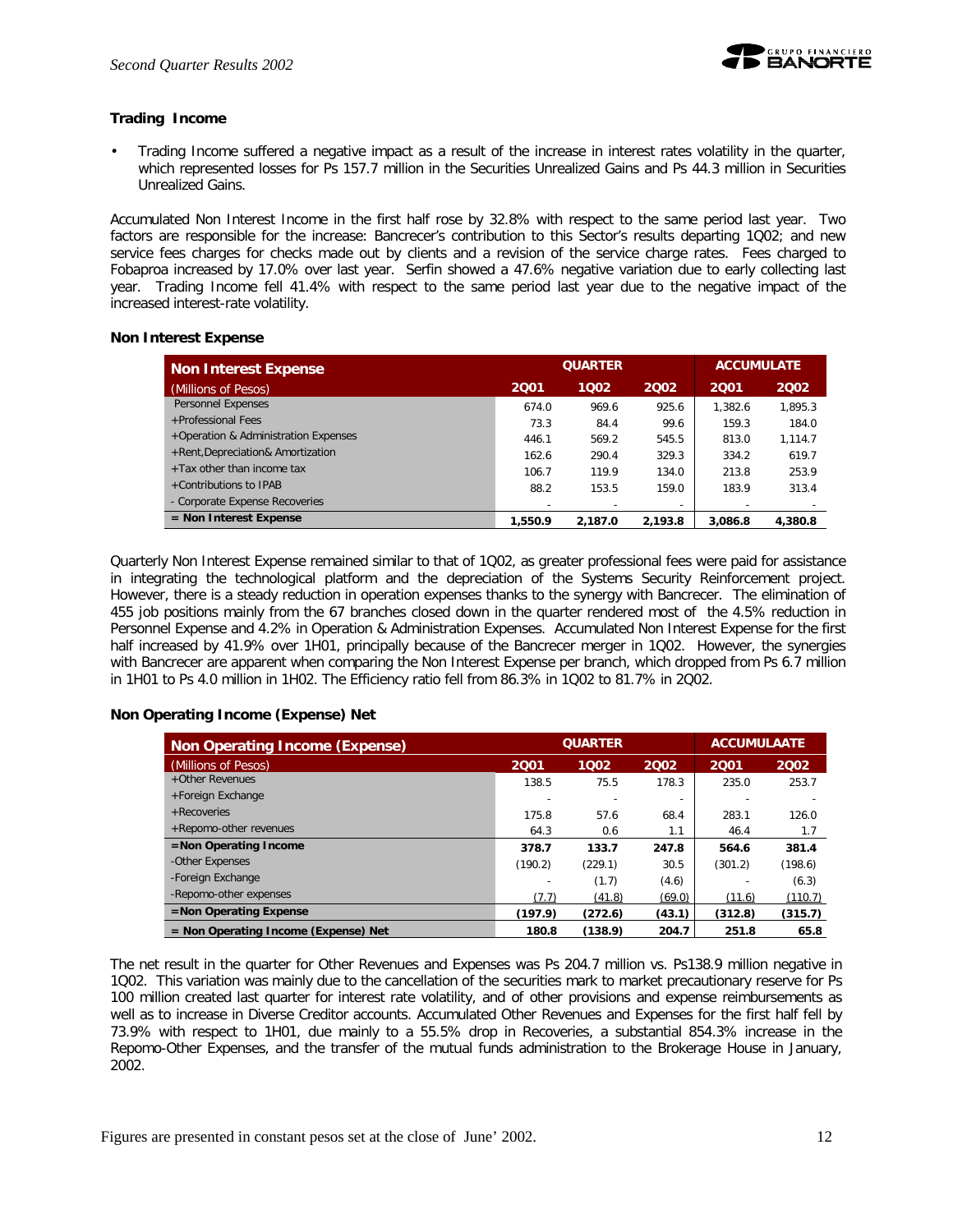### Trading Income

- Trading Income suffered a negative impact as a result of the increase in interest rates volatility in the quarter, which represented losses for Ps 157.7 million in the Securities Unrealized Gains and Ps 44.3 million in Securities Unrealized Gains.

Accumulated Non Interest Income in the first half rose by 32.8% with respect to the same period last year. Two factors are responsible for the increase: Bancrecer's contribution to this Sector's results departing 1Q02; and new service fees charges for checks made out by clients and a revision of the service charge rates. Fees charged to Fobaproa increased by 17.0% over last year. Serfin showed a 47.6% negative variation due to early collecting last year. Trading Income fell 41.4% with respect to the same period last year due to the negative impact of the increased interest-rate volatility.

### Non Interest Expense

| Non Interest Expense | QUARTER | | | ACCUMULATE | |
|---|---|---|---|---|---|
| (Millions of Pesos) | 2Q01 | 1Q02 | 2Q02 | 2Q01 | 2Q02 |
| Personnel Expenses | 674.0 | 969.6 | 925.6 | 1,382.6 | 1,895.3 |
| +Professional Fees | 73.3 | 84.4 | 99.6 | 159.3 | 184.0 |
| +Operation & Administration Expenses | 446.1 | 569.2 | 545.5 | 813.0 | 1,114.7 |
| +Rent,Depreciation& Amortization | 162.6 | 290.4 | 329.3 | 334.2 | 619.7 |
| +Tax other than income tax | 106.7 | 119.9 | 134.0 | 213.8 | 253.9 |
| +Contributions to IPAB | 88.2 | 153.5 | 159.0 | 183.9 | 313.4 |
| - Corporate Expense Recoveries | - | - | - | - | - |
| **= Non Interest Expense** | **1,550.9** | **2,187.0** | **2,193.8** | **3,086.8** | **4,380.8** |

Quarterly Non Interest Expense remained similar to that of 1Q02, as greater professional fees were paid for assistance in integrating the technological platform and the depreciation of the Systems Security Reinforcement project. However, there is a steady reduction in operation expenses thanks to the synergy with Bancrecer. The elimination of 455 job positions mainly from the 67 branches closed down in the quarter rendered most of the 4.5% reduction in Personnel Expense and 4.2% in Operation & Administration Expenses. Accumulated Non Interest Expense for the first half increased by 41.9% over 1H01, principally because of the Bancrecer merger in 1Q02. However, the synergies with Bancrecer are apparent when comparing the Non Interest Expense per branch, which dropped from Ps 6.7 million in 1H01 to Ps 4.0 million in 1H02. The Efficiency ratio fell from 86.3% in 1Q02 to 81.7% in 2Q02.

### Non Operating Income (Expense) Net

| Non Operating Income (Expense) | QUARTER | | | ACCUMULAATE | |
|---|---|---|---|---|---|
| (Millions of Pesos) | 2Q01 | 1Q02 | 2Q02 | 2Q01 | 2Q02 |
| +Other Revenues | 138.5 | 75.5 | 178.3 | 235.0 | 253.7 |
| +Foreign Exchange | - | - | - | - | - |
| +Recoveries | 175.8 | 57.6 | 68.4 | 283.1 | 126.0 |
| +Repomo-other revenues | 64.3 | 0.6 | 1.1 | 46.4 | 1.7 |
| **=Non Operating Income** | **378.7** | **133.7** | **247.8** | **564.6** | **381.4** |
| -Other Expenses | (190.2) | (229.1) | 30.5 | (301.2) | (198.6) |
| -Foreign Exchange | - | (1.7) | (4.6) | - | (6.3) |
| -Repomo-other expenses | (7.7) | (41.8) | (69.0) | (11.6) | (110.7) |
| **=Non Operating Expense** | **(197.9)** | **(272.6)** | **(43.1)** | **(312.8)** | **(315.7)** |
| **= Non Operating Income (Expense) Net** | **180.8** | **(138.9)** | **204.7** | **251.8** | **65.8** |

The net result in the quarter for Other Revenues and Expenses was Ps 204.7 million vs. Ps138.9 million negative in 1Q02. This variation was mainly due to the cancellation of the securities mark to market precautionary reserve for Ps 100 million created last quarter for interest rate volatility, and of other provisions and expense reimbursements as well as to increase in Diverse Creditor accounts. Accumulated Other Revenues and Expenses for the first half fell by 73.9% with respect to 1H01, due mainly to a 55.5% drop in Recoveries, a substantial 854.3% increase in the Repomo-Other Expenses, and the transfer of the mutual funds administration to the Brokerage House in January, 2002.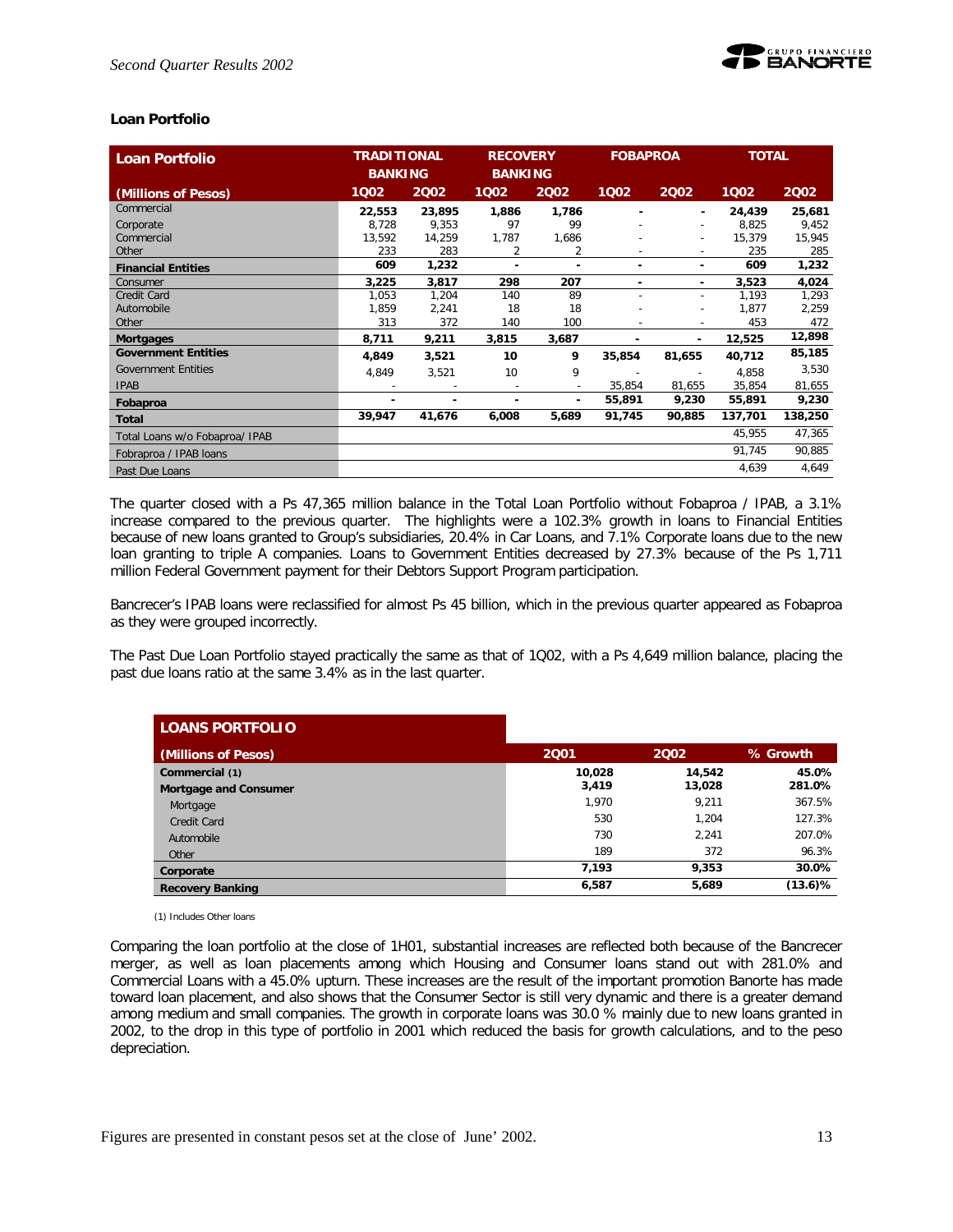### Loan Portfolio

| Loan Portfolio | TRADITIONAL BANKING | | RECOVERY BANKING | | FOBAPROA | | TOTAL | |
|---|---|---|---|---|---|---|---|---|
| (Millions of Pesos) | 1Q02 | 2Q02 | 1Q02 | 2Q02 | 1Q02 | 2Q02 | 1Q02 | 2Q02 |
| Commercial | 22,553 | 23,895 | 1,886 | 1,786 | - | - | 24,439 | 25,681 |
| Corporate | 8,728 | 9,353 | 97 | 99 | - | - | 8,825 | 9,452 |
| Commercial | 13,592 | 14,259 | 1,787 | 1,686 | - | - | 15,379 | 15,945 |
| Other | 233 | 283 | 2 | 2 | - | - | 235 | 285 |
| **Financial Entities** | 609 | 1,232 | - | - | - | - | 609 | 1,232 |
| Consumer | 3,225 | 3,817 | 298 | 207 | - | - | 3,523 | 4,024 |
| Credit Card | 1,053 | 1,204 | 140 | 89 | - | - | 1,193 | 1,293 |
| Automobile | 1,859 | 2,241 | 18 | 18 | - | - | 1,877 | 2,259 |
| Other | 313 | 372 | 140 | 100 | - | - | 453 | 472 |
| **Mortgages** | 8,711 | 9,211 | 3,815 | 3,687 | - | - | 12,525 | 12,898 |
| **Government Entities** | 4,849 | 3,521 | 10 | 9 | 35,854 | 81,655 | 40,712 | 85,185 |
| Government Entities | 4,849 | 3,521 | 10 | 9 | - | - | 4,858 | 3,530 |
| IPAB | - | - | - | - | 35,854 | 81,655 | 35,854 | 81,655 |
| **Fobaproa** | - | - | - | - | 55,891 | 9,230 | 55,891 | 9,230 |
| **Total** | 39,947 | 41,676 | 6,008 | 5,689 | 91,745 | 90,885 | 137,701 | 138,250 |
| Total Loans w/o Fobaproa/ IPAB | | | | | | | 45,955 | 47,365 |
| Fobraproa / IPAB loans | | | | | | | 91,745 | 90,885 |
| Past Due Loans | | | | | | | 4,639 | 4,649 |

The quarter closed with a Ps 47,365 million balance in the Total Loan Portfolio without Fobaproa / IPAB, a 3.1% increase compared to the previous quarter. The highlights were a 102.3% growth in loans to Financial Entities because of new loans granted to Group's subsidiaries, 20.4% in Car Loans, and 7.1% Corporate loans due to the new loan granting to triple A companies. Loans to Government Entities decreased by 27.3% because of the Ps 1,711 million Federal Government payment for their Debtors Support Program participation.

Bancrecer's IPAB loans were reclassified for almost Ps 45 billion, which in the previous quarter appeared as Fobaproa as they were grouped incorrectly.

The Past Due Loan Portfolio stayed practically the same as that of 1Q02, with a Ps 4,649 million balance, placing the past due loans ratio at the same 3.4% as in the last quarter.

| LOANS PORTFOLIO (Millions of Pesos) | 2Q01 | 2Q02 | % Growth |
|---|---|---|---|
| **Commercial (1)** | 10,028 | 14,542 | 45.0% |
| **Mortgage and Consumer** | 3,419 | 13,028 | 281.0% |
| Mortgage | 1,970 | 9,211 | 367.5% |
| Credit Card | 530 | 1,204 | 127.3% |
| Automobile | 730 | 2,241 | 207.0% |
| Other | 189 | 372 | 96.3% |
| **Corporate** | 7,193 | 9,353 | 30.0% |
| **Recovery Banking** | 6,587 | 5,689 | (13.6)% |

(1) Includes Other loans

Comparing the loan portfolio at the close of 1H01, substantial increases are reflected both because of the Bancrecer merger, as well as loan placements among which Housing and Consumer loans stand out with 281.0% and Commercial Loans with a 45.0% upturn. These increases are the result of the important promotion Banorte has made toward loan placement, and also shows that the Consumer Sector is still very dynamic and there is a greater demand among medium and small companies. The growth in corporate loans was 30.0 % mainly due to new loans granted in 2002, to the drop in this type of portfolio in 2001 which reduced the basis for growth calculations, and to the peso depreciation.

Figures are presented in constant pesos set at the close of June' 2002.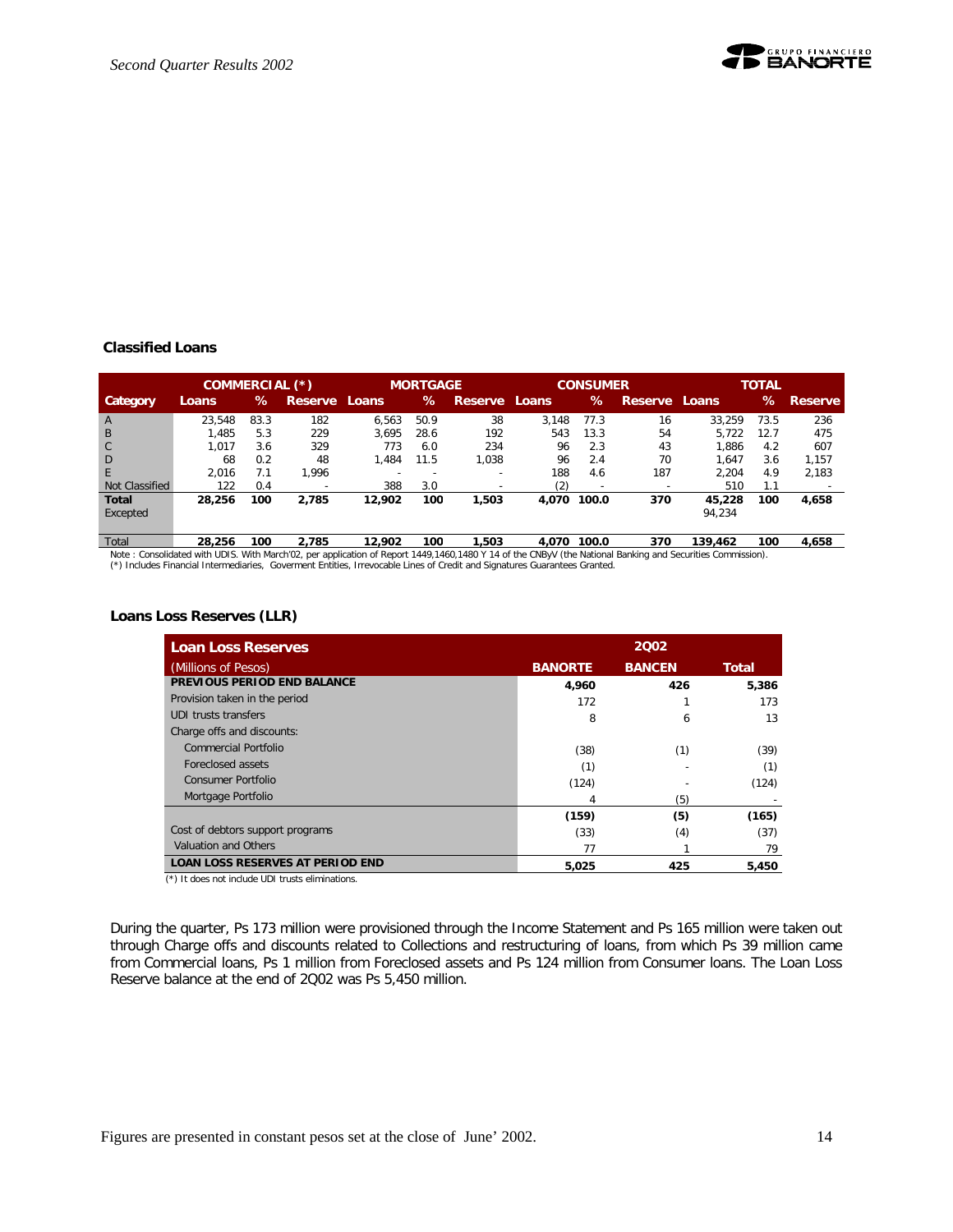### Classified Loans

| Category | COMMERCIAL (*) | | | MORTGAGE | | | CONSUMER | | | TOTAL | | |
|---|---|---|---|---|---|---|---|---|---|---|---|---|
| | Loans | % | Reserve | Loans | % | Reserve | Loans | % | Reserve | Loans | % | Reserve |
| A | 23,548 | 83.3 | 182 | 6,563 | 50.9 | 38 | 3,148 | 77.3 | 16 | 33,259 | 73.5 | 236 |
| B | 1,485 | 5.3 | 229 | 3,695 | 28.6 | 192 | 543 | 13.3 | 54 | 5,722 | 12.7 | 475 |
| C | 1,017 | 3.6 | 329 | 773 | 6.0 | 234 | 96 | 2.3 | 43 | 1,886 | 4.2 | 607 |
| D | 68 | 0.2 | 48 | 1,484 | 11.5 | 1,038 | 96 | 2.4 | 70 | 1,647 | 3.6 | 1,157 |
| E | 2,016 | 7.1 | 1,996 | - | - | - | 188 | 4.6 | 187 | 2,204 | 4.9 | 2,183 |
| Not Classified | 122 | 0.4 | - | 388 | 3.0 | - | (2) | - | - | 510 | 1.1 | - |
| **Total** | **28,256** | **100** | **2,785** | **12,902** | **100** | **1,503** | **4,070** | **100.0** | **370** | **45,228** | **100** | **4,658** |
| Excepted | | | | | | | | | | 94,234 | | |
| Total | 28,256 | 100 | 2,785 | 12,902 | 100 | 1,503 | 4,070 | 100.0 | 370 | 139,462 | 100 | 4,658 |

Note : Consolidated with UDIS. With March'02, per application of Report 1449,1460,1480 Y 14 of the CNByV (the National Banking and Securities Commission).
(*) Includes Financial Intermediaries, Goverment Entities, Irrevocable Lines of Credit and Signatures Guarantees Granted.

### Loans Loss Reserves (LLR)

| Loan Loss Reserves | 2Q02 | | |
|---|---|---|---|
| (Millions of Pesos) | BANORTE | BANCEN | Total |
| **PREVIOUS PERIOD END BALANCE** | **4,960** | **426** | **5,386** |
| Provision taken in the period | 172 | 1 | 173 |
| UDI trusts transfers | 8 | 6 | 13 |
| Charge offs and discounts: | | | |
| Commercial Portfolio | (38) | (1) | (39) |
| Foreclosed assets | (1) | - | (1) |
| Consumer Portfolio | (124) | - | (124) |
| Mortgage Portfolio | 4 | (5) | - |
| | **(159)** | **(5)** | **(165)** |
| Cost of debtors support programs | (33) | (4) | (37) |
| Valuation and Others | 77 | 1 | 79 |
| **LOAN LOSS RESERVES AT PERIOD END** | **5,025** | **425** | **5,450** |

(*) It does not include UDI trusts eliminations.

During the quarter, Ps 173 million were provisioned through the Income Statement and Ps 165 million were taken out through Charge offs and discounts related to Collections and restructuring of loans, from which Ps 39 million came from Commercial loans, Ps 1 million from Foreclosed assets and Ps 124 million from Consumer loans. The Loan Loss Reserve balance at the end of 2Q02 was Ps 5,450 million.

Figures are presented in constant pesos set at the close of June' 2002.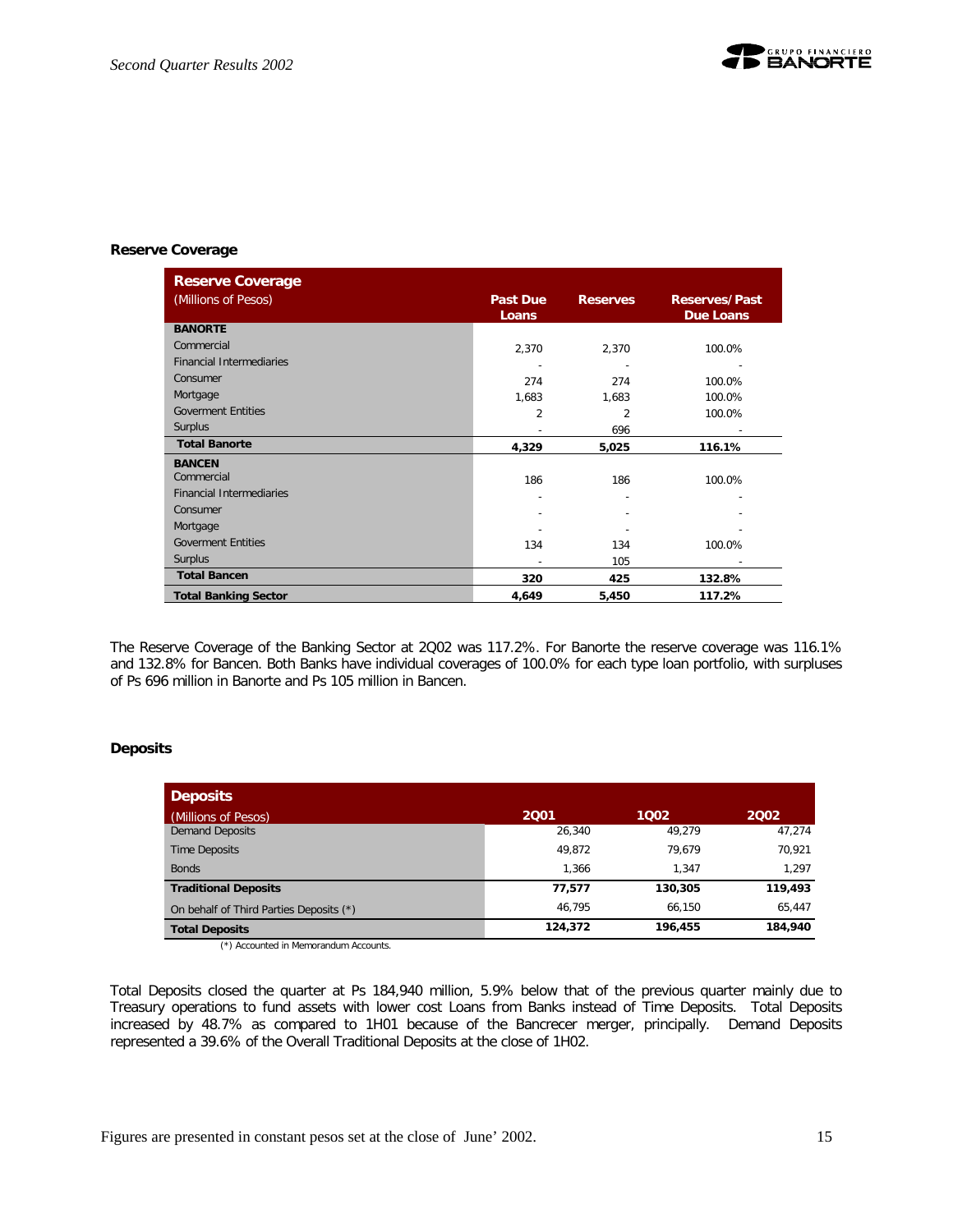### Reserve Coverage

| Reserve Coverage (Millions of Pesos) | Past Due Loans | Reserves | Reserves/Past Due Loans |
|---|---|---|---|
| **BANORTE** | | | |
| Commercial | 2,370 | 2,370 | 100.0% |
| Financial Intermediaries | - | - | - |
| Consumer | 274 | 274 | 100.0% |
| Mortgage | 1,683 | 1,683 | 100.0% |
| Goverment Entities | 2 | 2 | 100.0% |
| Surplus | - | 696 | - |
| **Total Banorte** | **4,329** | **5,025** | **116.1%** |
| **BANCEN** | | | |
| Commercial | 186 | 186 | 100.0% |
| Financial Intermediaries | - | - | - |
| Consumer | - | - | - |
| Mortgage | - | - | - |
| Goverment Entities | 134 | 134 | 100.0% |
| Surplus | - | 105 | - |
| **Total Bancen** | **320** | **425** | **132.8%** |
| **Total Banking Sector** | **4,649** | **5,450** | **117.2%** |

The Reserve Coverage of the Banking Sector at 2Q02 was 117.2%. For Banorte the reserve coverage was 116.1% and 132.8% for Bancen. Both Banks have individual coverages of 100.0% for each type loan portfolio, with surpluses of Ps 696 million in Banorte and Ps 105 million in Bancen.

### Deposits

| Deposits (Millions of Pesos) | 2Q01 | 1Q02 | 2Q02 |
|---|---|---|---|
| Demand Deposits | 26,340 | 49,279 | 47,274 |
| Time Deposits | 49,872 | 79,679 | 70,921 |
| Bonds | 1,366 | 1,347 | 1,297 |
| **Traditional Deposits** | **77,577** | **130,305** | **119,493** |
| On behalf of Third Parties Deposits (*) | 46,795 | 66,150 | 65,447 |
| **Total Deposits** | **124,372** | **196,455** | **184,940** |

(*) Accounted in Memorandum Accounts.

Total Deposits closed the quarter at Ps 184,940 million, 5.9% below that of the previous quarter mainly due to Treasury operations to fund assets with lower cost Loans from Banks instead of Time Deposits. Total Deposits increased by 48.7% as compared to 1H01 because of the Bancrecer merger, principally. Demand Deposits represented a 39.6% of the Overall Traditional Deposits at the close of 1H02.

Figures are presented in constant pesos set at the close of June' 2002.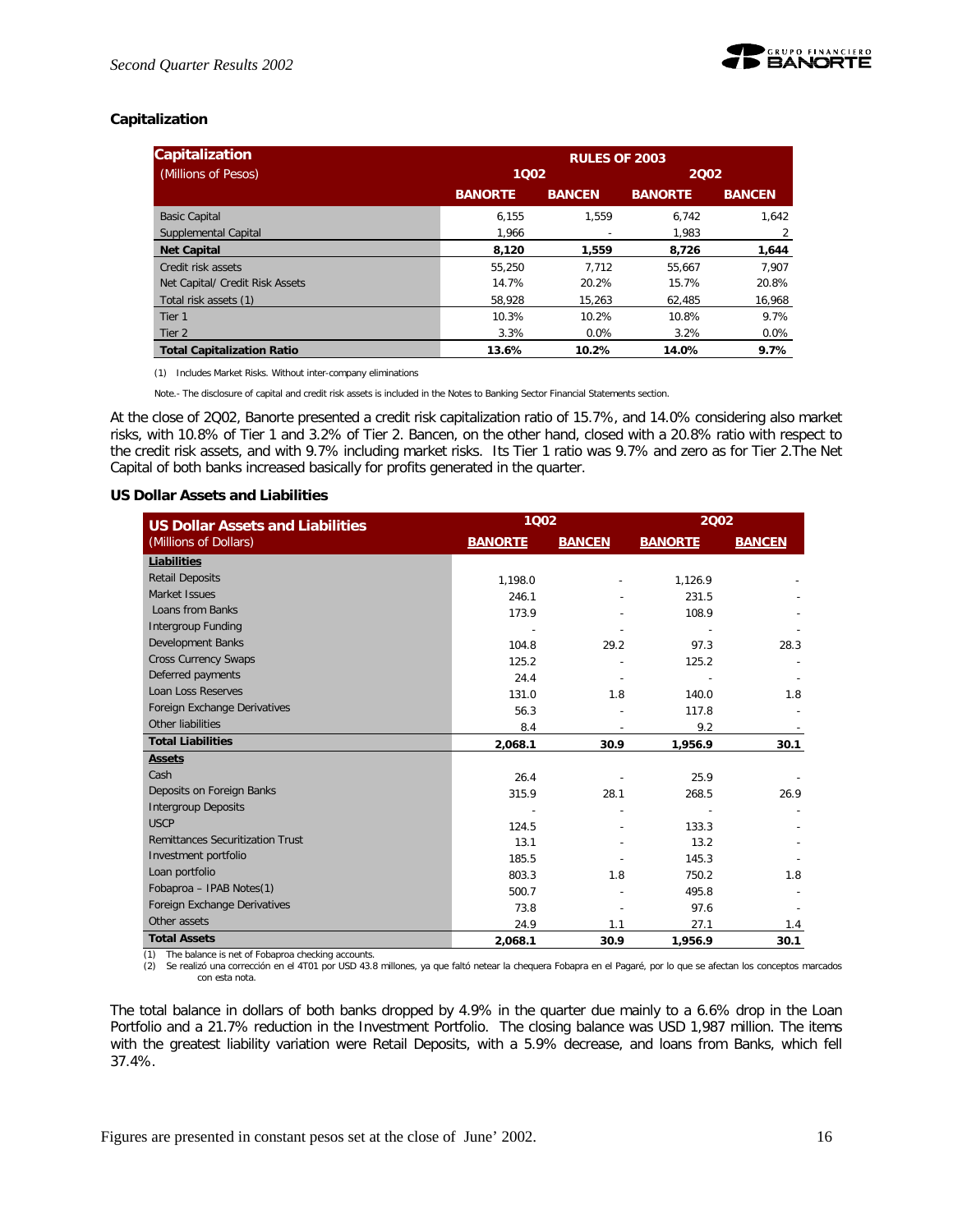## Capitalization

| Capitalization (Millions of Pesos) | RULES OF 2003 | | | |
|---|---|---|---|---|
| | 1Q02 | | 2Q02 | |
| | BANORTE | BANCEN | BANORTE | BANCEN |
| Basic Capital | 6,155 | 1,559 | 6,742 | 1,642 |
| Supplemental Capital | 1,966 | - | 1,983 | 2 |
| **Net Capital** | **8,120** | **1,559** | **8,726** | **1,644** |
| Credit risk assets | 55,250 | 7,712 | 55,667 | 7,907 |
| Net Capital/ Credit Risk Assets | 14.7% | 20.2% | 15.7% | 20.8% |
| Total risk assets (1) | 58,928 | 15,263 | 62,485 | 16,968 |
| Tier 1 | 10.3% | 10.2% | 10.8% | 9.7% |
| Tier 2 | 3.3% | 0.0% | 3.2% | 0.0% |
| **Total Capitalization Ratio** | **13.6%** | **10.2%** | **14.0%** | **9.7%** |

(1) Includes Market Risks. Without inter-company eliminations

Note.- The disclosure of capital and credit risk assets is included in the Notes to Banking Sector Financial Statements section.

At the close of 2Q02, Banorte presented a credit risk capitalization ratio of 15.7%, and 14.0% considering also market risks, with 10.8% of Tier 1 and 3.2% of Tier 2. Bancen, on the other hand, closed with a 20.8% ratio with respect to the credit risk assets, and with 9.7% including market risks. Its Tier 1 ratio was 9.7% and zero as for Tier 2.The Net Capital of both banks increased basically for profits generated in the quarter.

## US Dollar Assets and Liabilities

| US Dollar Assets and Liabilities (Millions of Dollars) | 1Q02 | | 2Q02 | |
|---|---|---|---|---|
| | BANORTE | BANCEN | BANORTE | BANCEN |
| **Liabilities** | | | | |
| Retail Deposits | 1,198.0 | - | 1,126.9 | - |
| Market Issues | 246.1 | - | 231.5 | - |
| Loans from Banks | 173.9 | - | 108.9 | - |
| Intergroup Funding | - | - | - | - |
| Development Banks | 104.8 | 29.2 | 97.3 | 28.3 |
| Cross Currency Swaps | 125.2 | - | 125.2 | - |
| Deferred payments | 24.4 | - | - | - |
| Loan Loss Reserves | 131.0 | 1.8 | 140.0 | 1.8 |
| Foreign Exchange Derivatives | 56.3 | - | 117.8 | - |
| Other liabilities | 8.4 | - | 9.2 | - |
| **Total Liabilities** | **2,068.1** | **30.9** | **1,956.9** | **30.1** |
| **Assets** | | | | |
| Cash | 26.4 | - | 25.9 | - |
| Deposits on Foreign Banks | 315.9 | 28.1 | 268.5 | 26.9 |
| Intergroup Deposits | - | - | - | - |
| USCP | 124.5 | - | 133.3 | - |
| Remittances Securitization Trust | 13.1 | - | 13.2 | - |
| Investment portfolio | 185.5 | - | 145.3 | - |
| Loan portfolio | 803.3 | 1.8 | 750.2 | 1.8 |
| Fobaproa – IPAB Notes(1) | 500.7 | - | 495.8 | - |
| Foreign Exchange Derivatives | 73.8 | - | 97.6 | - |
| Other assets | 24.9 | 1.1 | 27.1 | 1.4 |
| **Total Assets** | **2,068.1** | **30.9** | **1,956.9** | **30.1** |

(1) The balance is net of Fobaproa checking accounts.
(2) Se realizó una corrección en el 4T01 por USD 43.8 millones, ya que faltó netear la chequera Fobapra en el Pagaré, por lo que se afectan los conceptos marcados con esta nota.

The total balance in dollars of both banks dropped by 4.9% in the quarter due mainly to a 6.6% drop in the Loan Portfolio and a 21.7% reduction in the Investment Portfolio. The closing balance was USD 1,987 million. The items with the greatest liability variation were Retail Deposits, with a 5.9% decrease, and loans from Banks, which fell 37.4%.

Figures are presented in constant pesos set at the close of June' 2002.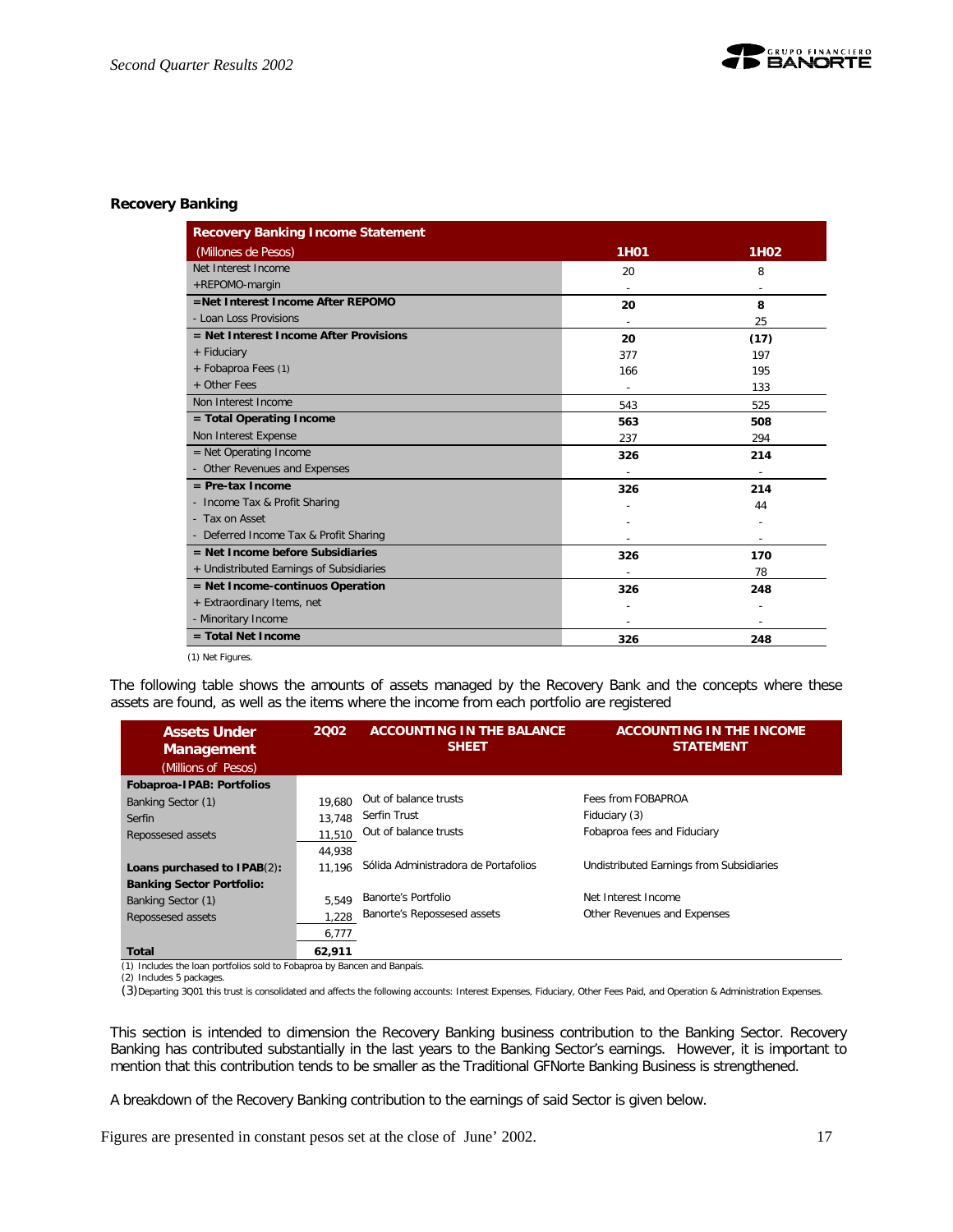### Recovery Banking

| Recovery Banking Income Statement | | |
|---|---|---|
| (Millones de Pesos) | **1H01** | **1H02** |
| Net Interest Income | 20 | 8 |
| +REPOMO-margin | - | - |
| **=Net Interest Income After REPOMO** | **20** | **8** |
| - Loan Loss Provisions | - | 25 |
| **= Net Interest Income After Provisions** | **20** | **(17)** |
| + Fiduciary | 377 | 197 |
| + Fobaproa Fees (1) | 166 | 195 |
| + Other Fees | - | 133 |
| Non Interest Income | 543 | 525 |
| **= Total Operating Income** | **563** | **508** |
| Non Interest Expense | 237 | 294 |
| = Net Operating Income | **326** | **214** |
| - Other Revenues and Expenses | - | - |
| **= Pre-tax Income** | **326** | **214** |
| - Income Tax & Profit Sharing | - | 44 |
| - Tax on Asset | - | - |
| - Deferred Income Tax & Profit Sharing | - | - |
| **= Net Income before Subsidiaries** | **326** | **170** |
| + Undistributed Earnings of Subsidiaries | - | 78 |
| **= Net Income-continuos Operation** | **326** | **248** |
| + Extraordinary Items, net | - | - |
| - Minoritary Income | - | - |
| **= Total Net Income** | **326** | **248** |

(1) Net Figures.

The following table shows the amounts of assets managed by the Recovery Bank and the concepts where these assets are found, as well as the items where the income from each portfolio are registered

| Assets Under Management (Millions of Pesos) | 2Q02 | ACCOUNTING IN THE BALANCE SHEET | ACCOUNTING IN THE INCOME STATEMENT |
|---|---|---|---|
| **Fobaproa-IPAB: Portfolios** | | | |
| Banking Sector (1) | 19,680 | Out of balance trusts | Fees from FOBAPROA |
| Serfin | 13,748 | Serfin Trust | Fiduciary (3) |
| Repossesed assets | 11,510 | Out of balance trusts | Fobaproa fees and Fiduciary |
| | 44,938 | | |
| **Loans purchased to IPAB**(2): | 11,196 | Sólida Administradora de Portafolios | Undistributed Earnings from Subsidiaries |
| **Banking Sector Portfolio:** | | | |
| Banking Sector (1) | 5,549 | Banorte's Portfolio | Net Interest Income |
| Repossesed assets | 1,228 | Banorte's Repossesed assets | Other Revenues and Expenses |
| | 6,777 | | |
| **Total** | **62,911** | | |

(1) Includes the loan portfolios sold to Fobaproa by Bancen and Banpaís.
(2) Includes 5 packages.
(3) Departing 3Q01 this trust is consolidated and affects the following accounts: Interest Expenses, Fiduciary, Other Fees Paid, and Operation & Administration Expenses.

This section is intended to dimension the Recovery Banking business contribution to the Banking Sector. Recovery Banking has contributed substantially in the last years to the Banking Sector's earnings. However, it is important to mention that this contribution tends to be smaller as the Traditional GFNorte Banking Business is strengthened.

A breakdown of the Recovery Banking contribution to the earnings of said Sector is given below.

Figures are presented in constant pesos set at the close of June' 2002.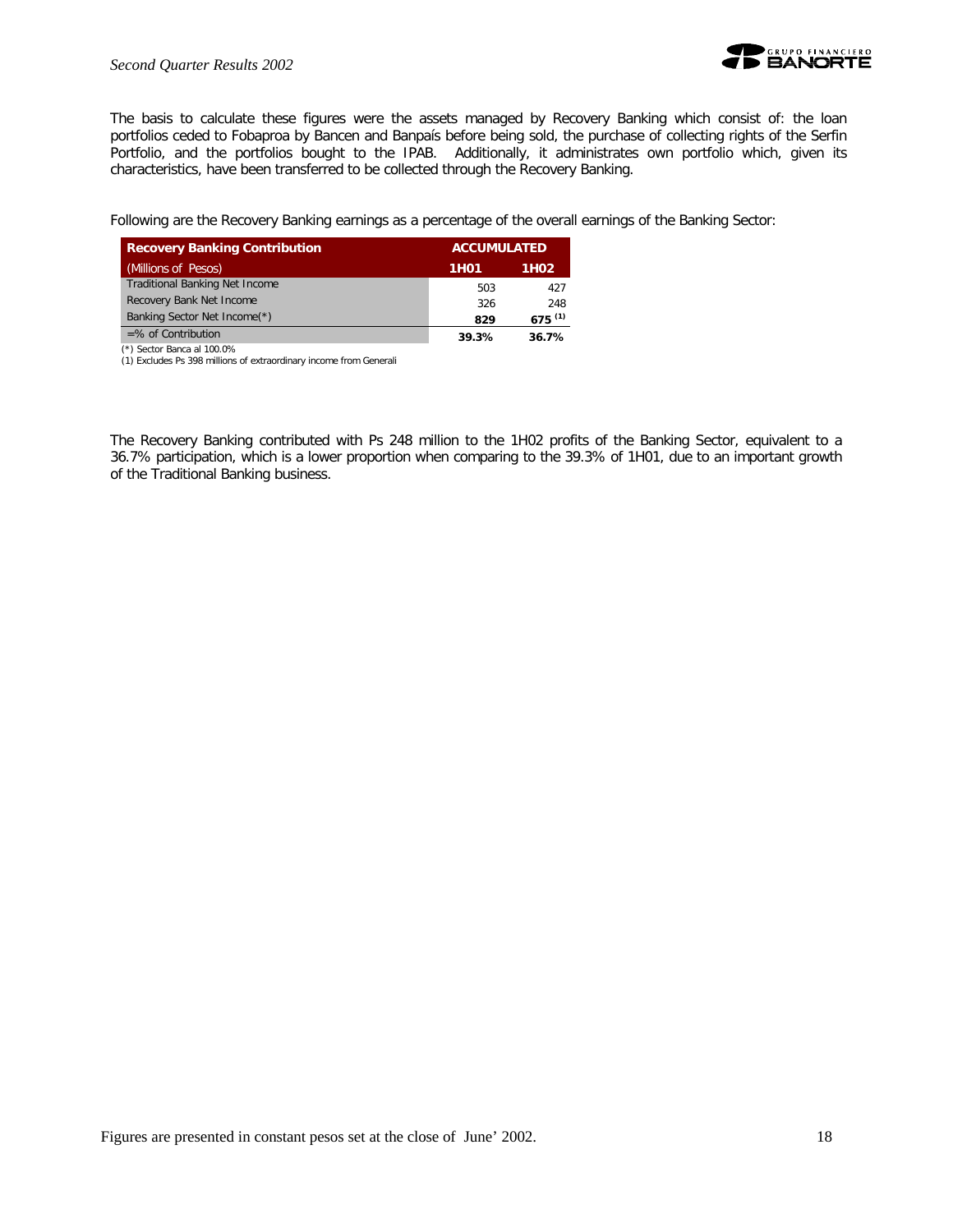The basis to calculate these figures were the assets managed by Recovery Banking which consist of: the loan portfolios ceded to Fobaproa by Bancen and Banpaís before being sold, the purchase of collecting rights of the Serfin Portfolio, and the portfolios bought to the IPAB. Additionally, it administrates own portfolio which, given its characteristics, have been transferred to be collected through the Recovery Banking.

Following are the Recovery Banking earnings as a percentage of the overall earnings of the Banking Sector:

| Recovery Banking Contribution | ACCUMULATED | |
|---|---|---|
| (Millions of Pesos) | 1H01 | 1H02 |
| Traditional Banking Net Income | 503 | 427 |
| Recovery Bank Net Income | 326 | 248 |
| Banking Sector Net Income(*) | **829** | **675 (1)** |
| =% of Contribution | **39.3%** | **36.7%** |

(*) Sector Banca al 100.0%
(1) Excludes Ps 398 millions of extraordinary income from Generali

The Recovery Banking contributed with Ps 248 million to the 1H02 profits of the Banking Sector, equivalent to a 36.7% participation, which is a lower proportion when comparing to the 39.3% of 1H01, due to an important growth of the Traditional Banking business.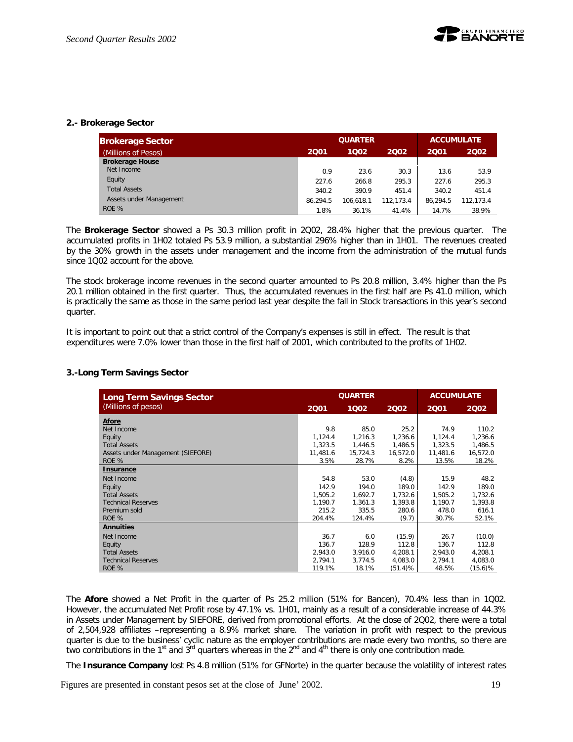## 2.- Brokerage Sector

| Brokerage Sector (Millions of Pesos) | QUARTER 2Q01 | 1Q02 | 2Q02 | ACCUMULATE 2Q01 | 2Q02 |
|---|---|---|---|---|---|
| **Brokerage House** | | | | | |
| Net Income | 0.9 | 23.6 | 30.3 | 13.6 | 53.9 |
| Equity | 227.6 | 266.8 | 295.3 | 227.6 | 295.3 |
| Total Assets | 340.2 | 390.9 | 451.4 | 340.2 | 451.4 |
| Assets under Management | 86,294.5 | 106,618.1 | 112,173.4 | 86,294.5 | 112,173.4 |
| ROE % | 1.8% | 36.1% | 41.4% | 14.7% | 38.9% |

The **Brokerage Sector** showed a Ps 30.3 million profit in 2Q02, 28.4% higher that the previous quarter. The accumulated profits in 1H02 totaled Ps 53.9 million, a substantial 296% higher than in 1H01. The revenues created by the 30% growth in the assets under management and the income from the administration of the mutual funds since 1Q02 account for the above.

The stock brokerage income revenues in the second quarter amounted to Ps 20.8 million, 3.4% higher than the Ps 20.1 million obtained in the first quarter. Thus, the accumulated revenues in the first half are Ps 41.0 million, which is practically the same as those in the same period last year despite the fall in Stock transactions in this year's second quarter.

It is important to point out that a strict control of the Company's expenses is still in effect. The result is that expenditures were 7.0% lower than those in the first half of 2001, which contributed to the profits of 1H02.

## 3.-Long Term Savings Sector

| Long Term Savings Sector (Millions of pesos) | QUARTER 2Q01 | 1Q02 | 2Q02 | ACCUMULATE 2Q01 | 2Q02 |
|---|---|---|---|---|---|
| **Afore** | | | | | |
| Net Income | 9.8 | 85.0 | 25.2 | 74.9 | 110.2 |
| Equity | 1,124.4 | 1,216.3 | 1,236.6 | 1,124.4 | 1,236.6 |
| Total Assets | 1,323.5 | 1,446.5 | 1,486.5 | 1,323.5 | 1,486.5 |
| Assets under Management (SIEFORE) | 11,481.6 | 15,724.3 | 16,572.0 | 11,481.6 | 16,572.0 |
| ROE % | 3.5% | 28.7% | 8.2% | 13.5% | 18.2% |
| **Insurance** | | | | | |
| Net Income | 54.8 | 53.0 | (4.8) | 15.9 | 48.2 |
| Equity | 142.9 | 194.0 | 189.0 | 142.9 | 189.0 |
| Total Assets | 1,505.2 | 1,692.7 | 1,732.6 | 1,505.2 | 1,732.6 |
| Technical Reserves | 1,190.7 | 1,361.3 | 1,393.8 | 1,190.7 | 1,393.8 |
| Premium sold | 215.2 | 335.5 | 280.6 | 478.0 | 616.1 |
| ROE % | 204.4% | 124.4% | (9.7) | 30.7% | 52.1% |
| **Annuities** | | | | | |
| Net Income | 36.7 | 6.0 | (15.9) | 26.7 | (10.0) |
| Equity | 136.7 | 128.9 | 112.8 | 136.7 | 112.8 |
| Total Assets | 2,943.0 | 3,916.0 | 4,208.1 | 2,943.0 | 4,208.1 |
| Technical Reserves | 2,794.1 | 3,774.5 | 4,083.0 | 2,794.1 | 4,083.0 |
| ROE % | 119.1% | 18.1% | (51.4)% | 48.5% | (15.6)% |

The **Afore** showed a Net Profit in the quarter of Ps 25.2 million (51% for Bancen), 70.4% less than in 1Q02. However, the accumulated Net Profit rose by 47.1% vs. 1H01, mainly as a result of a considerable increase of 44.3% in Assets under Management by SIEFORE, derived from promotional efforts. At the close of 2Q02, there were a total of 2,504,928 affiliates –representing a 8.9% market share. The variation in profit with respect to the previous quarter is due to the business' cyclic nature as the employer contributions are made every two months, so there are two contributions in the 1st and 3rd quarters whereas in the 2nd and 4th there is only one contribution made.

The **Insurance Company** lost Ps 4.8 million (51% for GFNorte) in the quarter because the volatility of interest rates

Figures are presented in constant pesos set at the close of June' 2002.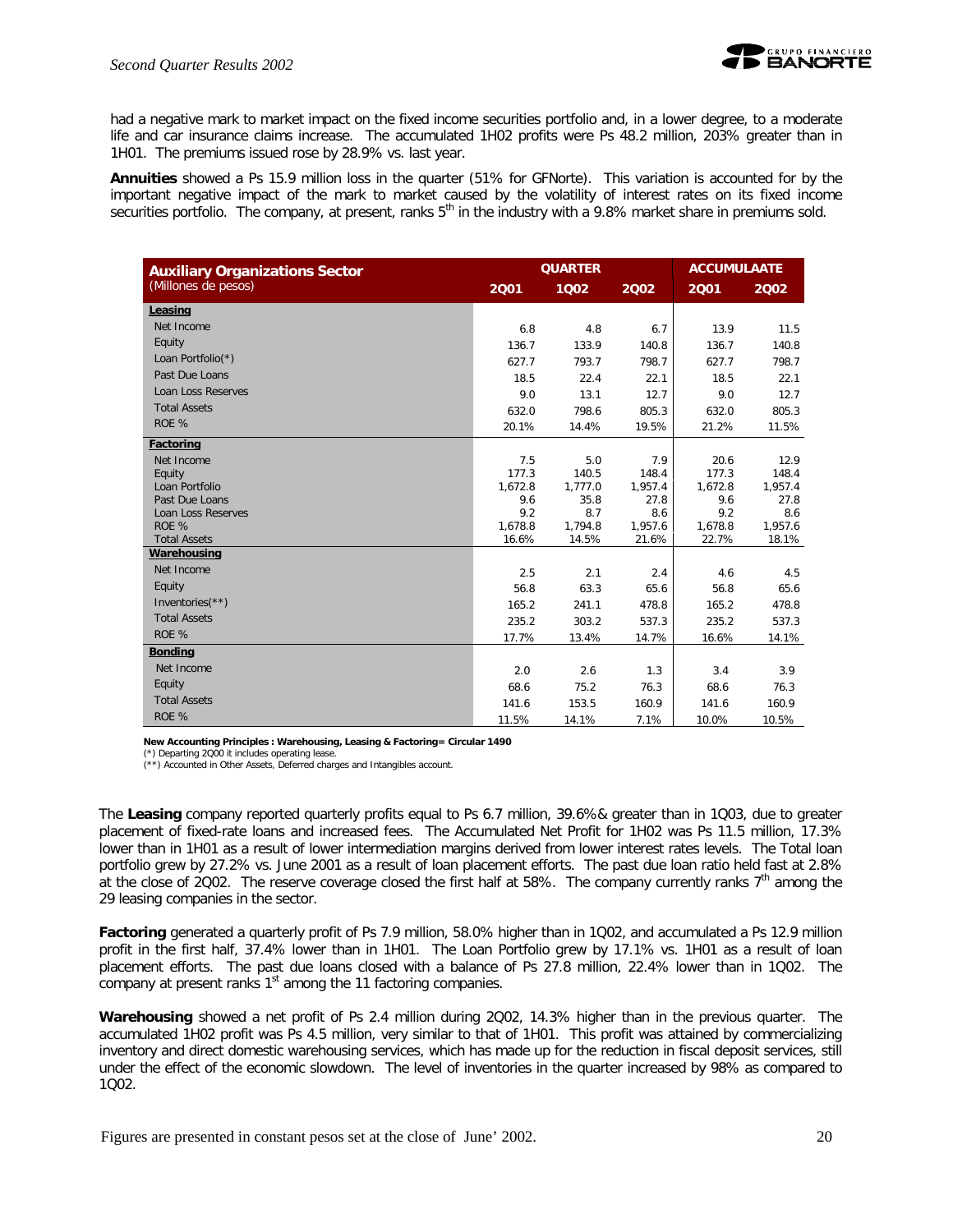had a negative mark to market impact on the fixed income securities portfolio and, in a lower degree, to a moderate life and car insurance claims increase. The accumulated 1H02 profits were Ps 48.2 million, 203% greater than in 1H01. The premiums issued rose by 28.9% vs. last year.

**Annuities** showed a Ps 15.9 million loss in the quarter (51% for GFNorte). This variation is accounted for by the important negative impact of the mark to market caused by the volatility of interest rates on its fixed income securities portfolio. The company, at present, ranks 5th in the industry with a 9.8% market share in premiums sold.

| **Auxiliary Organizations Sector** (Millones de pesos) | QUARTER | | | ACCUMULAATE | |
|---|---|---|---|---|---|
| | 2Q01 | 1Q02 | 2Q02 | 2Q01 | 2Q02 |
| **Leasing** | | | | | |
| Net Income | 6.8 | 4.8 | 6.7 | 13.9 | 11.5 |
| Equity | 136.7 | 133.9 | 140.8 | 136.7 | 140.8 |
| Loan Portfolio(*) | 627.7 | 793.7 | 798.7 | 627.7 | 798.7 |
| Past Due Loans | 18.5 | 22.4 | 22.1 | 18.5 | 22.1 |
| Loan Loss Reserves | 9.0 | 13.1 | 12.7 | 9.0 | 12.7 |
| Total Assets | 632.0 | 798.6 | 805.3 | 632.0 | 805.3 |
| ROE % | 20.1% | 14.4% | 19.5% | 21.2% | 11.5% |
| **Factoring** | | | | | |
| Net Income | 7.5 | 5.0 | 7.9 | 20.6 | 12.9 |
| Equity | 177.3 | 140.5 | 148.4 | 177.3 | 148.4 |
| Loan Portfolio | 1,672.8 | 1,777.0 | 1,957.4 | 1,672.8 | 1,957.4 |
| Past Due Loans | 9.6 | 35.8 | 27.8 | 9.6 | 27.8 |
| Loan Loss Reserves | 9.2 | 8.7 | 8.6 | 9.2 | 8.6 |
| ROE % | 1,678.8 | 1,794.8 | 1,957.6 | 1,678.8 | 1,957.6 |
| Total Assets | 16.6% | 14.5% | 21.6% | 22.7% | 18.1% |
| **Warehousing** | | | | | |
| Net Income | 2.5 | 2.1 | 2.4 | 4.6 | 4.5 |
| Equity | 56.8 | 63.3 | 65.6 | 56.8 | 65.6 |
| Inventories(**) | 165.2 | 241.1 | 478.8 | 165.2 | 478.8 |
| Total Assets | 235.2 | 303.2 | 537.3 | 235.2 | 537.3 |
| ROE % | 17.7% | 13.4% | 14.7% | 16.6% | 14.1% |
| **Bonding** | | | | | |
| Net Income | 2.0 | 2.6 | 1.3 | 3.4 | 3.9 |
| Equity | 68.6 | 75.2 | 76.3 | 68.6 | 76.3 |
| Total Assets | 141.6 | 153.5 | 160.9 | 141.6 | 160.9 |
| ROE % | 11.5% | 14.1% | 7.1% | 10.0% | 10.5% |

**New Accounting Principles : Warehousing, Leasing & Factoring= Circular 1490**
(*) Departing 2Q00 it includes operating lease.
(**) Accounted in Other Assets, Deferred charges and Intangibles account.

The **Leasing** company reported quarterly profits equal to Ps 6.7 million, 39.6%& greater than in 1Q03, due to greater placement of fixed-rate loans and increased fees. The Accumulated Net Profit for 1H02 was Ps 11.5 million, 17.3% lower than in 1H01 as a result of lower intermediation margins derived from lower interest rates levels. The Total loan portfolio grew by 27.2% vs. June 2001 as a result of loan placement efforts. The past due loan ratio held fast at 2.8% at the close of 2Q02. The reserve coverage closed the first half at 58%. The company currently ranks 7th among the 29 leasing companies in the sector.

**Factoring** generated a quarterly profit of Ps 7.9 million, 58.0% higher than in 1Q02, and accumulated a Ps 12.9 million profit in the first half, 37.4% lower than in 1H01. The Loan Portfolio grew by 17.1% vs. 1H01 as a result of loan placement efforts. The past due loans closed with a balance of Ps 27.8 million, 22.4% lower than in 1Q02. The company at present ranks 1st among the 11 factoring companies.

**Warehousing** showed a net profit of Ps 2.4 million during 2Q02, 14.3% higher than in the previous quarter. The accumulated 1H02 profit was Ps 4.5 million, very similar to that of 1H01. This profit was attained by commercializing inventory and direct domestic warehousing services, which has made up for the reduction in fiscal deposit services, still under the effect of the economic slowdown. The level of inventories in the quarter increased by 98% as compared to 1Q02.

Figures are presented in constant pesos set at the close of June' 2002.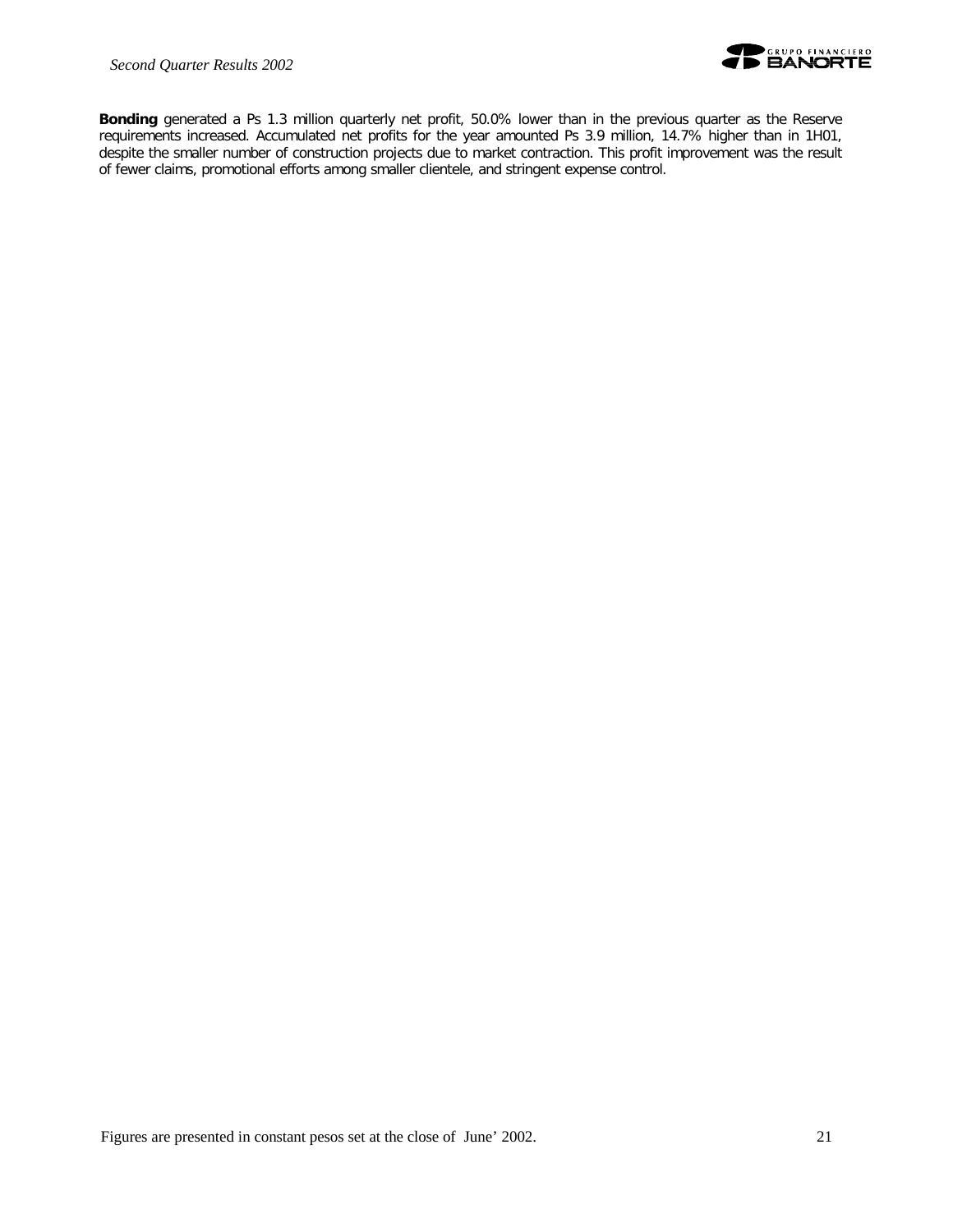**Bonding** generated a Ps 1.3 million quarterly net profit, 50.0% lower than in the previous quarter as the Reserve requirements increased. Accumulated net profits for the year amounted Ps 3.9 million, 14.7% higher than in 1H01, despite the smaller number of construction projects due to market contraction. This profit improvement was the result of fewer claims, promotional efforts among smaller clientele, and stringent expense control.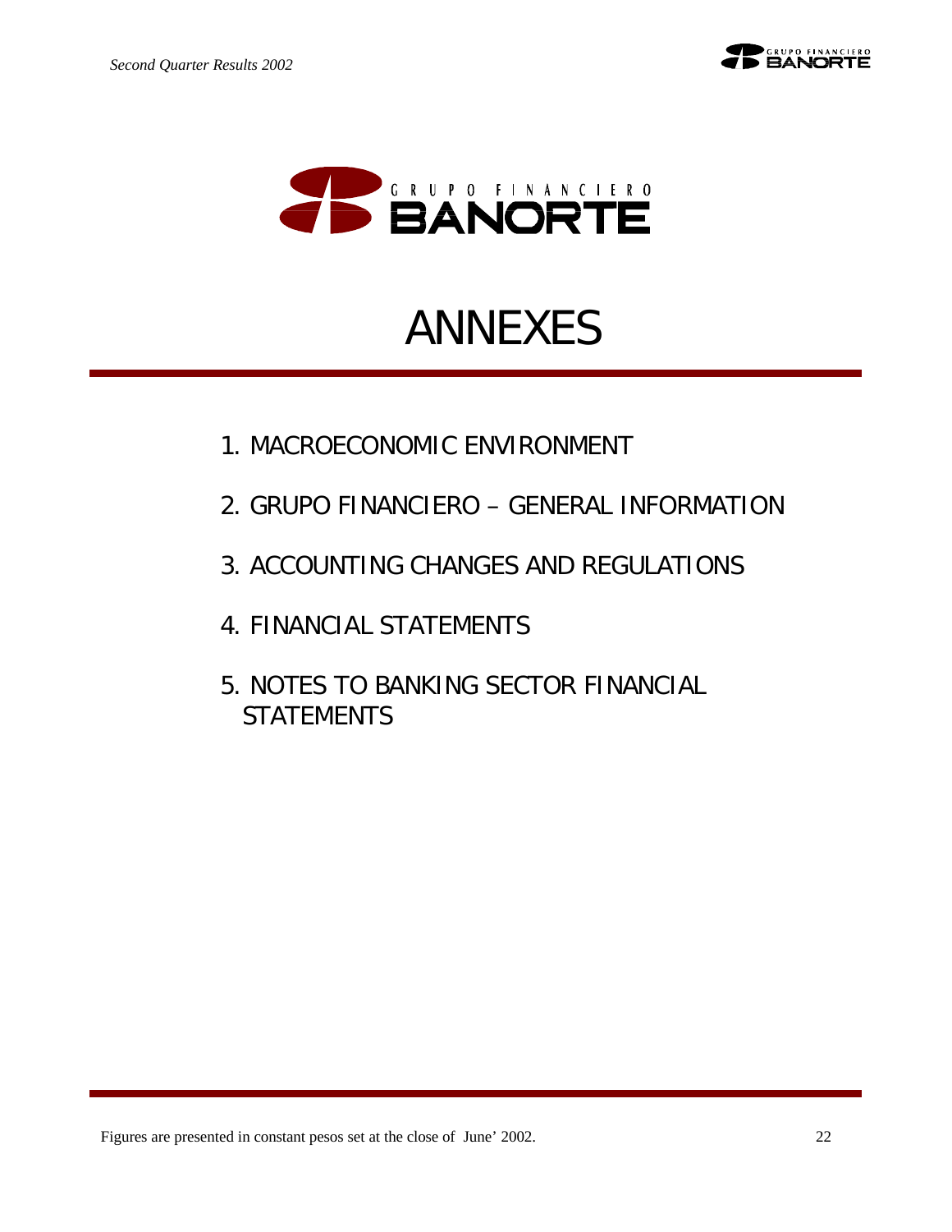# ANNEXES

1. MACROECONOMIC ENVIRONMENT
2. GRUPO FINANCIERO – GENERAL INFORMATION
3. ACCOUNTING CHANGES AND REGULATIONS
4. FINANCIAL STATEMENTS
5. NOTES TO BANKING SECTOR FINANCIAL STATEMENTS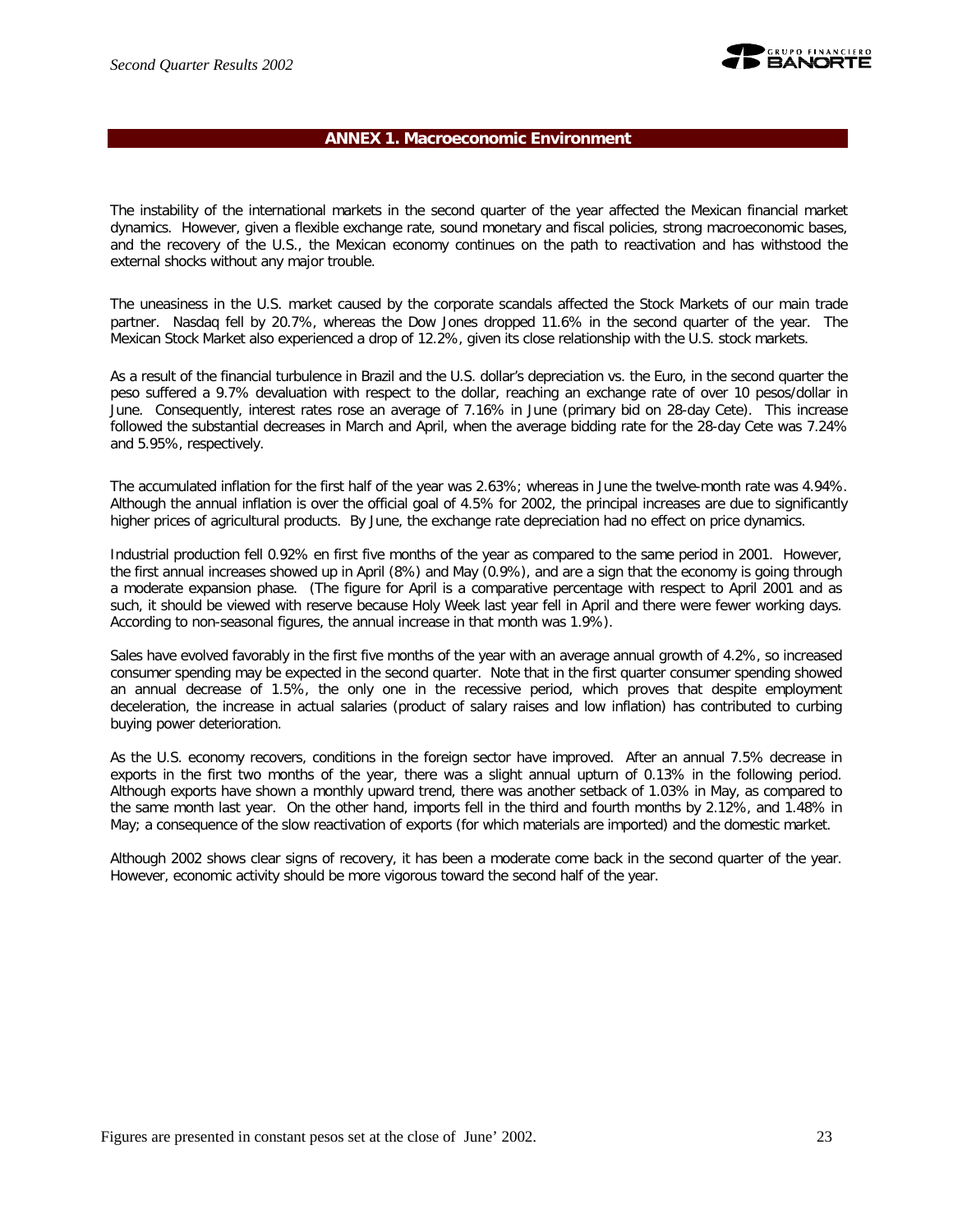## ANNEX 1. Macroeconomic Environment

The instability of the international markets in the second quarter of the year affected the Mexican financial market dynamics. However, given a flexible exchange rate, sound monetary and fiscal policies, strong macroeconomic bases, and the recovery of the U.S., the Mexican economy continues on the path to reactivation and has withstood the external shocks without any major trouble.

The uneasiness in the U.S. market caused by the corporate scandals affected the Stock Markets of our main trade partner. Nasdaq fell by 20.7%, whereas the Dow Jones dropped 11.6% in the second quarter of the year. The Mexican Stock Market also experienced a drop of 12.2%, given its close relationship with the U.S. stock markets.

As a result of the financial turbulence in Brazil and the U.S. dollar's depreciation vs. the Euro, in the second quarter the peso suffered a 9.7% devaluation with respect to the dollar, reaching an exchange rate of over 10 pesos/dollar in June. Consequently, interest rates rose an average of 7.16% in June (primary bid on 28-day Cete). This increase followed the substantial decreases in March and April, when the average bidding rate for the 28-day Cete was 7.24% and 5.95%, respectively.

The accumulated inflation for the first half of the year was 2.63%; whereas in June the twelve-month rate was 4.94%. Although the annual inflation is over the official goal of 4.5% for 2002, the principal increases are due to significantly higher prices of agricultural products. By June, the exchange rate depreciation had no effect on price dynamics.

Industrial production fell 0.92% en first five months of the year as compared to the same period in 2001. However, the first annual increases showed up in April (8%) and May (0.9%), and are a sign that the economy is going through a moderate expansion phase. (The figure for April is a comparative percentage with respect to April 2001 and as such, it should be viewed with reserve because Holy Week last year fell in April and there were fewer working days. According to non-seasonal figures, the annual increase in that month was 1.9%).

Sales have evolved favorably in the first five months of the year with an average annual growth of 4.2%, so increased consumer spending may be expected in the second quarter. Note that in the first quarter consumer spending showed an annual decrease of 1.5%, the only one in the recessive period, which proves that despite employment deceleration, the increase in actual salaries (product of salary raises and low inflation) has contributed to curbing buying power deterioration.

As the U.S. economy recovers, conditions in the foreign sector have improved. After an annual 7.5% decrease in exports in the first two months of the year, there was a slight annual upturn of 0.13% in the following period. Although exports have shown a monthly upward trend, there was another setback of 1.03% in May, as compared to the same month last year. On the other hand, imports fell in the third and fourth months by 2.12%, and 1.48% in May; a consequence of the slow reactivation of exports (for which materials are imported) and the domestic market.

Although 2002 shows clear signs of recovery, it has been a moderate come back in the second quarter of the year. However, economic activity should be more vigorous toward the second half of the year.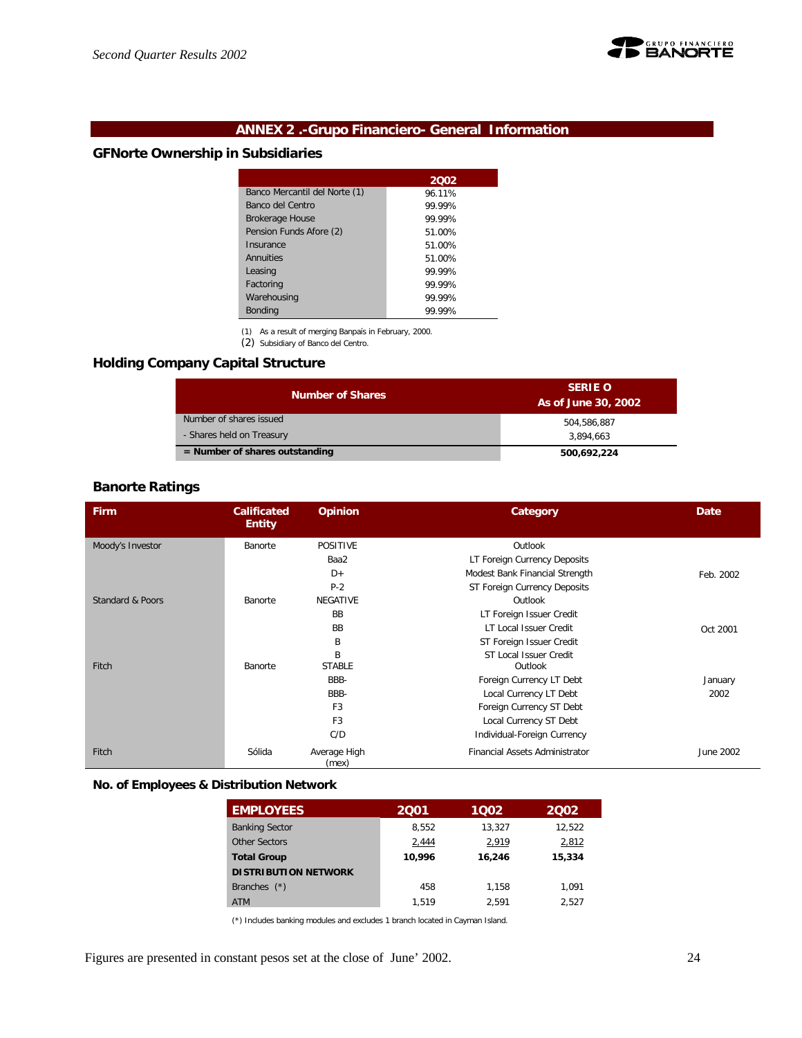## ANNEX 2 .-Grupo Financiero- General Information

### GFNorte Ownership in Subsidiaries

| | 2Q02 |
|---|---|
| Banco Mercantil del Norte (1) | 96.11% |
| Banco del Centro | 99.99% |
| Brokerage House | 99.99% |
| Pension Funds Afore (2) | 51.00% |
| Insurance | 51.00% |
| Annuities | 51.00% |
| Leasing | 99.99% |
| Factoring | 99.99% |
| Warehousing | 99.99% |
| Bonding | 99.99% |

(1) As a result of merging Banpaís in February, 2000.
(2) Subsidiary of Banco del Centro.

### Holding Company Capital Structure

| Number of Shares | SERIE O As of June 30, 2002 |
|---|---|
| Number of shares issued | 504,586,887 |
| - Shares held on Treasury | 3,894,663 |
| **= Number of shares outstanding** | **500,692,224** |

### Banorte Ratings

| Firm | Calificated Entity | Opinion | Category | Date |
|---|---|---|---|---|
| Moody's Investor | Banorte | POSITIVE | Outlook | |
| | | Baa2 | LT Foreign Currency Deposits | |
| | | D+ | Modest Bank Financial Strength | Feb. 2002 |
| | | P-2 | ST Foreign Currency Deposits | |
| Standard & Poors | Banorte | NEGATIVE | Outlook | |
| | | BB | LT Foreign Issuer Credit | |
| | | BB | LT Local Issuer Credit | Oct 2001 |
| | | B | ST Foreign Issuer Credit | |
| | | B | ST Local Issuer Credit | |
| Fitch | Banorte | STABLE | Outlook | |
| | | BBB- | Foreign Currency LT Debt | January |
| | | BBB- | Local Currency LT Debt | 2002 |
| | | F3 | Foreign Currency ST Debt | |
| | | F3 | Local Currency ST Debt | |
| | | C/D | Individual-Foreign Currency | |
| Fitch | Sólida | Average High (mex) | Financial Assets Administrator | June 2002 |

### No. of Employees & Distribution Network

| EMPLOYEES | 2Q01 | 1Q02 | 2Q02 |
|---|---|---|---|
| Banking Sector | 8,552 | 13,327 | 12,522 |
| Other Sectors | 2,444 | 2,919 | 2,812 |
| **Total Group** | **10,996** | **16,246** | **15,334** |
| **DISTRIBUTION NETWORK** | | | |
| Branches (*) | 458 | 1,158 | 1,091 |
| ATM | 1,519 | 2,591 | 2,527 |

(*) Includes banking modules and excludes 1 branch located in Cayman Island.

Figures are presented in constant pesos set at the close of June' 2002.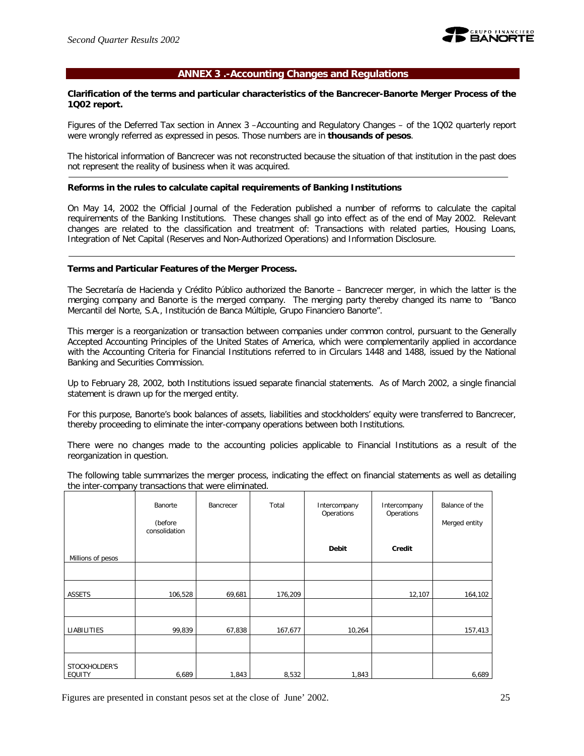## ANNEX 3 .-Accounting Changes and Regulations

**Clarification of the terms and particular characteristics of the Bancrecer-Banorte Merger Process of the 1Q02 report.**

Figures of the Deferred Tax section in Annex 3 –Accounting and Regulatory Changes – of the 1Q02 quarterly report were wrongly referred as expressed in pesos. Those numbers are in **thousands of pesos**.

The historical information of Bancrecer was not reconstructed because the situation of that institution in the past does not represent the reality of business when it was acquired.

---

**Reforms in the rules to calculate capital requirements of Banking Institutions**

On May 14, 2002 the Official Journal of the Federation published a number of reforms to calculate the capital requirements of the Banking Institutions. These changes shall go into effect as of the end of May 2002. Relevant changes are related to the classification and treatment of: Transactions with related parties, Housing Loans, Integration of Net Capital (Reserves and Non-Authorized Operations) and Information Disclosure.

---

**Terms and Particular Features of the Merger Process.**

The Secretaría de Hacienda y Crédito Público authorized the Banorte – Bancrecer merger, in which the latter is the merging company and Banorte is the merged company. The merging party thereby changed its name to "Banco Mercantil del Norte, S.A., Institución de Banca Múltiple, Grupo Financiero Banorte".

This merger is a reorganization or transaction between companies under common control, pursuant to the Generally Accepted Accounting Principles of the United States of America, which were complementarily applied in accordance with the Accounting Criteria for Financial Institutions referred to in Circulars 1448 and 1488, issued by the National Banking and Securities Commission.

Up to February 28, 2002, both Institutions issued separate financial statements. As of March 2002, a single financial statement is drawn up for the merged entity.

For this purpose, Banorte's book balances of assets, liabilities and stockholders' equity were transferred to Bancrecer, thereby proceeding to eliminate the inter-company operations between both Institutions.

There were no changes made to the accounting policies applicable to Financial Institutions as a result of the reorganization in question.

The following table summarizes the merger process, indicating the effect on financial statements as well as detailing the inter-company transactions that were eliminated.

| Millions of pesos | Banorte (before consolidation | Bancrecer | Total | Intercompany Operations **Debit** | Intercompany Operations **Credit** | Balance of the Merged entity |
|---|---|---|---|---|---|---|
| ASSETS | 106,528 | 69,681 | 176,209 | | 12,107 | 164,102 |
| LIABILITIES | 99,839 | 67,838 | 167,677 | 10,264 | | 157,413 |
| STOCKHOLDER'S EQUITY | 6,689 | 1,843 | 8,532 | 1,843 | | 6,689 |

Figures are presented in constant pesos set at the close of June' 2002.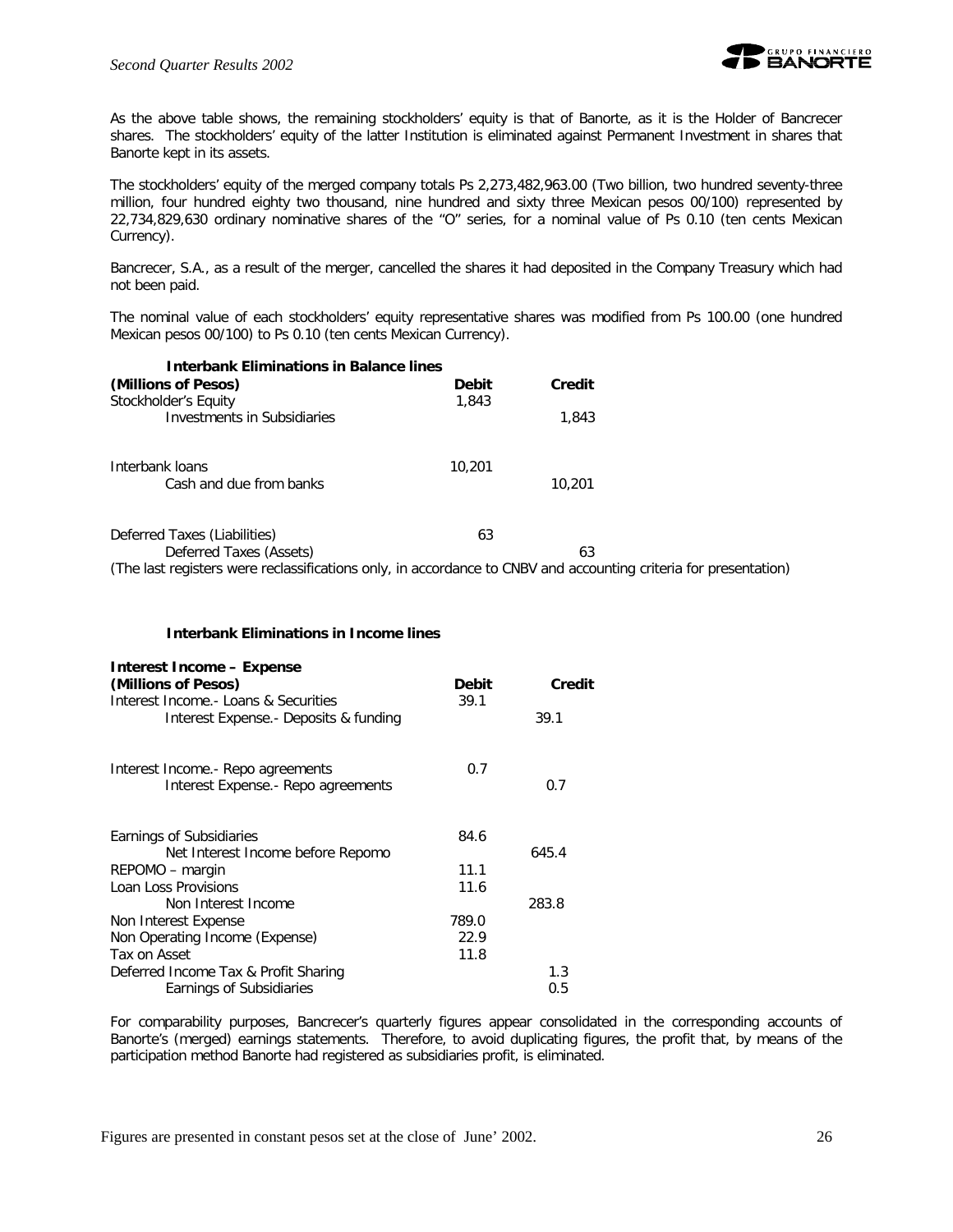As the above table shows, the remaining stockholders' equity is that of Banorte, as it is the Holder of Bancrecer shares. The stockholders' equity of the latter Institution is eliminated against Permanent Investment in shares that Banorte kept in its assets.

The stockholders' equity of the merged company totals Ps 2,273,482,963.00 (Two billion, two hundred seventy-three million, four hundred eighty two thousand, nine hundred and sixty three Mexican pesos 00/100) represented by 22,734,829,630 ordinary nominative shares of the "O" series, for a nominal value of Ps 0.10 (ten cents Mexican Currency).

Bancrecer, S.A., as a result of the merger, cancelled the shares it had deposited in the Company Treasury which had not been paid.

The nominal value of each stockholders' equity representative shares was modified from Ps 100.00 (one hundred Mexican pesos 00/100) to Ps 0.10 (ten cents Mexican Currency).

**Interbank Eliminations in Balance lines**

| **(Millions of Pesos)** | **Debit** | **Credit** |
|---|---|---|
| Stockholder's Equity | 1,843 | |
| Investments in Subsidiaries | | 1,843 |
| Interbank loans | 10,201 | |
| Cash and due from banks | | 10,201 |
| Deferred Taxes (Liabilities) | 63 | |
| Deferred Taxes (Assets) | | 63 |

(The last registers were reclassifications only, in accordance to CNBV and accounting criteria for presentation)

**Interbank Eliminations in Income lines**

| **Interest Income – Expense (Millions of Pesos)** | **Debit** | **Credit** |
|---|---|---|
| Interest Income.- Loans & Securities | 39.1 | |
| Interest Expense.- Deposits & funding | | 39.1 |
| Interest Income.- Repo agreements | 0.7 | |
| Interest Expense.- Repo agreements | | 0.7 |
| Earnings of Subsidiaries | 84.6 | |
| Net Interest Income before Repomo | | 645.4 |
| REPOMO – margin | 11.1 | |
| Loan Loss Provisions | 11.6 | |
| Non Interest Income | | 283.8 |
| Non Interest Expense | 789.0 | |
| Non Operating Income (Expense) | 22.9 | |
| Tax on Asset | 11.8 | |
| Deferred Income Tax & Profit Sharing | | 1.3 |
| Earnings of Subsidiaries | | 0.5 |

For comparability purposes, Bancrecer's quarterly figures appear consolidated in the corresponding accounts of Banorte's (merged) earnings statements. Therefore, to avoid duplicating figures, the profit that, by means of the participation method Banorte had registered as subsidiaries profit, is eliminated.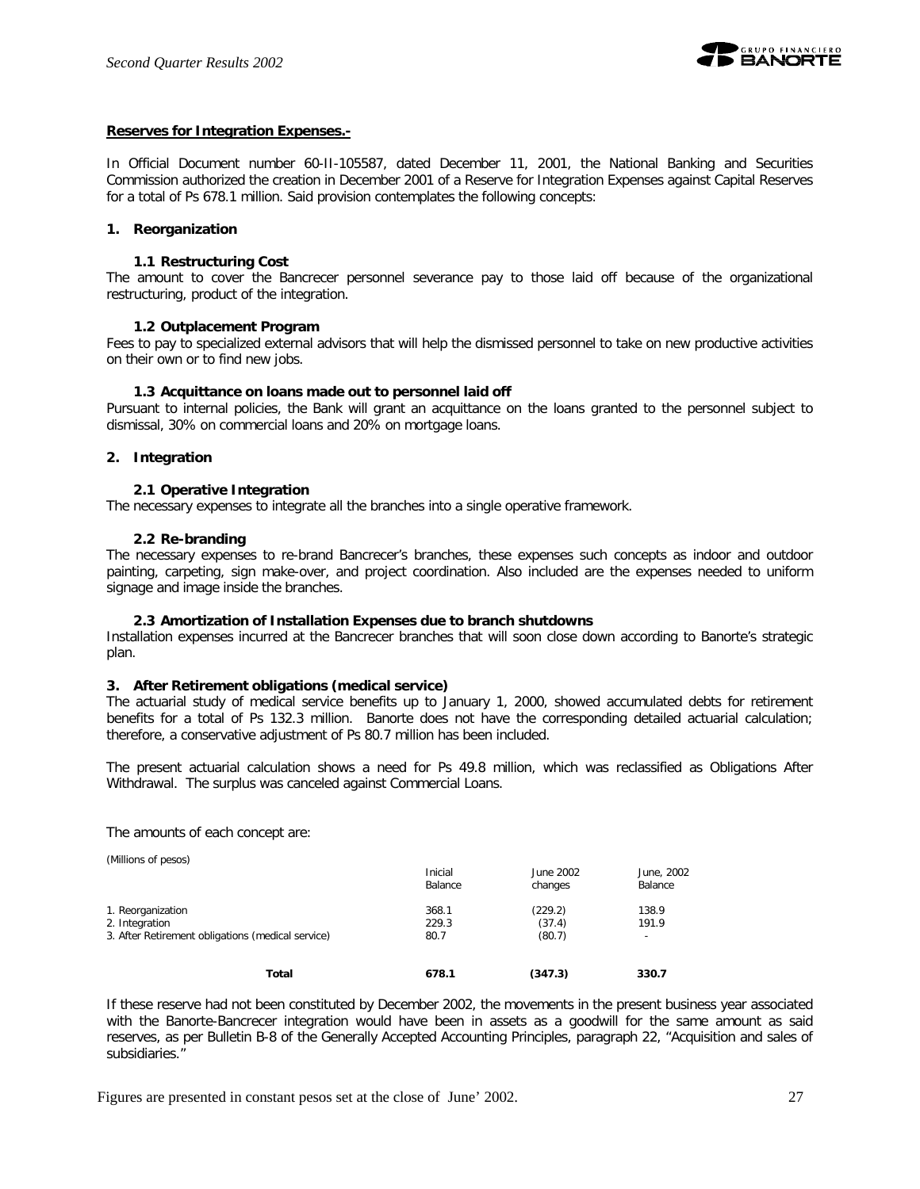**Reserves for Integration Expenses.-**

In Official Document number 60-II-105587, dated December 11, 2001, the National Banking and Securities Commission authorized the creation in December 2001 of a Reserve for Integration Expenses against Capital Reserves for a total of Ps 678.1 million. Said provision contemplates the following concepts:

**1. Reorganization**

**1.1 Restructuring Cost**

The amount to cover the Bancrecer personnel severance pay to those laid off because of the organizational restructuring, product of the integration.

**1.2 Outplacement Program**

Fees to pay to specialized external advisors that will help the dismissed personnel to take on new productive activities on their own or to find new jobs.

**1.3 Acquittance on loans made out to personnel laid off**

Pursuant to internal policies, the Bank will grant an acquittance on the loans granted to the personnel subject to dismissal, 30% on commercial loans and 20% on mortgage loans.

**2. Integration**

**2.1 Operative Integration**

The necessary expenses to integrate all the branches into a single operative framework.

**2.2 Re-branding**

The necessary expenses to re-brand Bancrecer's branches, these expenses such concepts as indoor and outdoor painting, carpeting, sign make-over, and project coordination. Also included are the expenses needed to uniform signage and image inside the branches.

**2.3 Amortization of Installation Expenses due to branch shutdowns**

Installation expenses incurred at the Bancrecer branches that will soon close down according to Banorte's strategic plan.

**3. After Retirement obligations (medical service)**

The actuarial study of medical service benefits up to January 1, 2000, showed accumulated debts for retirement benefits for a total of Ps 132.3 million. Banorte does not have the corresponding detailed actuarial calculation; therefore, a conservative adjustment of Ps 80.7 million has been included.

The present actuarial calculation shows a need for Ps 49.8 million, which was reclassified as Obligations After Withdrawal. The surplus was canceled against Commercial Loans.

The amounts of each concept are:

(Millions of pesos)

| | Inicial Balance | June 2002 changes | June, 2002 Balance |
|---|---|---|---|
| 1. Reorganization | 368.1 | (229.2) | 138.9 |
| 2. Integration | 229.3 | (37.4) | 191.9 |
| 3. After Retirement obligations (medical service) | 80.7 | (80.7) | - |
| **Total** | **678.1** | **(347.3)** | **330.7** |

If these reserve had not been constituted by December 2002, the movements in the present business year associated with the Banorte-Bancrecer integration would have been in assets as a goodwill for the same amount as said reserves, as per Bulletin B-8 of the Generally Accepted Accounting Principles, paragraph 22, "Acquisition and sales of subsidiaries."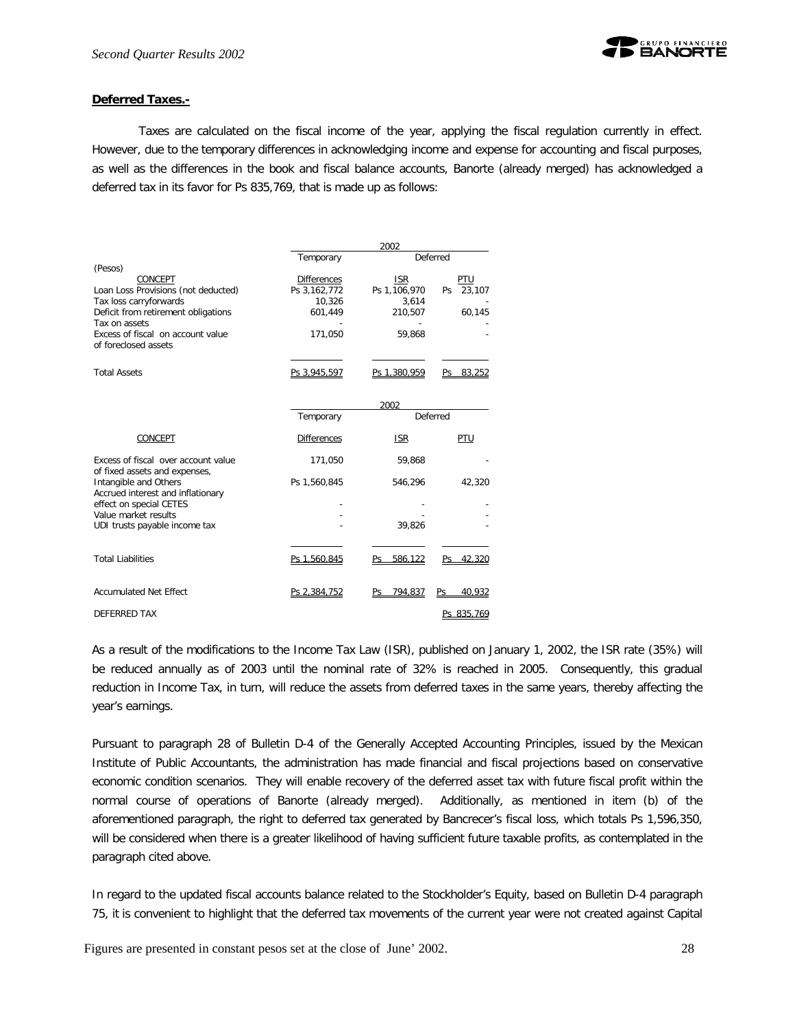**Deferred Taxes.-**

Taxes are calculated on the fiscal income of the year, applying the fiscal regulation currently in effect. However, due to the temporary differences in acknowledging income and expense for accounting and fiscal purposes, as well as the differences in the book and fiscal balance accounts, Banorte (already merged) has acknowledged a deferred tax in its favor for Ps 835,769, that is made up as follows:

| (Pesos) | 2002 | | |
|---|---|---|---|
| | Temporary | Deferred | |
| CONCEPT | Differences | ISR | PTU |
| Loan Loss Provisions (not deducted) | Ps 3,162,772 | Ps 1,106,970 | Ps 23,107 |
| Tax loss carryforwards | 10,326 | 3,614 | - |
| Deficit from retirement obligations | 601,449 | 210,507 | 60,145 |
| Tax on assets | - | - | - |
| Excess of fiscal on account value of foreclosed assets | 171,050 | 59,868 | - |
| Total Assets | Ps 3,945,597 | Ps 1,380,959 | Ps 83,252 |

| | 2002 | | |
|---|---|---|---|
| | Temporary | Deferred | |
| CONCEPT | Differences | ISR | PTU |
| Excess of fiscal over account value of fixed assets and expenses, | 171,050 | 59,868 | - |
| Intangible and Others | Ps 1,560,845 | 546,296 | 42,320 |
| Accrued interest and inflationary effect on special CETES | - | - | - |
| Value market results | - | - | - |
| UDI trusts payable income tax | - | 39,826 | - |
| Total Liabilities | Ps 1,560,845 | Ps 586,122 | Ps 42,320 |
| Accumulated Net Effect | Ps 2,384,752 | Ps 794,837 | Ps 40,932 |
| DEFERRED TAX | | | Ps 835,769 |

As a result of the modifications to the Income Tax Law (ISR), published on January 1, 2002, the ISR rate (35%) will be reduced annually as of 2003 until the nominal rate of 32% is reached in 2005. Consequently, this gradual reduction in Income Tax, in turn, will reduce the assets from deferred taxes in the same years, thereby affecting the year's earnings.

Pursuant to paragraph 28 of Bulletin D-4 of the Generally Accepted Accounting Principles, issued by the Mexican Institute of Public Accountants, the administration has made financial and fiscal projections based on conservative economic condition scenarios. They will enable recovery of the deferred asset tax with future fiscal profit within the normal course of operations of Banorte (already merged). Additionally, as mentioned in item (b) of the aforementioned paragraph, the right to deferred tax generated by Bancrecer's fiscal loss, which totals Ps 1,596,350, will be considered when there is a greater likelihood of having sufficient future taxable profits, as contemplated in the paragraph cited above.

In regard to the updated fiscal accounts balance related to the Stockholder's Equity, based on Bulletin D-4 paragraph 75, it is convenient to highlight that the deferred tax movements of the current year were not created against Capital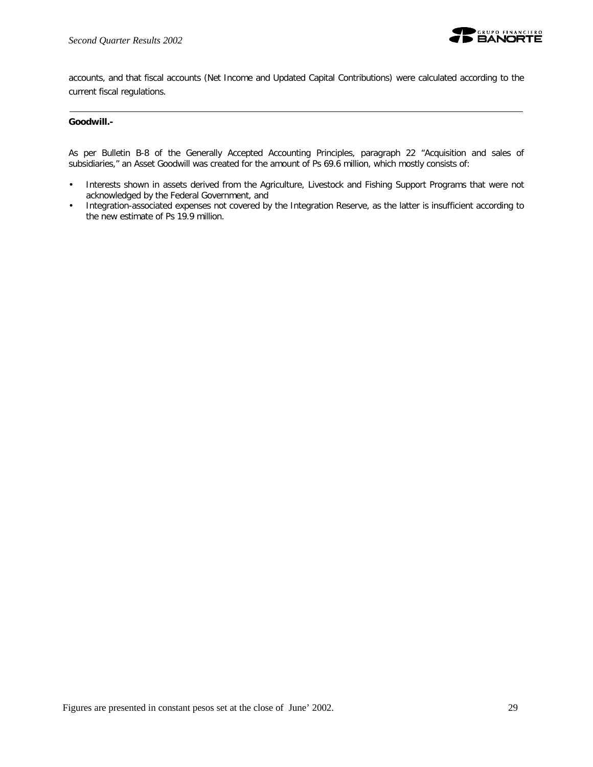accounts, and that fiscal accounts (Net Income and Updated Capital Contributions) were calculated according to the current fiscal regulations.

---

**Goodwill.-**

As per Bulletin B-8 of the Generally Accepted Accounting Principles, paragraph 22 "Acquisition and sales of subsidiaries," an Asset Goodwill was created for the amount of Ps 69.6 million, which mostly consists of:

- Interests shown in assets derived from the Agriculture, Livestock and Fishing Support Programs that were not acknowledged by the Federal Government, and
- Integration-associated expenses not covered by the Integration Reserve, as the latter is insufficient according to the new estimate of Ps 19.9 million.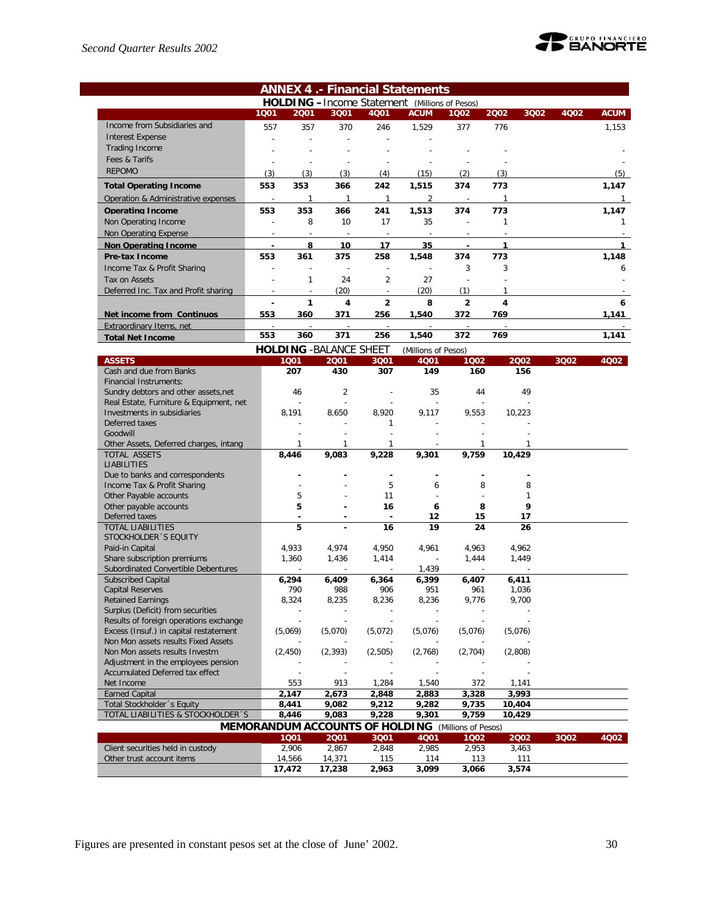## ANNEX 4 .- Financial Statements

**HOLDING – Income Statement** (Millions of Pesos)

| | 1Q01 | 2Q01 | 3Q01 | 4Q01 | ACUM | 1Q02 | 2Q02 | 3Q02 | 4Q02 | ACUM |
|---|---|---|---|---|---|---|---|---|---|---|
| Income from Subsidiaries and | 557 | 357 | 370 | 246 | 1,529 | 377 | 776 | | | 1,153 |
| Interest Expense | - | - | - | - | - | | | | | |
| Trading Income | - | - | - | - | - | - | - | | | - |
| Fees & Tarifs | - | - | - | - | - | - | - | | | - |
| REPOMO | (3) | (3) | (3) | (4) | (15) | (2) | (3) | | | (5) |
| **Total Operating Income** | **553** | **353** | **366** | **242** | **1,515** | **374** | **773** | | | **1,147** |
| Operation & Administrative expenses | - | 1 | 1 | 1 | 2 | - | 1 | | | 1 |
| **Operating Income** | **553** | **353** | **366** | **241** | **1,513** | **374** | **773** | | | **1,147** |
| Non Operating Income | - | 8 | 10 | 17 | 35 | - | 1 | | | 1 |
| Non Operating Expense | - | - | - | - | - | - | - | | | - |
| **Non Operating Income** | **-** | **8** | **10** | **17** | **35** | **-** | **1** | | | **1** |
| **Pre-tax Income** | **553** | **361** | **375** | **258** | **1,548** | **374** | **773** | | | **1,148** |
| Income Tax & Profit Sharing | - | - | - | - | - | 3 | 3 | | | 6 |
| Tax on Assets | - | 1 | 24 | 2 | 27 | - | - | | | - |
| Deferred Inc. Tax and Profit sharing | - | - | (20) | - | (20) | (1) | 1 | | | - |
| | **-** | **1** | **4** | **2** | **8** | **2** | **4** | | | **6** |
| **Net income from Continuos** | **553** | **360** | **371** | **256** | **1,540** | **372** | **769** | | | **1,141** |
| Extraordinary Items, net | - | - | - | - | - | - | - | | | - |
| **Total Net Income** | **553** | **360** | **371** | **256** | **1,540** | **372** | **769** | | | **1,141** |

**HOLDING -BALANCE SHEET** (Millions of Pesos)

| ASSETS | 1Q01 | 2Q01 | 3Q01 | 4Q01 | 1Q02 | 2Q02 | 3Q02 | 4Q02 |
|---|---|---|---|---|---|---|---|---|
| Cash and due from Banks | **207** | **430** | **307** | **149** | **160** | **156** | | |
| Financial Instruments: | | | | | | | | |
| Sundry debtors and other assets,net | 46 | 2 | - | 35 | 44 | 49 | | |
| Real Estate, Furniture & Equipment, net | - | - | - | - | - | - | | |
| Investments in subsidiaries | 8,191 | 8,650 | 8,920 | 9,117 | 9,553 | 10,223 | | |
| Deferred taxes | - | - | 1 | - | - | - | | |
| Goodwill | - | - | - | - | - | - | | |
| Other Assets, Deferred charges, intang | 1 | 1 | 1 | - | 1 | 1 | | |
| TOTAL ASSETS | **8,446** | **9,083** | **9,228** | **9,301** | **9,759** | **10,429** | | |
| LIABILITIES | | | | | | | | |
| Due to banks and correspondents | **-** | **-** | **-** | **-** | **-** | **-** | | |
| Income Tax & Profit Sharing | - | - | 5 | 6 | 8 | 8 | | |
| Other Payable accounts | 5 | - | 11 | - | - | 1 | | |
| Other payable accounts | **5** | **-** | **16** | **6** | **8** | **9** | | |
| Deferred taxes | **-** | **-** | **-** | **12** | **15** | **17** | | |
| TOTAL LIABILITIES | **5** | **-** | **16** | **19** | **24** | **26** | | |
| STOCKHOLDER´S EQUITY | | | | | | | | |
| Paid-in Capital | 4,933 | 4,974 | 4,950 | 4,961 | 4,963 | 4,962 | | |
| Share subscription premiums | 1,360 | 1,436 | 1,414 | - | 1,444 | 1,449 | | |
| Subordinated Convertible Debentures | - | - | - | 1,439 | - | - | | |
| Subscribed Capital | **6,294** | **6,409** | **6,364** | **6,399** | **6,407** | **6,411** | | |
| Capital Reserves | 790 | 988 | 906 | 951 | 961 | 1,036 | | |
| Retained Earnings | 8,324 | 8,235 | 8,236 | 8,236 | 9,776 | 9,700 | | |
| Surplus (Deficit) from securities | - | - | - | - | - | - | | |
| Results of foreign operations exchange | - | - | - | - | - | - | | |
| Excess (Insuf.) in capital restatement | (5,069) | (5,070) | (5,072) | (5,076) | (5,076) | (5,076) | | |
| Non Mon assets results Fixed Assets | - | - | - | - | - | - | | |
| Non Mon assets results Investm | (2,450) | (2,393) | (2,505) | (2,768) | (2,704) | (2,808) | | |
| Adjustment in the employees pension | - | - | - | - | - | - | | |
| Accumulated Deferred tax effect | - | - | - | - | - | - | | |
| Net Income | 553 | 913 | 1,284 | 1,540 | 372 | 1,141 | | |
| Earned Capital | **2,147** | **2,673** | **2,848** | **2,883** | **3,328** | **3,993** | | |
| Total Stockholder´s Equity | **8,441** | **9,082** | **9,212** | **9,282** | **9,735** | **10,404** | | |
| TOTAL LIABILITIES & STOCKHOLDER´S | **8,446** | **9,083** | **9,228** | **9,301** | **9,759** | **10,429** | | |

**MEMORANDUM ACCOUNTS OF HOLDING** (Millions of Pesos)

| | 1Q01 | 2Q01 | 3Q01 | 4Q01 | 1Q02 | 2Q02 | 3Q02 | 4Q02 |
|---|---|---|---|---|---|---|---|---|
| Client securities held in custody | 2,906 | 2,867 | 2,848 | 2,985 | 2,953 | 3,463 | | |
| Other trust account items | 14,566 | 14,371 | 115 | 114 | 113 | 111 | | |
| | **17,472** | **17,238** | **2,963** | **3,099** | **3,066** | **3,574** | | |

Figures are presented in constant pesos set at the close of June' 2002.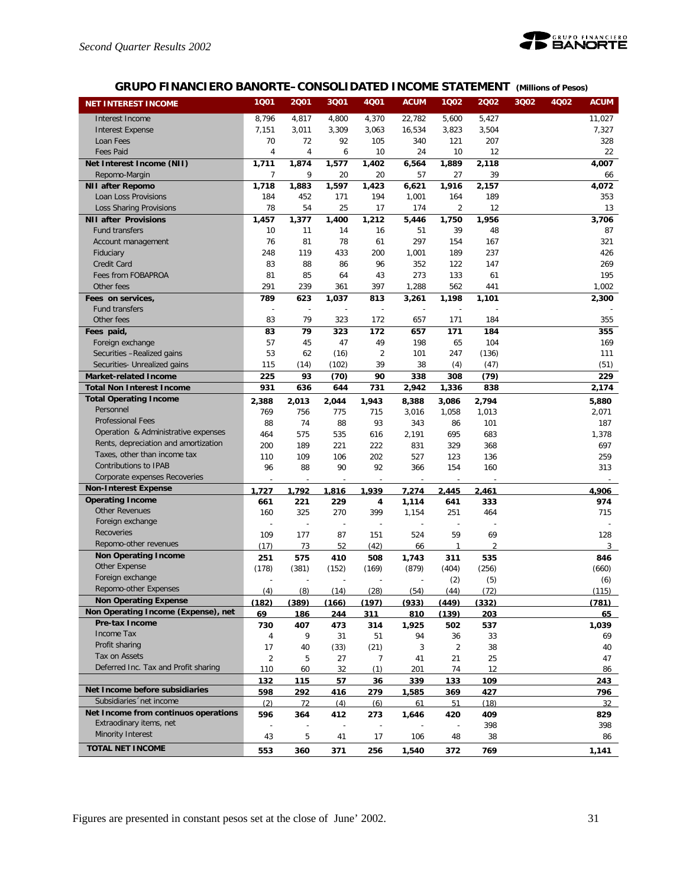## GRUPO FINANCIERO BANORTE–CONSOLIDATED INCOME STATEMENT (Millions of Pesos)

| NET INTEREST INCOME | 1Q01 | 2Q01 | 3Q01 | 4Q01 | ACUM | 1Q02 | 2Q02 | 3Q02 | 4Q02 | ACUM |
|---|---|---|---|---|---|---|---|---|---|---|
| Interest Income | 8,796 | 4,817 | 4,800 | 4,370 | 22,782 | 5,600 | 5,427 | | | 11,027 |
| Interest Expense | 7,151 | 3,011 | 3,309 | 3,063 | 16,534 | 3,823 | 3,504 | | | 7,327 |
| Loan Fees | 70 | 72 | 92 | 105 | 340 | 121 | 207 | | | 328 |
| Fees Paid | 4 | 4 | 6 | 10 | 24 | 10 | 12 | | | 22 |
| **Net Interest Income (NII)** | **1,711** | **1,874** | **1,577** | **1,402** | **6,564** | **1,889** | **2,118** | | | **4,007** |
| Repomo-Margin | 7 | 9 | 20 | 20 | 57 | 27 | 39 | | | 66 |
| **NII after Repomo** | **1,718** | **1,883** | **1,597** | **1,423** | **6,621** | **1,916** | **2,157** | | | **4,072** |
| Loan Loss Provisions | 184 | 452 | 171 | 194 | 1,001 | 164 | 189 | | | 353 |
| Loss Sharing Provisions | 78 | 54 | 25 | 17 | 174 | 2 | 12 | | | 13 |
| **NII after Provisions** | **1,457** | **1,377** | **1,400** | **1,212** | **5,446** | **1,750** | **1,956** | | | **3,706** |
| Fund transfers | 10 | 11 | 14 | 16 | 51 | 39 | 48 | | | 87 |
| Account management | 76 | 81 | 78 | 61 | 297 | 154 | 167 | | | 321 |
| Fiduciary | 248 | 119 | 433 | 200 | 1,001 | 189 | 237 | | | 426 |
| Credit Card | 83 | 88 | 86 | 96 | 352 | 122 | 147 | | | 269 |
| Fees from FOBAPROA | 81 | 85 | 64 | 43 | 273 | 133 | 61 | | | 195 |
| Other fees | 291 | 239 | 361 | 397 | 1,288 | 562 | 441 | | | 1,002 |
| **Fees on services,** | **789** | **623** | **1,037** | **813** | **3,261** | **1,198** | **1,101** | | | **2,300** |
| Fund transfers | - | - | - | - | - | - | - | | | - |
| Other fees | 83 | 79 | 323 | 172 | 657 | 171 | 184 | | | 355 |
| **Fees paid,** | **83** | **79** | **323** | **172** | **657** | **171** | **184** | | | **355** |
| Foreign exchange | 57 | 45 | 47 | 49 | 198 | 65 | 104 | | | 169 |
| Securities –Realized gains | 53 | 62 | (16) | 2 | 101 | 247 | (136) | | | 111 |
| Securities- Unrealized gains | 115 | (14) | (102) | 39 | 38 | (4) | (47) | | | (51) |
| **Market-related Income** | **225** | **93** | **(70)** | **90** | **338** | **308** | **(79)** | | | **229** |
| **Total Non Interest Income** | **931** | **636** | **644** | **731** | **2,942** | **1,336** | **838** | | | **2,174** |
| **Total Operating Income** | **2,388** | **2,013** | **2,044** | **1,943** | **8,388** | **3,086** | **2,794** | | | **5,880** |
| Personnel | 769 | 756 | 775 | 715 | 3,016 | 1,058 | 1,013 | | | 2,071 |
| Professional Fees | 88 | 74 | 88 | 93 | 343 | 86 | 101 | | | 187 |
| Operation & Administrative expenses | 464 | 575 | 535 | 616 | 2,191 | 695 | 683 | | | 1,378 |
| Rents, depreciation and amortization | 200 | 189 | 221 | 222 | 831 | 329 | 368 | | | 697 |
| Taxes, other than income tax | 110 | 109 | 106 | 202 | 527 | 123 | 136 | | | 259 |
| Contributions to IPAB | 96 | 88 | 90 | 92 | 366 | 154 | 160 | | | 313 |
| Corporate expenses Recoveries | - | - | - | - | - | - | - | | | - |
| **Non-Interest Expense** | **1,727** | **1,792** | **1,816** | **1,939** | **7,274** | **2,445** | **2,461** | | | **4,906** |
| **Operating Income** | **661** | **221** | **229** | **4** | **1,114** | **641** | **333** | | | **974** |
| Other Revenues | 160 | 325 | 270 | 399 | 1,154 | 251 | 464 | | | 715 |
| Foreign exchange | - | - | - | - | - | - | - | | | - |
| Recoveries | 109 | 177 | 87 | 151 | 524 | 59 | 69 | | | 128 |
| Repomo-other revenues | (17) | 73 | 52 | (42) | 66 | 1 | 2 | | | 3 |
| **Non Operating Income** | **251** | **575** | **410** | **508** | **1,743** | **311** | **535** | | | **846** |
| Other Expense | (178) | (381) | (152) | (169) | (879) | (404) | (256) | | | (660) |
| Foreign exchange | - | - | - | - | - | (2) | (5) | | | (6) |
| Repomo-other Expenses | (4) | (8) | (14) | (28) | (54) | (44) | (72) | | | (115) |
| **Non Operating Expense** | **(182)** | **(389)** | **(166)** | **(197)** | **(933)** | **(449)** | **(332)** | | | **(781)** |
| **Non Operating Income (Expense), net** | **69** | **186** | **244** | **311** | **810** | **(139)** | **203** | | | **65** |
| **Pre-tax Income** | **730** | **407** | **473** | **314** | **1,925** | **502** | **537** | | | **1,039** |
| Income Tax | 4 | 9 | 31 | 51 | 94 | 36 | 33 | | | 69 |
| Profit sharing | 17 | 40 | (33) | (21) | 3 | 2 | 38 | | | 40 |
| Tax on Assets | 2 | 5 | 27 | 7 | 41 | 21 | 25 | | | 47 |
| Deferred Inc. Tax and Profit sharing | 110 | 60 | 32 | (1) | 201 | 74 | 12 | | | 86 |
| | **132** | **115** | **57** | **36** | **339** | **133** | **109** | | | **243** |
| **Net Income before subsidiaries** | **598** | **292** | **416** | **279** | **1,585** | **369** | **427** | | | **796** |
| Subsidiaries´net income | (2) | 72 | (4) | (6) | 61 | 51 | (18) | | | 32 |
| **Net Income from continuos operations** | **596** | **364** | **412** | **273** | **1,646** | **420** | **409** | | | **829** |
| Extraordinary items, net | - | - | - | - | - | - | 398 | | | 398 |
| Minority Interest | 43 | 5 | 41 | 17 | 106 | 48 | 38 | | | 86 |
| **TOTAL NET INCOME** | **553** | **360** | **371** | **256** | **1,540** | **372** | **769** | | | **1,141** |

Figures are presented in constant pesos set at the close of June' 2002.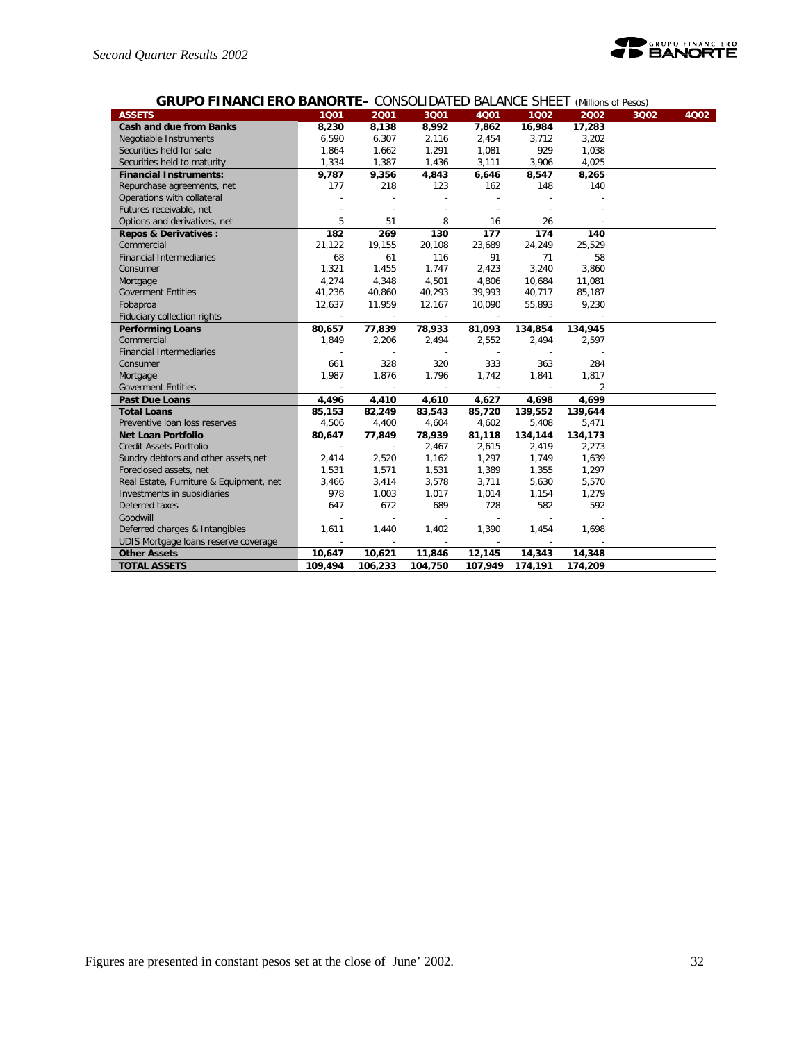## GRUPO FINANCIERO BANORTE– CONSOLIDATED BALANCE SHEET (Millions of Pesos)

| ASSETS | 1Q01 | 2Q01 | 3Q01 | 4Q01 | 1Q02 | 2Q02 | 3Q02 | 4Q02 |
|---|---|---|---|---|---|---|---|---|
| **Cash and due from Banks** | **8,230** | **8,138** | **8,992** | **7,862** | **16,984** | **17,283** | | |
| Negotiable Instruments | 6,590 | 6,307 | 2,116 | 2,454 | 3,712 | 3,202 | | |
| Securities held for sale | 1,864 | 1,662 | 1,291 | 1,081 | 929 | 1,038 | | |
| Securities held to maturity | 1,334 | 1,387 | 1,436 | 3,111 | 3,906 | 4,025 | | |
| **Financial Instruments:** | **9,787** | **9,356** | **4,843** | **6,646** | **8,547** | **8,265** | | |
| Repurchase agreements, net | 177 | 218 | 123 | 162 | 148 | 140 | | |
| Operations with collateral | - | - | - | - | - | - | | |
| Futures receivable, net | - | - | - | - | - | - | | |
| Options and derivatives, net | 5 | 51 | 8 | 16 | 26 | - | | |
| **Repos & Derivatives :** | **182** | **269** | **130** | **177** | **174** | **140** | | |
| Commercial | 21,122 | 19,155 | 20,108 | 23,689 | 24,249 | 25,529 | | |
| Financial Intermediaries | 68 | 61 | 116 | 91 | 71 | 58 | | |
| Consumer | 1,321 | 1,455 | 1,747 | 2,423 | 3,240 | 3,860 | | |
| Mortgage | 4,274 | 4,348 | 4,501 | 4,806 | 10,684 | 11,081 | | |
| Goverment Entities | 41,236 | 40,860 | 40,293 | 39,993 | 40,717 | 85,187 | | |
| Fobaproa | 12,637 | 11,959 | 12,167 | 10,090 | 55,893 | 9,230 | | |
| Fiduciary collection rights | - | - | - | - | - | - | | |
| **Performing Loans** | **80,657** | **77,839** | **78,933** | **81,093** | **134,854** | **134,945** | | |
| Commercial | 1,849 | 2,206 | 2,494 | 2,552 | 2,494 | 2,597 | | |
| Financial Intermediaries | - | - | - | - | - | - | | |
| Consumer | 661 | 328 | 320 | 333 | 363 | 284 | | |
| Mortgage | 1,987 | 1,876 | 1,796 | 1,742 | 1,841 | 1,817 | | |
| Goverment Entities | - | - | - | - | - | 2 | | |
| **Past Due Loans** | **4,496** | **4,410** | **4,610** | **4,627** | **4,698** | **4,699** | | |
| **Total Loans** | **85,153** | **82,249** | **83,543** | **85,720** | **139,552** | **139,644** | | |
| Preventive loan loss reserves | 4,506 | 4,400 | 4,604 | 4,602 | 5,408 | 5,471 | | |
| **Net Loan Portfolio** | **80,647** | **77,849** | **78,939** | **81,118** | **134,144** | **134,173** | | |
| Credit Assets Portfolio | - | - | 2,467 | 2,615 | 2,419 | 2,273 | | |
| Sundry debtors and other assets,net | 2,414 | 2,520 | 1,162 | 1,297 | 1,749 | 1,639 | | |
| Foreclosed assets, net | 1,531 | 1,571 | 1,531 | 1,389 | 1,355 | 1,297 | | |
| Real Estate, Furniture & Equipment, net | 3,466 | 3,414 | 3,578 | 3,711 | 5,630 | 5,570 | | |
| Investments in subsidiaries | 978 | 1,003 | 1,017 | 1,014 | 1,154 | 1,279 | | |
| Deferred taxes | 647 | 672 | 689 | 728 | 582 | 592 | | |
| Goodwill | - | - | - | - | - | - | | |
| Deferred charges & Intangibles | 1,611 | 1,440 | 1,402 | 1,390 | 1,454 | 1,698 | | |
| UDIS Mortgage loans reserve coverage | - | - | - | - | - | - | | |
| **Other Assets** | **10,647** | **10,621** | **11,846** | **12,145** | **14,343** | **14,348** | | |
| **TOTAL ASSETS** | **109,494** | **106,233** | **104,750** | **107,949** | **174,191** | **174,209** | | |

Figures are presented in constant pesos set at the close of June' 2002.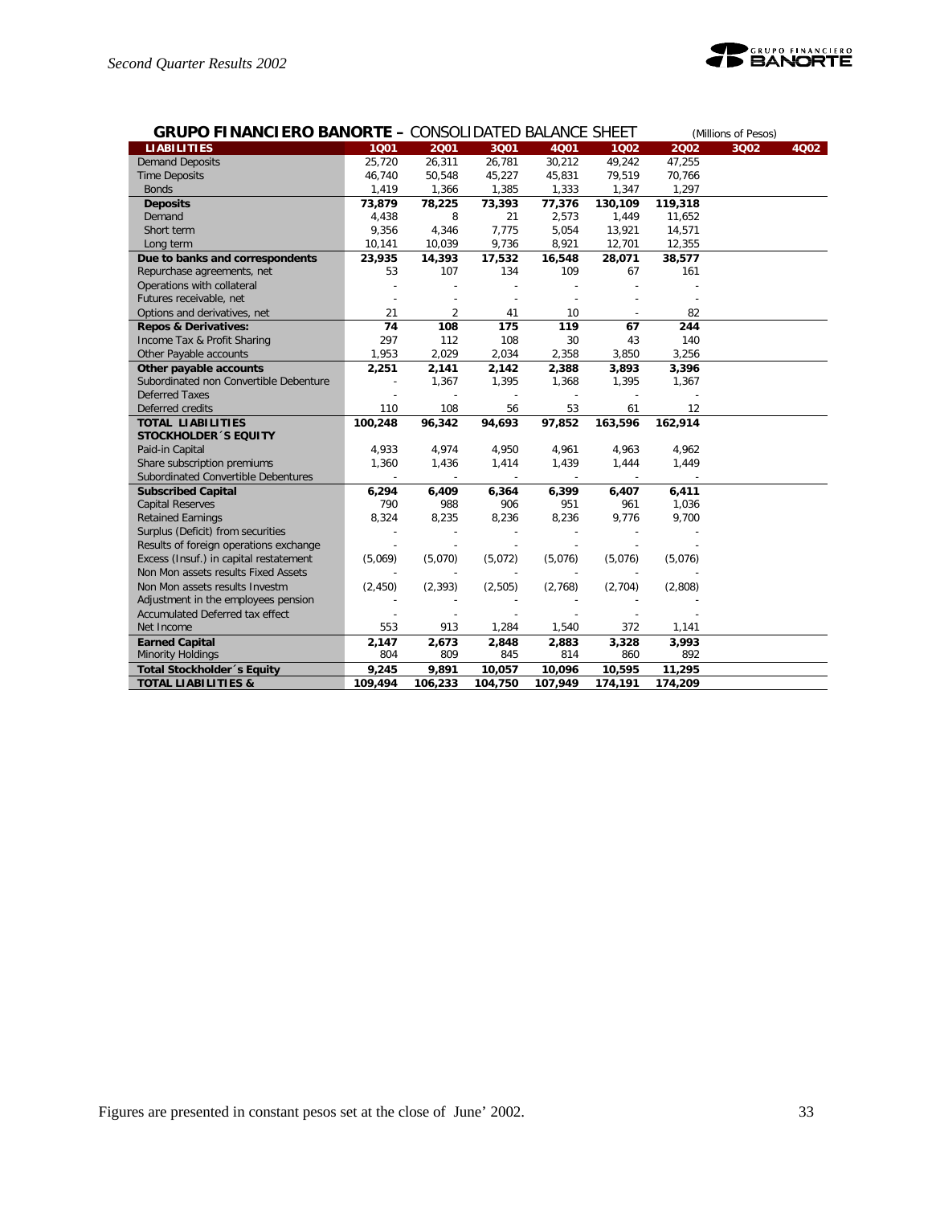**GRUPO FINANCIERO BANORTE –** CONSOLIDATED BALANCE SHEET (Millions of Pesos)

| LIABILITIES | 1Q01 | 2Q01 | 3Q01 | 4Q01 | 1Q02 | 2Q02 | 3Q02 | 4Q02 |
|---|---|---|---|---|---|---|---|---|
| Demand Deposits | 25,720 | 26,311 | 26,781 | 30,212 | 49,242 | 47,255 | | |
| Time Deposits | 46,740 | 50,548 | 45,227 | 45,831 | 79,519 | 70,766 | | |
| Bonds | 1,419 | 1,366 | 1,385 | 1,333 | 1,347 | 1,297 | | |
| **Deposits** | **73,879** | **78,225** | **73,393** | **77,376** | **130,109** | **119,318** | | |
| Demand | 4,438 | 8 | 21 | 2,573 | 1,449 | 11,652 | | |
| Short term | 9,356 | 4,346 | 7,775 | 5,054 | 13,921 | 14,571 | | |
| Long term | 10,141 | 10,039 | 9,736 | 8,921 | 12,701 | 12,355 | | |
| **Due to banks and correspondents** | **23,935** | **14,393** | **17,532** | **16,548** | **28,071** | **38,577** | | |
| Repurchase agreements, net | 53 | 107 | 134 | 109 | 67 | 161 | | |
| Operations with collateral | - | - | - | - | - | - | | |
| Futures receivable, net | - | - | - | - | - | - | | |
| Options and derivatives, net | 21 | 2 | 41 | 10 | - | 82 | | |
| **Repos & Derivatives:** | **74** | **108** | **175** | **119** | **67** | **244** | | |
| Income Tax & Profit Sharing | 297 | 112 | 108 | 30 | 43 | 140 | | |
| Other Payable accounts | 1,953 | 2,029 | 2,034 | 2,358 | 3,850 | 3,256 | | |
| **Other payable accounts** | **2,251** | **2,141** | **2,142** | **2,388** | **3,893** | **3,396** | | |
| Subordinated non Convertible Debenture | - | 1,367 | 1,395 | 1,368 | 1,395 | 1,367 | | |
| Deferred Taxes | - | - | - | - | - | - | | |
| Deferred credits | 110 | 108 | 56 | 53 | 61 | 12 | | |
| **TOTAL LIABILITIES** | **100,248** | **96,342** | **94,693** | **97,852** | **163,596** | **162,914** | | |
| **STOCKHOLDER´S EQUITY** | | | | | | | | |
| Paid-in Capital | 4,933 | 4,974 | 4,950 | 4,961 | 4,963 | 4,962 | | |
| Share subscription premiums | 1,360 | 1,436 | 1,414 | 1,439 | 1,444 | 1,449 | | |
| Subordinated Convertible Debentures | - | - | - | - | - | - | | |
| **Subscribed Capital** | **6,294** | **6,409** | **6,364** | **6,399** | **6,407** | **6,411** | | |
| Capital Reserves | 790 | 988 | 906 | 951 | 961 | 1,036 | | |
| Retained Earnings | 8,324 | 8,235 | 8,236 | 8,236 | 9,776 | 9,700 | | |
| Surplus (Deficit) from securities | - | - | - | - | - | - | | |
| Results of foreign operations exchange | - | - | - | - | - | - | | |
| Excess (Insuf.) in capital restatement | (5,069) | (5,070) | (5,072) | (5,076) | (5,076) | (5,076) | | |
| Non Mon assets results Fixed Assets | - | - | - | - | - | - | | |
| Non Mon assets results Investm | (2,450) | (2,393) | (2,505) | (2,768) | (2,704) | (2,808) | | |
| Adjustment in the employees pension | - | - | - | - | - | - | | |
| Accumulated Deferred tax effect | - | - | - | - | - | - | | |
| Net Income | 553 | 913 | 1,284 | 1,540 | 372 | 1,141 | | |
| **Earned Capital** | **2,147** | **2,673** | **2,848** | **2,883** | **3,328** | **3,993** | | |
| Minority Holdings | 804 | 809 | 845 | 814 | 860 | 892 | | |
| **Total Stockholder´s Equity** | **9,245** | **9,891** | **10,057** | **10,096** | **10,595** | **11,295** | | |
| **TOTAL LIABILITIES &** | **109,494** | **106,233** | **104,750** | **107,949** | **174,191** | **174,209** | | |

Figures are presented in constant pesos set at the close of June' 2002.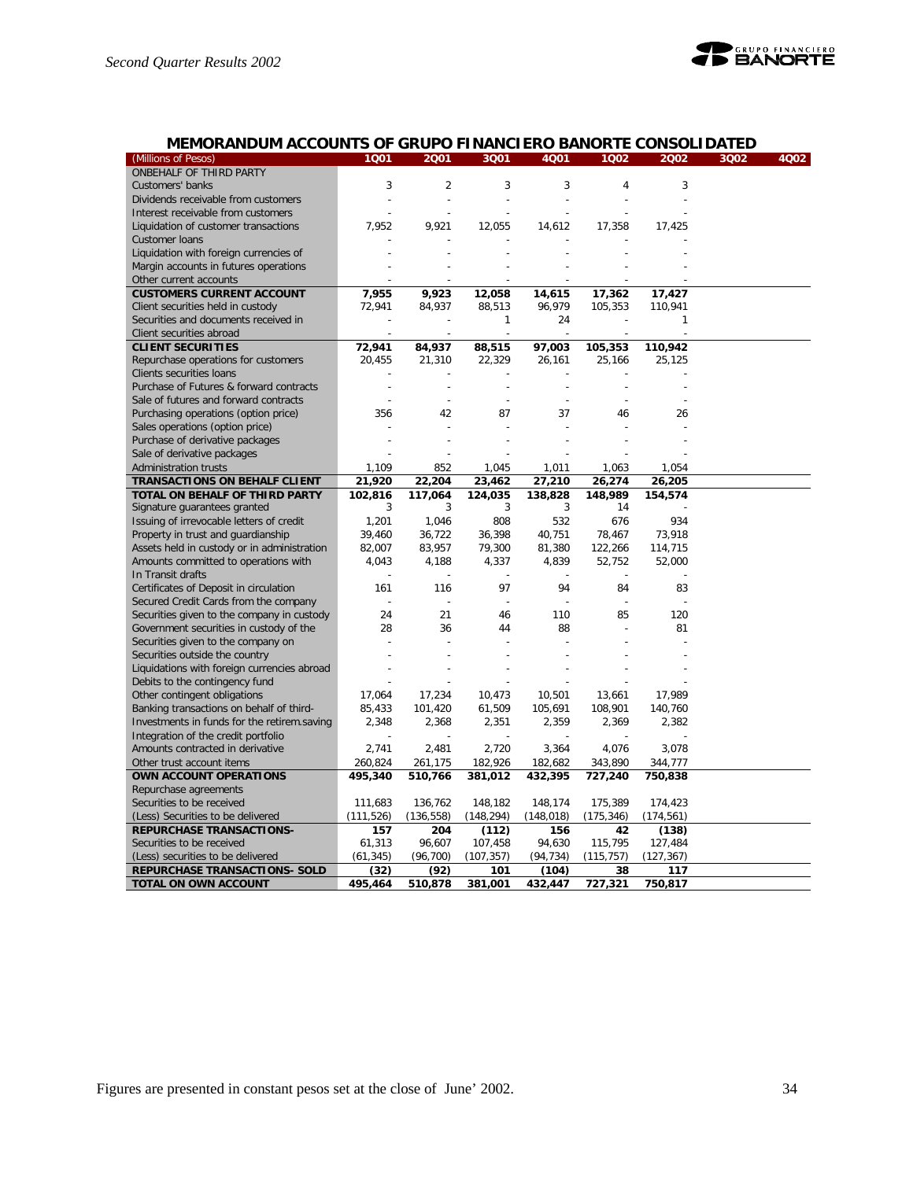## MEMORANDUM ACCOUNTS OF GRUPO FINANCIERO BANORTE CONSOLIDATED

| (Millions of Pesos) | 1Q01 | 2Q01 | 3Q01 | 4Q01 | 1Q02 | 2Q02 | 3Q02 | 4Q02 |
|---|---|---|---|---|---|---|---|---|
| ONBEHALF OF THIRD PARTY | | | | | | | | |
| Customers' banks | 3 | 2 | 3 | 3 | 4 | 3 | | |
| Dividends receivable from customers | - | - | - | - | - | - | | |
| Interest receivable from customers | - | - | - | - | - | - | | |
| Liquidation of customer transactions | 7,952 | 9,921 | 12,055 | 14,612 | 17,358 | 17,425 | | |
| Customer loans | - | - | - | - | - | - | | |
| Liquidation with foreign currencies of | - | - | - | - | - | - | | |
| Margin accounts in futures operations | - | - | - | - | - | - | | |
| Other current accounts | - | - | - | - | - | - | | |
| **CUSTOMERS CURRENT ACCOUNT** | **7,955** | **9,923** | **12,058** | **14,615** | **17,362** | **17,427** | | |
| Client securities held in custody | 72,941 | 84,937 | 88,513 | 96,979 | 105,353 | 110,941 | | |
| Securities and documents received in | - | - | 1 | 24 | - | 1 | | |
| Client securities abroad | - | - | - | - | - | - | | |
| **CLIENT SECURITIES** | **72,941** | **84,937** | **88,515** | **97,003** | **105,353** | **110,942** | | |
| Repurchase operations for customers | 20,455 | 21,310 | 22,329 | 26,161 | 25,166 | 25,125 | | |
| Clients securities loans | - | - | - | - | - | - | | |
| Purchase of Futures & forward contracts | - | - | - | - | - | - | | |
| Sale of futures and forward contracts | - | - | - | - | - | - | | |
| Purchasing operations (option price) | 356 | 42 | 87 | 37 | 46 | 26 | | |
| Sales operations (option price) | - | - | - | - | - | - | | |
| Purchase of derivative packages | - | - | - | - | - | - | | |
| Sale of derivative packages | - | - | - | - | - | - | | |
| Administration trusts | 1,109 | 852 | 1,045 | 1,011 | 1,063 | 1,054 | | |
| **TRANSACTIONS ON BEHALF CLIENT** | **21,920** | **22,204** | **23,462** | **27,210** | **26,274** | **26,205** | | |
| **TOTAL ON BEHALF OF THIRD PARTY** | **102,816** | **117,064** | **124,035** | **138,828** | **148,989** | **154,574** | | |
| Signature guarantees granted | 3 | 3 | 3 | 3 | 14 | - | | |
| Issuing of irrevocable letters of credit | 1,201 | 1,046 | 808 | 532 | 676 | 934 | | |
| Property in trust and guardianship | 39,460 | 36,722 | 36,398 | 40,751 | 78,467 | 73,918 | | |
| Assets held in custody or in administration | 82,007 | 83,957 | 79,300 | 81,380 | 122,266 | 114,715 | | |
| Amounts committed to operations with | 4,043 | 4,188 | 4,337 | 4,839 | 52,752 | 52,000 | | |
| In Transit drafts | - | - | - | - | - | - | | |
| Certificates of Deposit in circulation | 161 | 116 | 97 | 94 | 84 | 83 | | |
| Secured Credit Cards from the company | - | - | - | - | - | - | | |
| Securities given to the company in custody | 24 | 21 | 46 | 110 | 85 | 120 | | |
| Government securities in custody of the | 28 | 36 | 44 | 88 | - | 81 | | |
| Securities given to the company on | - | - | - | - | - | - | | |
| Securities outside the country | - | - | - | - | - | - | | |
| Liquidations with foreign currencies abroad | - | - | - | - | - | - | | |
| Debits to the contingency fund | - | - | - | - | - | - | | |
| Other contingent obligations | 17,064 | 17,234 | 10,473 | 10,501 | 13,661 | 17,989 | | |
| Banking transactions on behalf of third- | 85,433 | 101,420 | 61,509 | 105,691 | 108,901 | 140,760 | | |
| Investments in funds for the retirem.saving | 2,348 | 2,368 | 2,351 | 2,359 | 2,369 | 2,382 | | |
| Integration of the credit portfolio | - | - | - | - | - | - | | |
| Amounts contracted in derivative | 2,741 | 2,481 | 2,720 | 3,364 | 4,076 | 3,078 | | |
| Other trust account items | 260,824 | 261,175 | 182,926 | 182,682 | 343,890 | 344,777 | | |
| **OWN ACCOUNT OPERATIONS** | **495,340** | **510,766** | **381,012** | **432,395** | **727,240** | **750,838** | | |
| Repurchase agreements | | | | | | | | |
| Securities to be received | 111,683 | 136,762 | 148,182 | 148,174 | 175,389 | 174,423 | | |
| (Less) Securities to be delivered | (111,526) | (136,558) | (148,294) | (148,018) | (175,346) | (174,561) | | |
| **REPURCHASE TRANSACTIONS-** | **157** | **204** | **(112)** | **156** | **42** | **(138)** | | |
| Securities to be received | 61,313 | 96,607 | 107,458 | 94,630 | 115,795 | 127,484 | | |
| (Less) securities to be delivered | (61,345) | (96,700) | (107,357) | (94,734) | (115,757) | (127,367) | | |
| **REPURCHASE TRANSACTIONS- SOLD** | **(32)** | **(92)** | **101** | **(104)** | **38** | **117** | | |
| **TOTAL ON OWN ACCOUNT** | **495,464** | **510,878** | **381,001** | **432,447** | **727,321** | **750,817** | | |

Figures are presented in constant pesos set at the close of June' 2002.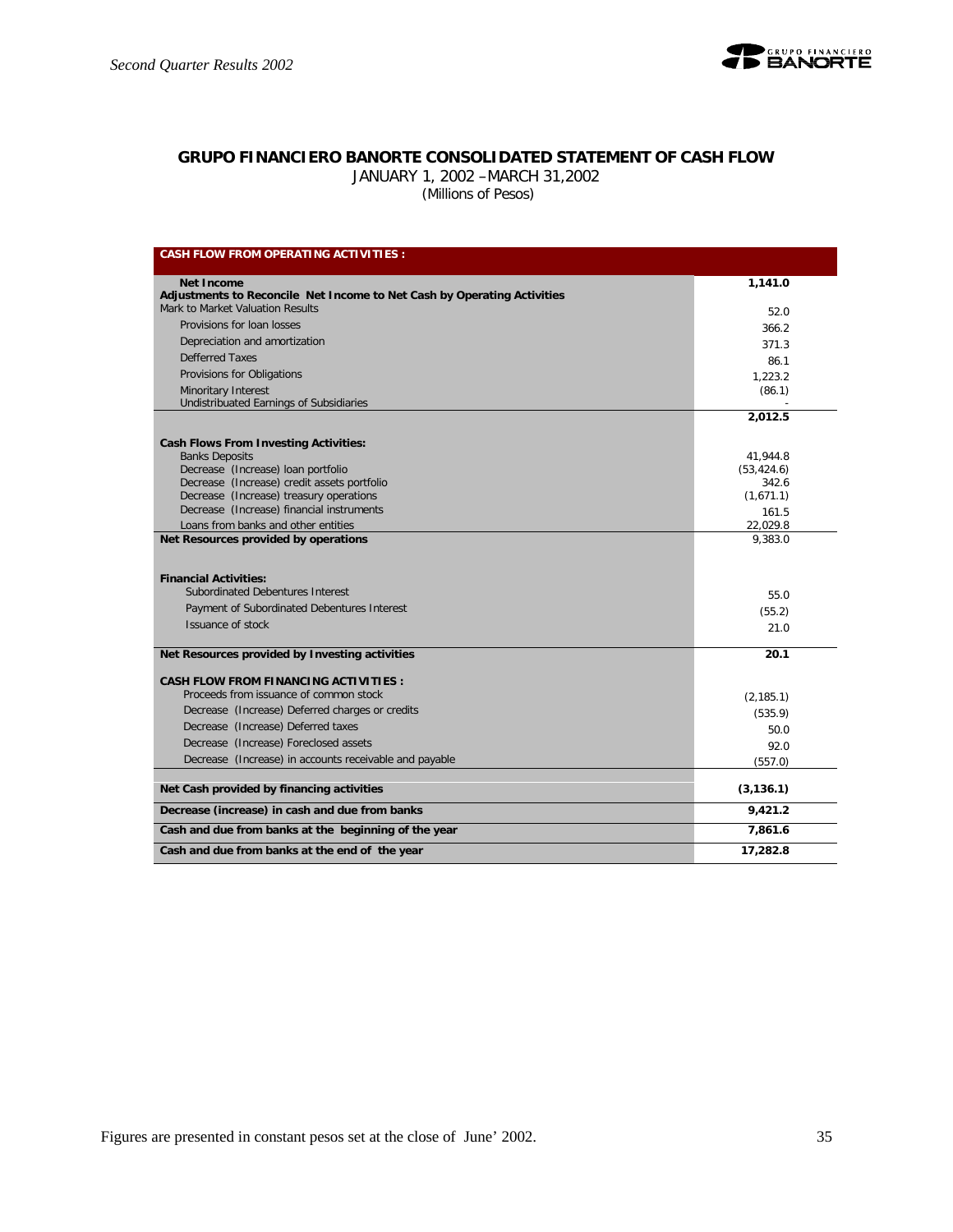## GRUPO FINANCIERO BANORTE CONSOLIDATED STATEMENT OF CASH FLOW

JANUARY 1, 2002 –MARCH 31,2002

(Millions of Pesos)

| CASH FLOW FROM OPERATING ACTIVITIES : | |
|---|---|
| **Net Income** | **1,141.0** |
| **Adjustments to Reconcile Net Income to Net Cash by Operating Activities** | |
| Mark to Market Valuation Results | 52.0 |
| Provisions for loan losses | 366.2 |
| Depreciation and amortization | 371.3 |
| Defferred Taxes | 86.1 |
| Provisions for Obligations | 1,223.2 |
| Minoritary Interest | (86.1) |
| Undistribuated Earnings of Subsidiaries | - |
| | **2,012.5** |
| **Cash Flows From Investing Activities:** | |
| Banks Deposits | 41,944.8 |
| Decrease (Increase) loan portfolio | (53,424.6) |
| Decrease (Increase) credit assets portfolio | 342.6 |
| Decrease (Increase) treasury operations | (1,671.1) |
| Decrease (Increase) financial instruments | 161.5 |
| Loans from banks and other entities | 22,029.8 |
| **Net Resources provided by operations** | 9,383.0 |
| **Financial Activities:** | |
| Subordinated Debentures Interest | 55.0 |
| Payment of Subordinated Debentures Interest | (55.2) |
| Issuance of stock | 21.0 |
| **Net Resources provided by Investing activities** | **20.1** |
| **CASH FLOW FROM FINANCING ACTIVITIES :** | |
| Proceeds from issuance of common stock | (2,185.1) |
| Decrease (Increase) Deferred charges or credits | (535.9) |
| Decrease (Increase) Deferred taxes | 50.0 |
| Decrease (Increase) Foreclosed assets | 92.0 |
| Decrease (Increase) in accounts receivable and payable | (557.0) |
| **Net Cash provided by financing activities** | **(3,136.1)** |
| **Decrease (increase) in cash and due from banks** | **9,421.2** |
| **Cash and due from banks at the beginning of the year** | **7,861.6** |
| **Cash and due from banks at the end of the year** | **17,282.8** |

Figures are presented in constant pesos set at the close of June' 2002.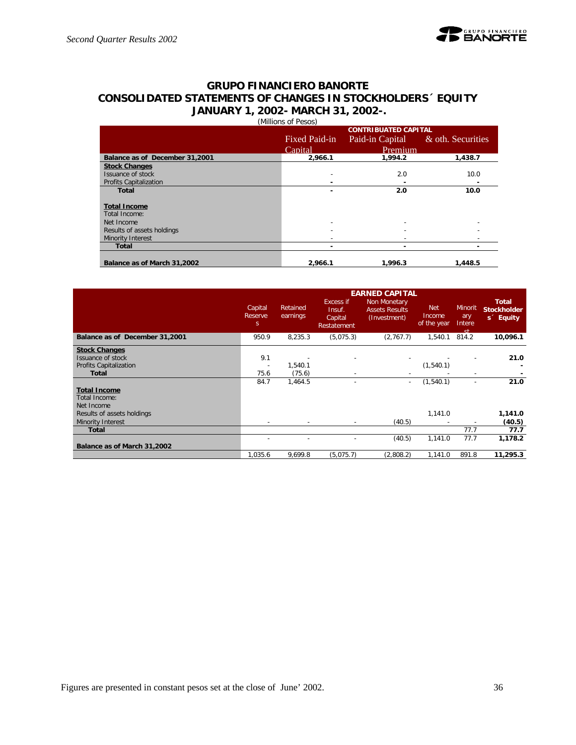# GRUPO FINANCIERO BANORTE

## CONSOLIDATED STATEMENTS OF CHANGES IN STOCKHOLDERS´ EQUITY

### JANUARY 1, 2002- MARCH 31, 2002-.

(Millions of Pesos)

| | CONTRIBUATED CAPITAL | | |
|---|---|---|---|
| | Fixed Paid-in Capital | Paid-in Capital Premium | & oth. Securities |
| **Balance as of December 31,2001** | **2,966.1** | **1,994.2** | **1,438.7** |
| **Stock Changes** | | | |
| Issuance of stock | - | 2.0 | 10.0 |
| Profits Capitalization | - | - | - |
| **Total** | - | **2.0** | **10.0** |
| **Total Income** | | | |
| Total Income: | | | |
| Net Income | - | - | - |
| Results of assets holdings | - | - | - |
| Minority Interest | - | - | - |
| **Total** | - | - | - |
| **Balance as of March 31,2002** | **2,966.1** | **1,996.3** | **1,448.5** |

| | EARNED CAPITAL | | | | | | |
|---|---|---|---|---|---|---|---|
| | Capital Reserves | Retained earnings | Excess if Insuf. Capital Restatement | Non Monetary Assets Results (Investment) | Net Income of the year | Minoritary Interest | **Total Stockholders´ Equity** |
| **Balance as of December 31,2001** | 950.9 | 8,235.3 | (5,075.3) | (2,767.7) | 1,540.1 | 814.2 | **10,096.1** |
| **Stock Changes** | | | | | | | |
| Issuance of stock | 9.1 | - | - | - | - | - | **21.0** |
| Profits Capitalization | - | 1,540.1 | | | (1,540.1) | | - |
| **Total** | 75.6 | (75.6) | - | - | - | - | - |
| | 84.7 | 1,464.5 | - | - | (1,540.1) | - | **21.0** |
| **Total Income** | | | | | | | |
| Total Income: | | | | | | | |
| Net Income | | | | | | | |
| Results of assets holdings | | | | | 1,141.0 | | **1,141.0** |
| Minority Interest | - | - | - | (40.5) | - | - | **(40.5)** |
| **Total** | | | | | | 77.7 | **77.7** |
| | - | - | - | (40.5) | 1,141.0 | 77.7 | **1,178.2** |
| **Balance as of March 31,2002** | 1,035.6 | 9,699.8 | (5,075.7) | (2,808.2) | 1,141.0 | 891.8 | **11,295.3** |

Figures are presented in constant pesos set at the close of June' 2002.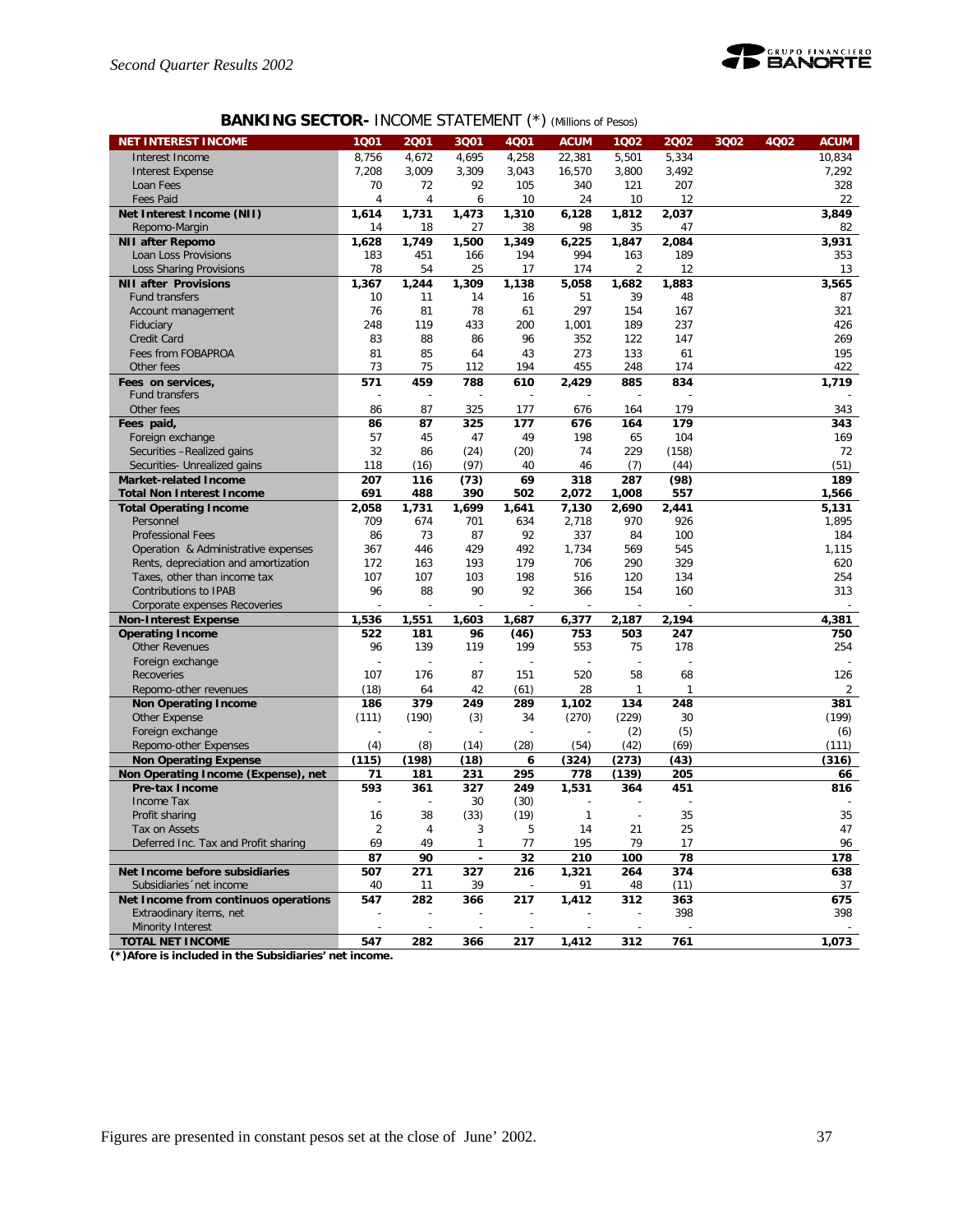## BANKING SECTOR- INCOME STATEMENT (*) (Millions of Pesos)

| NET INTEREST INCOME | 1Q01 | 2Q01 | 3Q01 | 4Q01 | ACUM | 1Q02 | 2Q02 | 3Q02 | 4Q02 | ACUM |
|---|---|---|---|---|---|---|---|---|---|---|
| Interest Income | 8,756 | 4,672 | 4,695 | 4,258 | 22,381 | 5,501 | 5,334 | | | 10,834 |
| Interest Expense | 7,208 | 3,009 | 3,309 | 3,043 | 16,570 | 3,800 | 3,492 | | | 7,292 |
| Loan Fees | 70 | 72 | 92 | 105 | 340 | 121 | 207 | | | 328 |
| Fees Paid | 4 | 4 | 6 | 10 | 24 | 10 | 12 | | | 22 |
| **Net Interest Income (NII)** | **1,614** | **1,731** | **1,473** | **1,310** | **6,128** | **1,812** | **2,037** | | | **3,849** |
| Repomo-Margin | 14 | 18 | 27 | 38 | 98 | 35 | 47 | | | 82 |
| **NII after Repomo** | **1,628** | **1,749** | **1,500** | **1,349** | **6,225** | **1,847** | **2,084** | | | **3,931** |
| Loan Loss Provisions | 183 | 451 | 166 | 194 | 994 | 163 | 189 | | | 353 |
| Loss Sharing Provisions | 78 | 54 | 25 | 17 | 174 | 2 | 12 | | | 13 |
| **NII after Provisions** | **1,367** | **1,244** | **1,309** | **1,138** | **5,058** | **1,682** | **1,883** | | | **3,565** |
| Fund transfers | 10 | 11 | 14 | 16 | 51 | 39 | 48 | | | 87 |
| Account management | 76 | 81 | 78 | 61 | 297 | 154 | 167 | | | 321 |
| Fiduciary | 248 | 119 | 433 | 200 | 1,001 | 189 | 237 | | | 426 |
| Credit Card | 83 | 88 | 86 | 96 | 352 | 122 | 147 | | | 269 |
| Fees from FOBAPROA | 81 | 85 | 64 | 43 | 273 | 133 | 61 | | | 195 |
| Other fees | 73 | 75 | 112 | 194 | 455 | 248 | 174 | | | 422 |
| **Fees on services,** | **571** | **459** | **788** | **610** | **2,429** | **885** | **834** | | | **1,719** |
| Fund transfers | - | - | - | - | - | - | - | | | - |
| Other fees | 86 | 87 | 325 | 177 | 676 | 164 | 179 | | | 343 |
| **Fees paid,** | **86** | **87** | **325** | **177** | **676** | **164** | **179** | | | **343** |
| Foreign exchange | 57 | 45 | 47 | 49 | 198 | 65 | 104 | | | 169 |
| Securities –Realized gains | 32 | 86 | (24) | (20) | 74 | 229 | (158) | | | 72 |
| Securities- Unrealized gains | 118 | (16) | (97) | 40 | 46 | (7) | (44) | | | (51) |
| **Market-related Income** | **207** | **116** | **(73)** | **69** | **318** | **287** | **(98)** | | | **189** |
| **Total Non Interest Income** | **691** | **488** | **390** | **502** | **2,072** | **1,008** | **557** | | | **1,566** |
| **Total Operating Income** | **2,058** | **1,731** | **1,699** | **1,641** | **7,130** | **2,690** | **2,441** | | | **5,131** |
| Personnel | 709 | 674 | 701 | 634 | 2,718 | 970 | 926 | | | 1,895 |
| Professional Fees | 86 | 73 | 87 | 92 | 337 | 84 | 100 | | | 184 |
| Operation & Administrative expenses | 367 | 446 | 429 | 492 | 1,734 | 569 | 545 | | | 1,115 |
| Rents, depreciation and amortization | 172 | 163 | 193 | 179 | 706 | 290 | 329 | | | 620 |
| Taxes, other than income tax | 107 | 107 | 103 | 198 | 516 | 120 | 134 | | | 254 |
| Contributions to IPAB | 96 | 88 | 90 | 92 | 366 | 154 | 160 | | | 313 |
| Corporate expenses Recoveries | - | - | - | - | - | - | - | | | - |
| **Non-Interest Expense** | **1,536** | **1,551** | **1,603** | **1,687** | **6,377** | **2,187** | **2,194** | | | **4,381** |
| **Operating Income** | **522** | **181** | **96** | **(46)** | **753** | **503** | **247** | | | **750** |
| Other Revenues | 96 | 139 | 119 | 199 | 553 | 75 | 178 | | | 254 |
| Foreign exchange | - | - | - | - | - | - | - | | | - |
| Recoveries | 107 | 176 | 87 | 151 | 520 | 58 | 68 | | | 126 |
| Repomo-other revenues | (18) | 64 | 42 | (61) | 28 | 1 | 1 | | | 2 |
| **Non Operating Income** | **186** | **379** | **249** | **289** | **1,102** | **134** | **248** | | | **381** |
| Other Expense | (111) | (190) | (3) | 34 | (270) | (229) | 30 | | | (199) |
| Foreign exchange | - | - | - | - | - | (2) | (5) | | | (6) |
| Repomo-other Expenses | (4) | (8) | (14) | (28) | (54) | (42) | (69) | | | (111) |
| **Non Operating Expense** | **(115)** | **(198)** | **(18)** | **6** | **(324)** | **(273)** | **(43)** | | | **(316)** |
| **Non Operating Income (Expense), net** | **71** | **181** | **231** | **295** | **778** | **(139)** | **205** | | | **66** |
| **Pre-tax Income** | **593** | **361** | **327** | **249** | **1,531** | **364** | **451** | | | **816** |
| Income Tax | - | - | 30 | (30) | - | - | - | | | - |
| Profit sharing | 16 | 38 | (33) | (19) | 1 | - | 35 | | | 35 |
| Tax on Assets | 2 | 4 | 3 | 5 | 14 | 21 | 25 | | | 47 |
| Deferred Inc. Tax and Profit sharing | 69 | 49 | 1 | 77 | 195 | 79 | 17 | | | 96 |
| | **87** | **90** | **-** | **32** | **210** | **100** | **78** | | | **178** |
| **Net Income before subsidiaries** | **507** | **271** | **327** | **216** | **1,321** | **264** | **374** | | | **638** |
| Subsidiaries´net income | 40 | 11 | 39 | - | 91 | 48 | (11) | | | 37 |
| **Net Income from continuos operations** | **547** | **282** | **366** | **217** | **1,412** | **312** | **363** | | | **675** |
| Extraordinary items, net | - | - | - | - | - | - | 398 | | | 398 |
| Minority Interest | - | - | - | - | - | - | - | | | - |
| **TOTAL NET INCOME** | **547** | **282** | **366** | **217** | **1,412** | **312** | **761** | | | **1,073** |

**(*)Afore is included in the Subsidiaries' net income.**

Figures are presented in constant pesos set at the close of June' 2002.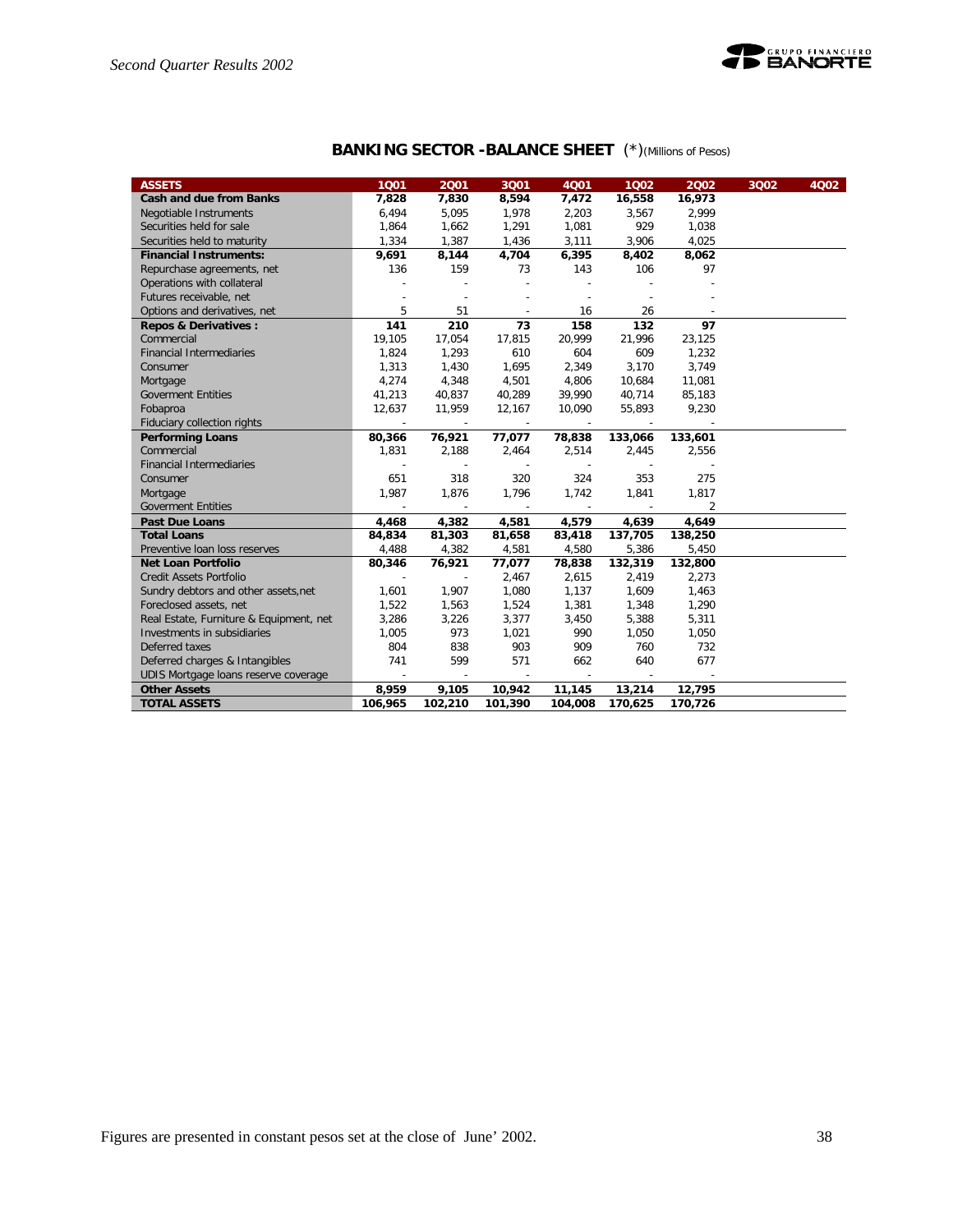## BANKING SECTOR -BALANCE SHEET (*)(Millions of Pesos)

| ASSETS | 1Q01 | 2Q01 | 3Q01 | 4Q01 | 1Q02 | 2Q02 | 3Q02 | 4Q02 |
|---|---|---|---|---|---|---|---|---|
| **Cash and due from Banks** | **7,828** | **7,830** | **8,594** | **7,472** | **16,558** | **16,973** | | |
| Negotiable Instruments | 6,494 | 5,095 | 1,978 | 2,203 | 3,567 | 2,999 | | |
| Securities held for sale | 1,864 | 1,662 | 1,291 | 1,081 | 929 | 1,038 | | |
| Securities held to maturity | 1,334 | 1,387 | 1,436 | 3,111 | 3,906 | 4,025 | | |
| **Financial Instruments:** | **9,691** | **8,144** | **4,704** | **6,395** | **8,402** | **8,062** | | |
| Repurchase agreements, net | 136 | 159 | 73 | 143 | 106 | 97 | | |
| Operations with collateral | - | - | - | - | - | - | | |
| Futures receivable, net | - | - | - | - | - | - | | |
| Options and derivatives, net | 5 | 51 | - | 16 | 26 | - | | |
| **Repos & Derivatives :** | **141** | **210** | **73** | **158** | **132** | **97** | | |
| Commercial | 19,105 | 17,054 | 17,815 | 20,999 | 21,996 | 23,125 | | |
| Financial Intermediaries | 1,824 | 1,293 | 610 | 604 | 609 | 1,232 | | |
| Consumer | 1,313 | 1,430 | 1,695 | 2,349 | 3,170 | 3,749 | | |
| Mortgage | 4,274 | 4,348 | 4,501 | 4,806 | 10,684 | 11,081 | | |
| Goverment Entities | 41,213 | 40,837 | 40,289 | 39,990 | 40,714 | 85,183 | | |
| Fobaproa | 12,637 | 11,959 | 12,167 | 10,090 | 55,893 | 9,230 | | |
| Fiduciary collection rights | - | - | - | - | - | - | | |
| **Performing Loans** | **80,366** | **76,921** | **77,077** | **78,838** | **133,066** | **133,601** | | |
| Commercial | 1,831 | 2,188 | 2,464 | 2,514 | 2,445 | 2,556 | | |
| Financial Intermediaries | - | - | - | - | - | - | | |
| Consumer | 651 | 318 | 320 | 324 | 353 | 275 | | |
| Mortgage | 1,987 | 1,876 | 1,796 | 1,742 | 1,841 | 1,817 | | |
| Goverment Entities | - | - | - | - | - | 2 | | |
| **Past Due Loans** | **4,468** | **4,382** | **4,581** | **4,579** | **4,639** | **4,649** | | |
| **Total Loans** | **84,834** | **81,303** | **81,658** | **83,418** | **137,705** | **138,250** | | |
| Preventive loan loss reserves | 4,488 | 4,382 | 4,581 | 4,580 | 5,386 | 5,450 | | |
| **Net Loan Portfolio** | **80,346** | **76,921** | **77,077** | **78,838** | **132,319** | **132,800** | | |
| Credit Assets Portfolio | - | - | 2,467 | 2,615 | 2,419 | 2,273 | | |
| Sundry debtors and other assets,net | 1,601 | 1,907 | 1,080 | 1,137 | 1,609 | 1,463 | | |
| Foreclosed assets, net | 1,522 | 1,563 | 1,524 | 1,381 | 1,348 | 1,290 | | |
| Real Estate, Furniture & Equipment, net | 3,286 | 3,226 | 3,377 | 3,450 | 5,388 | 5,311 | | |
| Investments in subsidiaries | 1,005 | 973 | 1,021 | 990 | 1,050 | 1,050 | | |
| Deferred taxes | 804 | 838 | 903 | 909 | 760 | 732 | | |
| Deferred charges & Intangibles | 741 | 599 | 571 | 662 | 640 | 677 | | |
| UDIS Mortgage loans reserve coverage | - | - | - | - | - | - | | |
| **Other Assets** | **8,959** | **9,105** | **10,942** | **11,145** | **13,214** | **12,795** | | |
| **TOTAL ASSETS** | **106,965** | **102,210** | **101,390** | **104,008** | **170,625** | **170,726** | | |

Figures are presented in constant pesos set at the close of June' 2002.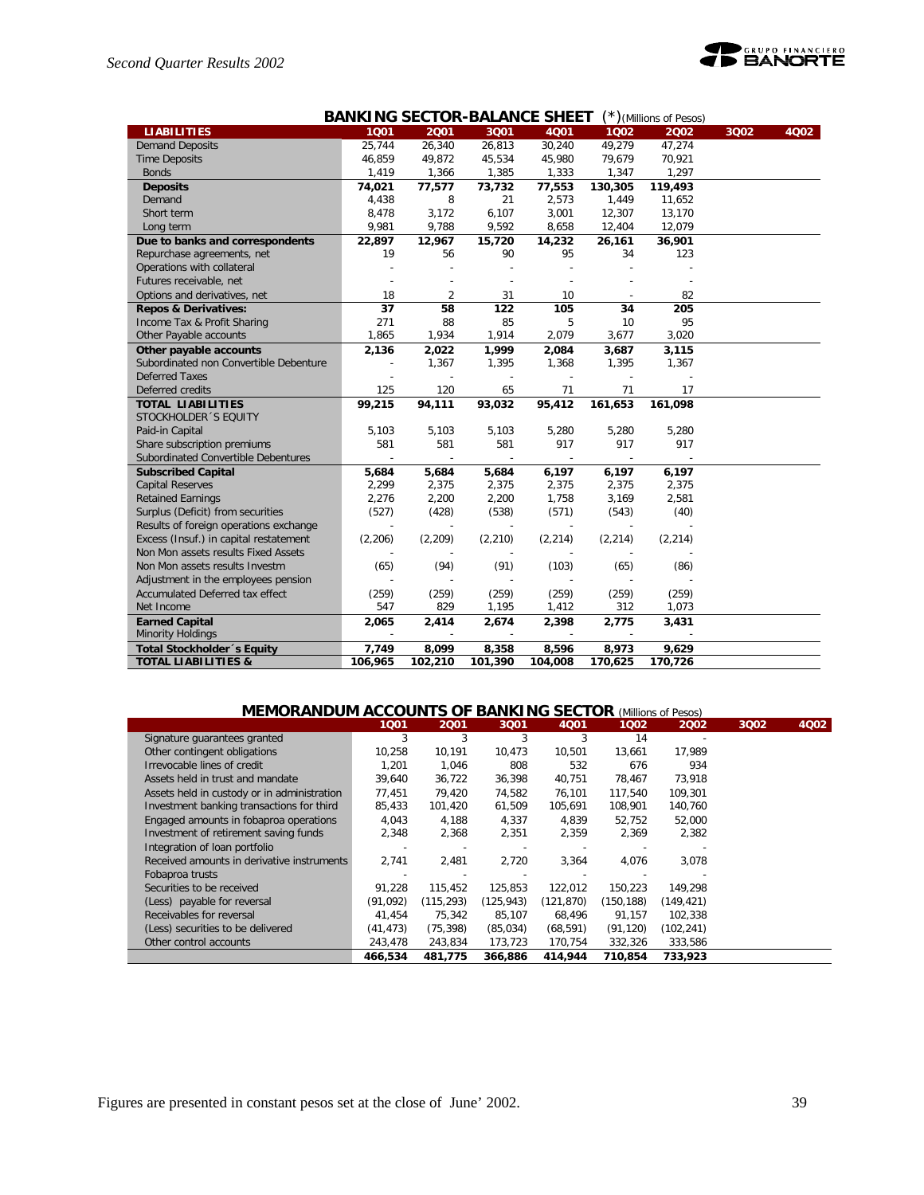## BANKING SECTOR-BALANCE SHEET (*)(Millions of Pesos)

| LIABILITIES | 1Q01 | 2Q01 | 3Q01 | 4Q01 | 1Q02 | 2Q02 | 3Q02 | 4Q02 |
|---|---|---|---|---|---|---|---|---|
| Demand Deposits | 25,744 | 26,340 | 26,813 | 30,240 | 49,279 | 47,274 | | |
| Time Deposits | 46,859 | 49,872 | 45,534 | 45,980 | 79,679 | 70,921 | | |
| Bonds | 1,419 | 1,366 | 1,385 | 1,333 | 1,347 | 1,297 | | |
| **Deposits** | **74,021** | **77,577** | **73,732** | **77,553** | **130,305** | **119,493** | | |
| Demand | 4,438 | 8 | 21 | 2,573 | 1,449 | 11,652 | | |
| Short term | 8,478 | 3,172 | 6,107 | 3,001 | 12,307 | 13,170 | | |
| Long term | 9,981 | 9,788 | 9,592 | 8,658 | 12,404 | 12,079 | | |
| **Due to banks and correspondents** | **22,897** | **12,967** | **15,720** | **14,232** | **26,161** | **36,901** | | |
| Repurchase agreements, net | 19 | 56 | 90 | 95 | 34 | 123 | | |
| Operations with collateral | - | - | - | - | - | - | | |
| Futures receivable, net | - | - | - | - | - | - | | |
| Options and derivatives, net | 18 | 2 | 31 | 10 | - | 82 | | |
| **Repos & Derivatives:** | **37** | **58** | **122** | **105** | **34** | **205** | | |
| Income Tax & Profit Sharing | 271 | 88 | 85 | 5 | 10 | 95 | | |
| Other Payable accounts | 1,865 | 1,934 | 1,914 | 2,079 | 3,677 | 3,020 | | |
| **Other payable accounts** | **2,136** | **2,022** | **1,999** | **2,084** | **3,687** | **3,115** | | |
| Subordinated non Convertible Debenture | - | 1,367 | 1,395 | 1,368 | 1,395 | 1,367 | | |
| Deferred Taxes | - | - | - | - | - | - | | |
| Deferred credits | 125 | 120 | 65 | 71 | 71 | 17 | | |
| **TOTAL LIABILITIES** | **99,215** | **94,111** | **93,032** | **95,412** | **161,653** | **161,098** | | |
| STOCKHOLDER´S EQUITY | | | | | | | | |
| Paid-in Capital | 5,103 | 5,103 | 5,103 | 5,280 | 5,280 | 5,280 | | |
| Share subscription premiums | 581 | 581 | 581 | 917 | 917 | 917 | | |
| Subordinated Convertible Debentures | - | - | - | - | - | - | | |
| **Subscribed Capital** | **5,684** | **5,684** | **5,684** | **6,197** | **6,197** | **6,197** | | |
| Capital Reserves | 2,299 | 2,375 | 2,375 | 2,375 | 2,375 | 2,375 | | |
| Retained Earnings | 2,276 | 2,200 | 2,200 | 1,758 | 3,169 | 2,581 | | |
| Surplus (Deficit) from securities | (527) | (428) | (538) | (571) | (543) | (40) | | |
| Results of foreign operations exchange | - | - | - | - | - | - | | |
| Excess (Insuf.) in capital restatement | (2,206) | (2,209) | (2,210) | (2,214) | (2,214) | (2,214) | | |
| Non Mon assets results Fixed Assets | - | - | - | - | - | - | | |
| Non Mon assets results Investm | (65) | (94) | (91) | (103) | (65) | (86) | | |
| Adjustment in the employees pension | - | - | - | - | - | - | | |
| Accumulated Deferred tax effect | (259) | (259) | (259) | (259) | (259) | (259) | | |
| Net Income | 547 | 829 | 1,195 | 1,412 | 312 | 1,073 | | |
| **Earned Capital** | **2,065** | **2,414** | **2,674** | **2,398** | **2,775** | **3,431** | | |
| Minority Holdings | - | - | - | - | - | - | | |
| **Total Stockholder´s Equity** | **7,749** | **8,099** | **8,358** | **8,596** | **8,973** | **9,629** | | |
| **TOTAL LIABILITIES &** | **106,965** | **102,210** | **101,390** | **104,008** | **170,625** | **170,726** | | |

## MEMORANDUM ACCOUNTS OF BANKING SECTOR (Millions of Pesos)

| | 1Q01 | 2Q01 | 3Q01 | 4Q01 | 1Q02 | 2Q02 | 3Q02 | 4Q02 |
|---|---|---|---|---|---|---|---|---|
| Signature guarantees granted | 3 | 3 | 3 | 3 | 14 | - | | |
| Other contingent obligations | 10,258 | 10,191 | 10,473 | 10,501 | 13,661 | 17,989 | | |
| Irrevocable lines of credit | 1,201 | 1,046 | 808 | 532 | 676 | 934 | | |
| Assets held in trust and mandate | 39,640 | 36,722 | 36,398 | 40,751 | 78,467 | 73,918 | | |
| Assets held in custody or in administration | 77,451 | 79,420 | 74,582 | 76,101 | 117,540 | 109,301 | | |
| Investment banking transactions for third | 85,433 | 101,420 | 61,509 | 105,691 | 108,901 | 140,760 | | |
| Engaged amounts in fobaproa operations | 4,043 | 4,188 | 4,337 | 4,839 | 52,752 | 52,000 | | |
| Investment of retirement saving funds | 2,348 | 2,368 | 2,351 | 2,359 | 2,369 | 2,382 | | |
| Integration of loan portfolio | - | - | - | - | - | - | | |
| Received amounts in derivative instruments | 2,741 | 2,481 | 2,720 | 3,364 | 4,076 | 3,078 | | |
| Fobaproa trusts | - | - | - | - | - | - | | |
| Securities to be received | 91,228 | 115,452 | 125,853 | 122,012 | 150,223 | 149,298 | | |
| (Less) payable for reversal | (91,092) | (115,293) | (125,943) | (121,870) | (150,188) | (149,421) | | |
| Receivables for reversal | 41,454 | 75,342 | 85,107 | 68,496 | 91,157 | 102,338 | | |
| (Less) securities to be delivered | (41,473) | (75,398) | (85,034) | (68,591) | (91,120) | (102,241) | | |
| Other control accounts | 243,478 | 243,834 | 173,723 | 170,754 | 332,326 | 333,586 | | |
| | **466,534** | **481,775** | **366,886** | **414,944** | **710,854** | **733,923** | | |

Figures are presented in constant pesos set at the close of June' 2002.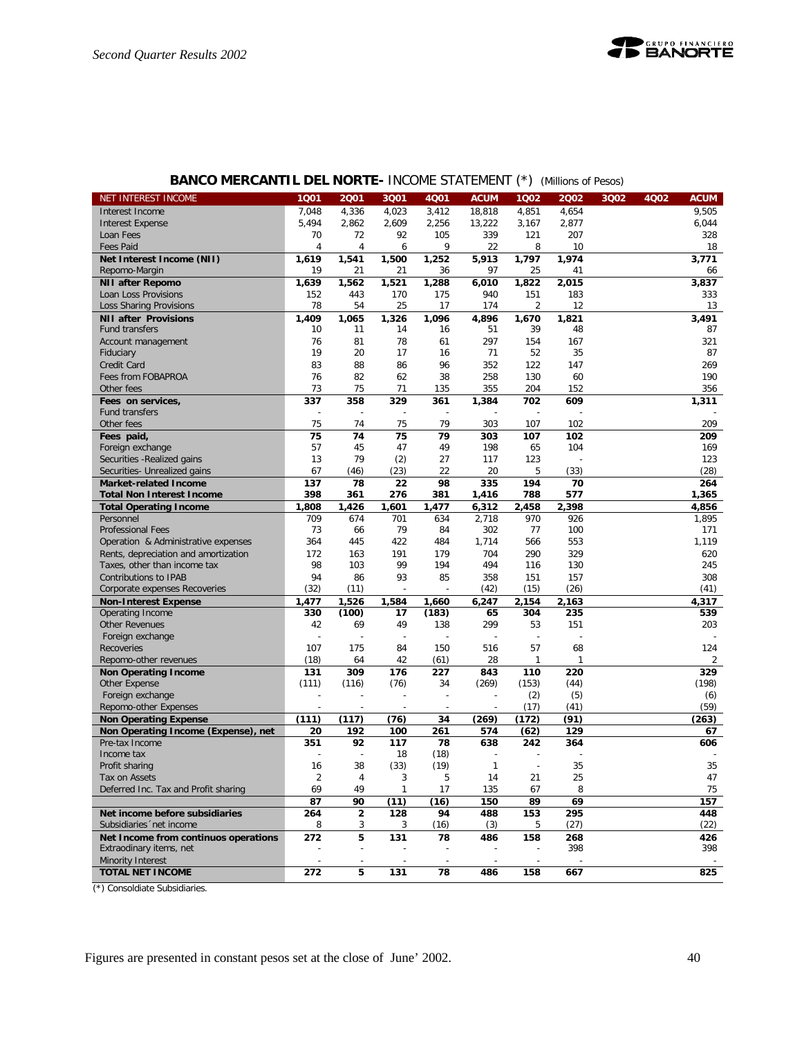## BANCO MERCANTIL DEL NORTE- INCOME STATEMENT (*) (Millions of Pesos)

| NET INTEREST INCOME | 1Q01 | 2Q01 | 3Q01 | 4Q01 | ACUM | 1Q02 | 2Q02 | 3Q02 | 4Q02 | ACUM |
|---|---|---|---|---|---|---|---|---|---|---|
| Interest Income | 7,048 | 4,336 | 4,023 | 3,412 | 18,818 | 4,851 | 4,654 | | | 9,505 |
| Interest Expense | 5,494 | 2,862 | 2,609 | 2,256 | 13,222 | 3,167 | 2,877 | | | 6,044 |
| Loan Fees | 70 | 72 | 92 | 105 | 339 | 121 | 207 | | | 328 |
| Fees Paid | 4 | 4 | 6 | 9 | 22 | 8 | 10 | | | 18 |
| **Net Interest Income (NII)** | **1,619** | **1,541** | **1,500** | **1,252** | **5,913** | **1,797** | **1,974** | | | **3,771** |
| Repomo-Margin | 19 | 21 | 21 | 36 | 97 | 25 | 41 | | | 66 |
| **NII after Repomo** | **1,639** | **1,562** | **1,521** | **1,288** | **6,010** | **1,822** | **2,015** | | | **3,837** |
| Loan Loss Provisions | 152 | 443 | 170 | 175 | 940 | 151 | 183 | | | 333 |
| Loss Sharing Provisions | 78 | 54 | 25 | 17 | 174 | 2 | 12 | | | 13 |
| **NII after Provisions** | **1,409** | **1,065** | **1,326** | **1,096** | **4,896** | **1,670** | **1,821** | | | **3,491** |
| Fund transfers | 10 | 11 | 14 | 16 | 51 | 39 | 48 | | | 87 |
| Account management | 76 | 81 | 78 | 61 | 297 | 154 | 167 | | | 321 |
| Fiduciary | 19 | 20 | 17 | 16 | 71 | 52 | 35 | | | 87 |
| Credit Card | 83 | 88 | 86 | 96 | 352 | 122 | 147 | | | 269 |
| Fees from FOBAPROA | 76 | 82 | 62 | 38 | 258 | 130 | 60 | | | 190 |
| Other fees | 73 | 75 | 71 | 135 | 355 | 204 | 152 | | | 356 |
| **Fees on services,** | **337** | **358** | **329** | **361** | **1,384** | **702** | **609** | | | **1,311** |
| Fund transfers | - | - | - | - | - | - | - | | | - |
| Other fees | 75 | 74 | 75 | 79 | 303 | 107 | 102 | | | 209 |
| **Fees paid,** | **75** | **74** | **75** | **79** | **303** | **107** | **102** | | | **209** |
| Foreign exchange | 57 | 45 | 47 | 49 | 198 | 65 | 104 | | | 169 |
| Securities -Realized gains | 13 | 79 | (2) | 27 | 117 | 123 | - | | | 123 |
| Securities- Unrealized gains | 67 | (46) | (23) | 22 | 20 | 5 | (33) | | | (28) |
| **Market-related Income** | **137** | **78** | **22** | **98** | **335** | **194** | **70** | | | **264** |
| **Total Non Interest Income** | **398** | **361** | **276** | **381** | **1,416** | **788** | **577** | | | **1,365** |
| **Total Operating Income** | **1,808** | **1,426** | **1,601** | **1,477** | **6,312** | **2,458** | **2,398** | | | **4,856** |
| Personnel | 709 | 674 | 701 | 634 | 2,718 | 970 | 926 | | | 1,895 |
| Professional Fees | 73 | 66 | 79 | 84 | 302 | 77 | 100 | | | 171 |
| Operation & Administrative expenses | 364 | 445 | 422 | 484 | 1,714 | 566 | 553 | | | 1,119 |
| Rents, depreciation and amortization | 172 | 163 | 191 | 179 | 704 | 290 | 329 | | | 620 |
| Taxes, other than income tax | 98 | 103 | 99 | 194 | 494 | 116 | 130 | | | 245 |
| Contributions to IPAB | 94 | 86 | 93 | 85 | 358 | 151 | 157 | | | 308 |
| Corporate expenses Recoveries | (32) | (11) | - | - | (42) | (15) | (26) | | | (41) |
| **Non-Interest Expense** | **1,477** | **1,526** | **1,584** | **1,660** | **6,247** | **2,154** | **2,163** | | | **4,317** |
| Operating Income | 330 | (100) | 17 | (183) | 65 | 304 | 235 | | | 539 |
| Other Revenues | 42 | 69 | 49 | 138 | 299 | 53 | 151 | | | 203 |
| Foreign exchange | - | - | - | - | - | - | - | | | - |
| Recoveries | 107 | 175 | 84 | 150 | 516 | 57 | 68 | | | 124 |
| Repomo-other revenues | (18) | 64 | 42 | (61) | 28 | 1 | 1 | | | 2 |
| **Non Operating Income** | **131** | **309** | **176** | **227** | **843** | **110** | **220** | | | **329** |
| Other Expense | (111) | (116) | (76) | 34 | (269) | (153) | (44) | | | (198) |
| Foreign exchange | - | - | - | - | - | (2) | (5) | | | (6) |
| Repomo-other Expenses | - | - | - | - | - | (17) | (41) | | | (59) |
| **Non Operating Expense** | **(111)** | **(117)** | **(76)** | **34** | **(269)** | **(172)** | **(91)** | | | **(263)** |
| **Non Operating Income (Expense), net** | **20** | **192** | **100** | **261** | **574** | **(62)** | **129** | | | **67** |
| Pre-tax Income | 351 | 92 | 117 | 78 | 638 | 242 | 364 | | | 606 |
| Income tax | - | - | 18 | (18) | - | - | - | | | - |
| Profit sharing | 16 | 38 | (33) | (19) | 1 | - | 35 | | | 35 |
| Tax on Assets | 2 | 4 | 3 | 5 | 14 | 21 | 25 | | | 47 |
| Deferred Inc. Tax and Profit sharing | 69 | 49 | 1 | 17 | 135 | 67 | 8 | | | 75 |
| | **87** | **90** | **(11)** | **(16)** | **150** | **89** | **69** | | | **157** |
| **Net income before subsidiaries** | **264** | **2** | **128** | **94** | **488** | **153** | **295** | | | **448** |
| Subsidiaries´net income | 8 | 3 | 3 | (16) | (3) | 5 | (27) | | | (22) |
| **Net Income from continuos operations** | **272** | **5** | **131** | **78** | **486** | **158** | **268** | | | **426** |
| Extraordinary items, net | - | - | - | - | - | - | 398 | | | 398 |
| Minority Interest | - | - | - | - | - | - | - | | | - |
| **TOTAL NET INCOME** | **272** | **5** | **131** | **78** | **486** | **158** | **667** | | | **825** |

(*) Consoldiate Subsidiaries.

Figures are presented in constant pesos set at the close of June' 2002.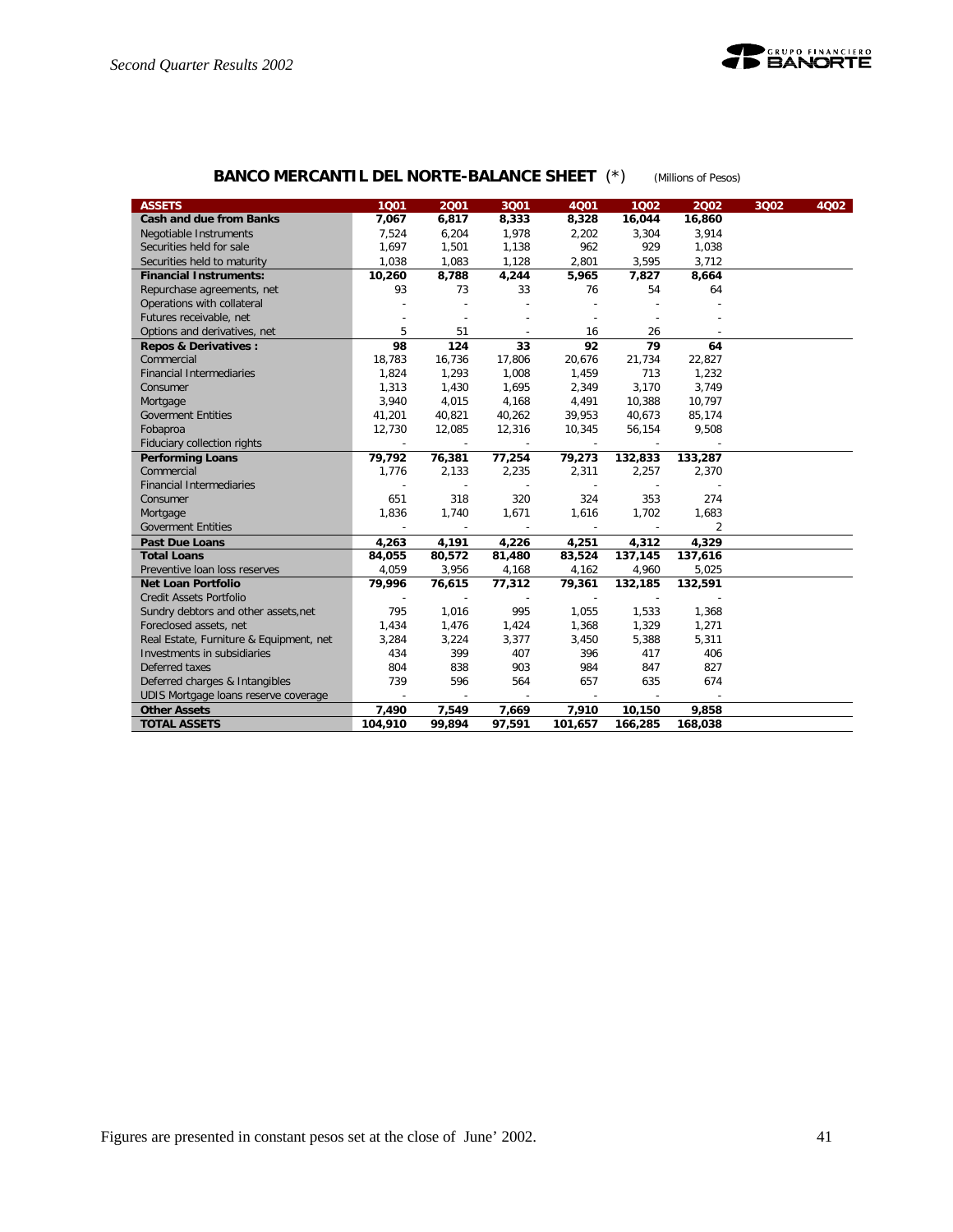## BANCO MERCANTIL DEL NORTE-BALANCE SHEET (*) (Millions of Pesos)

| ASSETS | 1Q01 | 2Q01 | 3Q01 | 4Q01 | 1Q02 | 2Q02 | 3Q02 | 4Q02 |
|---|---|---|---|---|---|---|---|---|
| **Cash and due from Banks** | **7,067** | **6,817** | **8,333** | **8,328** | **16,044** | **16,860** | | |
| Negotiable Instruments | 7,524 | 6,204 | 1,978 | 2,202 | 3,304 | 3,914 | | |
| Securities held for sale | 1,697 | 1,501 | 1,138 | 962 | 929 | 1,038 | | |
| Securities held to maturity | 1,038 | 1,083 | 1,128 | 2,801 | 3,595 | 3,712 | | |
| **Financial Instruments:** | **10,260** | **8,788** | **4,244** | **5,965** | **7,827** | **8,664** | | |
| Repurchase agreements, net | 93 | 73 | 33 | 76 | 54 | 64 | | |
| Operations with collateral | - | - | - | - | - | - | | |
| Futures receivable, net | - | - | - | - | - | - | | |
| Options and derivatives, net | 5 | 51 | - | 16 | 26 | - | | |
| **Repos & Derivatives :** | **98** | **124** | **33** | **92** | **79** | **64** | | |
| Commercial | 18,783 | 16,736 | 17,806 | 20,676 | 21,734 | 22,827 | | |
| Financial Intermediaries | 1,824 | 1,293 | 1,008 | 1,459 | 713 | 1,232 | | |
| Consumer | 1,313 | 1,430 | 1,695 | 2,349 | 3,170 | 3,749 | | |
| Mortgage | 3,940 | 4,015 | 4,168 | 4,491 | 10,388 | 10,797 | | |
| Goverment Entities | 41,201 | 40,821 | 40,262 | 39,953 | 40,673 | 85,174 | | |
| Fobaproa | 12,730 | 12,085 | 12,316 | 10,345 | 56,154 | 9,508 | | |
| Fiduciary collection rights | - | - | - | - | - | - | | |
| **Performing Loans** | **79,792** | **76,381** | **77,254** | **79,273** | **132,833** | **133,287** | | |
| Commercial | 1,776 | 2,133 | 2,235 | 2,311 | 2,257 | 2,370 | | |
| Financial Intermediaries | - | - | - | - | - | - | | |
| Consumer | 651 | 318 | 320 | 324 | 353 | 274 | | |
| Mortgage | 1,836 | 1,740 | 1,671 | 1,616 | 1,702 | 1,683 | | |
| Goverment Entities | - | - | - | - | - | 2 | | |
| **Past Due Loans** | **4,263** | **4,191** | **4,226** | **4,251** | **4,312** | **4,329** | | |
| **Total Loans** | **84,055** | **80,572** | **81,480** | **83,524** | **137,145** | **137,616** | | |
| Preventive loan loss reserves | 4,059 | 3,956 | 4,168 | 4,162 | 4,960 | 5,025 | | |
| **Net Loan Portfolio** | **79,996** | **76,615** | **77,312** | **79,361** | **132,185** | **132,591** | | |
| Credit Assets Portfolio | - | - | - | - | - | - | | |
| Sundry debtors and other assets,net | 795 | 1,016 | 995 | 1,055 | 1,533 | 1,368 | | |
| Foreclosed assets, net | 1,434 | 1,476 | 1,424 | 1,368 | 1,329 | 1,271 | | |
| Real Estate, Furniture & Equipment, net | 3,284 | 3,224 | 3,377 | 3,450 | 5,388 | 5,311 | | |
| Investments in subsidiaries | 434 | 399 | 407 | 396 | 417 | 406 | | |
| Deferred taxes | 804 | 838 | 903 | 984 | 847 | 827 | | |
| Deferred charges & Intangibles | 739 | 596 | 564 | 657 | 635 | 674 | | |
| UDIS Mortgage loans reserve coverage | - | - | - | - | - | - | | |
| **Other Assets** | **7,490** | **7,549** | **7,669** | **7,910** | **10,150** | **9,858** | | |
| **TOTAL ASSETS** | **104,910** | **99,894** | **97,591** | **101,657** | **166,285** | **168,038** | | |

Figures are presented in constant pesos set at the close of June' 2002.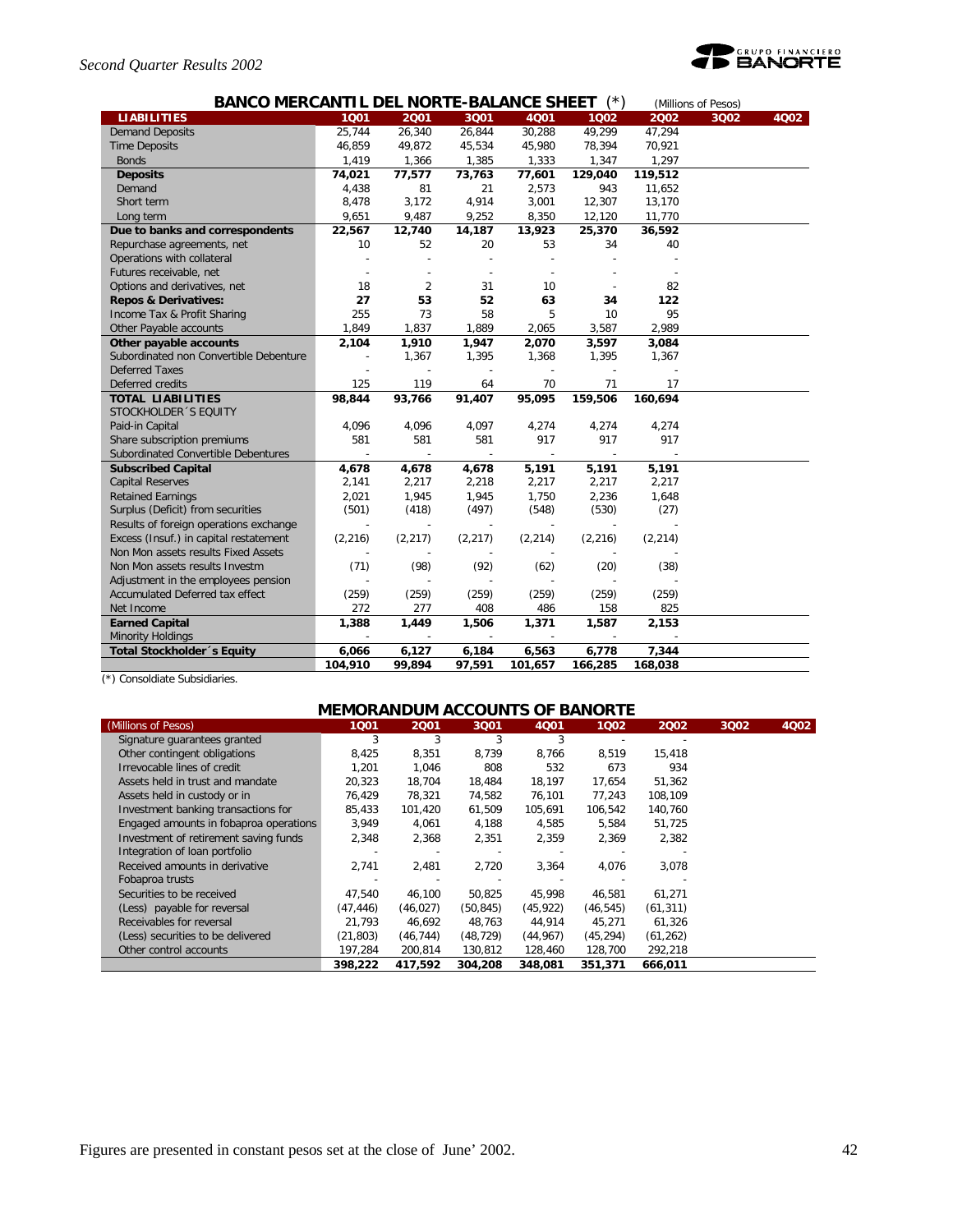## BANCO MERCANTIL DEL NORTE-BALANCE SHEET (*)

(Millions of Pesos)

| LIABILITIES | 1Q01 | 2Q01 | 3Q01 | 4Q01 | 1Q02 | 2Q02 | 3Q02 | 4Q02 |
|---|---|---|---|---|---|---|---|---|
| Demand Deposits | 25,744 | 26,340 | 26,844 | 30,288 | 49,299 | 47,294 | | |
| Time Deposits | 46,859 | 49,872 | 45,534 | 45,980 | 78,394 | 70,921 | | |
| Bonds | 1,419 | 1,366 | 1,385 | 1,333 | 1,347 | 1,297 | | |
| **Deposits** | **74,021** | **77,577** | **73,763** | **77,601** | **129,040** | **119,512** | | |
| Demand | 4,438 | 81 | 21 | 2,573 | 943 | 11,652 | | |
| Short term | 8,478 | 3,172 | 4,914 | 3,001 | 12,307 | 13,170 | | |
| Long term | 9,651 | 9,487 | 9,252 | 8,350 | 12,120 | 11,770 | | |
| **Due to banks and correspondents** | **22,567** | **12,740** | **14,187** | **13,923** | **25,370** | **36,592** | | |
| Repurchase agreements, net | 10 | 52 | 20 | 53 | 34 | 40 | | |
| Operations with collateral | - | - | - | - | - | - | | |
| Futures receivable, net | - | - | - | - | - | - | | |
| Options and derivatives, net | 18 | 2 | 31 | 10 | - | 82 | | |
| **Repos & Derivatives:** | **27** | **53** | **52** | **63** | **34** | **122** | | |
| Income Tax & Profit Sharing | 255 | 73 | 58 | 5 | 10 | 95 | | |
| Other Payable accounts | 1,849 | 1,837 | 1,889 | 2,065 | 3,587 | 2,989 | | |
| **Other payable accounts** | **2,104** | **1,910** | **1,947** | **2,070** | **3,597** | **3,084** | | |
| Subordinated non Convertible Debenture | - | 1,367 | 1,395 | 1,368 | 1,395 | 1,367 | | |
| Deferred Taxes | - | - | - | - | - | - | | |
| Deferred credits | 125 | 119 | 64 | 70 | 71 | 17 | | |
| **TOTAL LIABILITIES** | **98,844** | **93,766** | **91,407** | **95,095** | **159,506** | **160,694** | | |
| STOCKHOLDER´S EQUITY | | | | | | | | |
| Paid-in Capital | 4,096 | 4,096 | 4,097 | 4,274 | 4,274 | 4,274 | | |
| Share subscription premiums | 581 | 581 | 581 | 917 | 917 | 917 | | |
| Subordinated Convertible Debentures | - | - | - | - | - | - | | |
| **Subscribed Capital** | **4,678** | **4,678** | **4,678** | **5,191** | **5,191** | **5,191** | | |
| Capital Reserves | 2,141 | 2,217 | 2,218 | 2,217 | 2,217 | 2,217 | | |
| Retained Earnings | 2,021 | 1,945 | 1,945 | 1,750 | 2,236 | 1,648 | | |
| Surplus (Deficit) from securities | (501) | (418) | (497) | (548) | (530) | (27) | | |
| Results of foreign operations exchange | - | - | - | - | - | - | | |
| Excess (Insuf.) in capital restatement | (2,216) | (2,217) | (2,217) | (2,214) | (2,216) | (2,214) | | |
| Non Mon assets results Fixed Assets | - | - | - | - | - | - | | |
| Non Mon assets results Investm | (71) | (98) | (92) | (62) | (20) | (38) | | |
| Adjustment in the employees pension | - | - | - | - | - | - | | |
| Accumulated Deferred tax effect | (259) | (259) | (259) | (259) | (259) | (259) | | |
| Net Income | 272 | 277 | 408 | 486 | 158 | 825 | | |
| **Earned Capital** | **1,388** | **1,449** | **1,506** | **1,371** | **1,587** | **2,153** | | |
| Minority Holdings | - | - | - | - | - | - | | |
| **Total Stockholder´s Equity** | **6,066** | **6,127** | **6,184** | **6,563** | **6,778** | **7,344** | | |
| | **104,910** | **99,894** | **97,591** | **101,657** | **166,285** | **168,038** | | |

(*) Consolidate Subsidiaries.

## MEMORANDUM ACCOUNTS OF BANORTE

| (Millions of Pesos) | 1Q01 | 2Q01 | 3Q01 | 4Q01 | 1Q02 | 2Q02 | 3Q02 | 4Q02 |
|---|---|---|---|---|---|---|---|---|
| Signature guarantees granted | 3 | 3 | 3 | 3 | - | - | | |
| Other contingent obligations | 8,425 | 8,351 | 8,739 | 8,766 | 8,519 | 15,418 | | |
| Irrevocable lines of credit | 1,201 | 1,046 | 808 | 532 | 673 | 934 | | |
| Assets held in trust and mandate | 20,323 | 18,704 | 18,484 | 18,197 | 17,654 | 51,362 | | |
| Assets held in custody or in | 76,429 | 78,321 | 74,582 | 76,101 | 77,243 | 108,109 | | |
| Investment banking transactions for | 85,433 | 101,420 | 61,509 | 105,691 | 106,542 | 140,760 | | |
| Engaged amounts in fobaproa operations | 3,949 | 4,061 | 4,188 | 4,585 | 5,584 | 51,725 | | |
| Investment of retirement saving funds | 2,348 | 2,368 | 2,351 | 2,359 | 2,369 | 2,382 | | |
| Integration of loan portfolio | - | - | - | - | - | - | | |
| Received amounts in derivative | 2,741 | 2,481 | 2,720 | 3,364 | 4,076 | 3,078 | | |
| Fobaproa trusts | - | - | - | - | - | - | | |
| Securities to be received | 47,540 | 46,100 | 50,825 | 45,998 | 46,581 | 61,271 | | |
| (Less) payable for reversal | (47,446) | (46,027) | (50,845) | (45,922) | (46,545) | (61,311) | | |
| Receivables for reversal | 21,793 | 46,692 | 48,763 | 44,914 | 45,271 | 61,326 | | |
| (Less) securities to be delivered | (21,803) | (46,744) | (48,729) | (44,967) | (45,294) | (61,262) | | |
| Other control accounts | 197,284 | 200,814 | 130,812 | 128,460 | 128,700 | 292,218 | | |
| | **398,222** | **417,592** | **304,208** | **348,081** | **351,371** | **666,011** | | |

Figures are presented in constant pesos set at the close of June' 2002.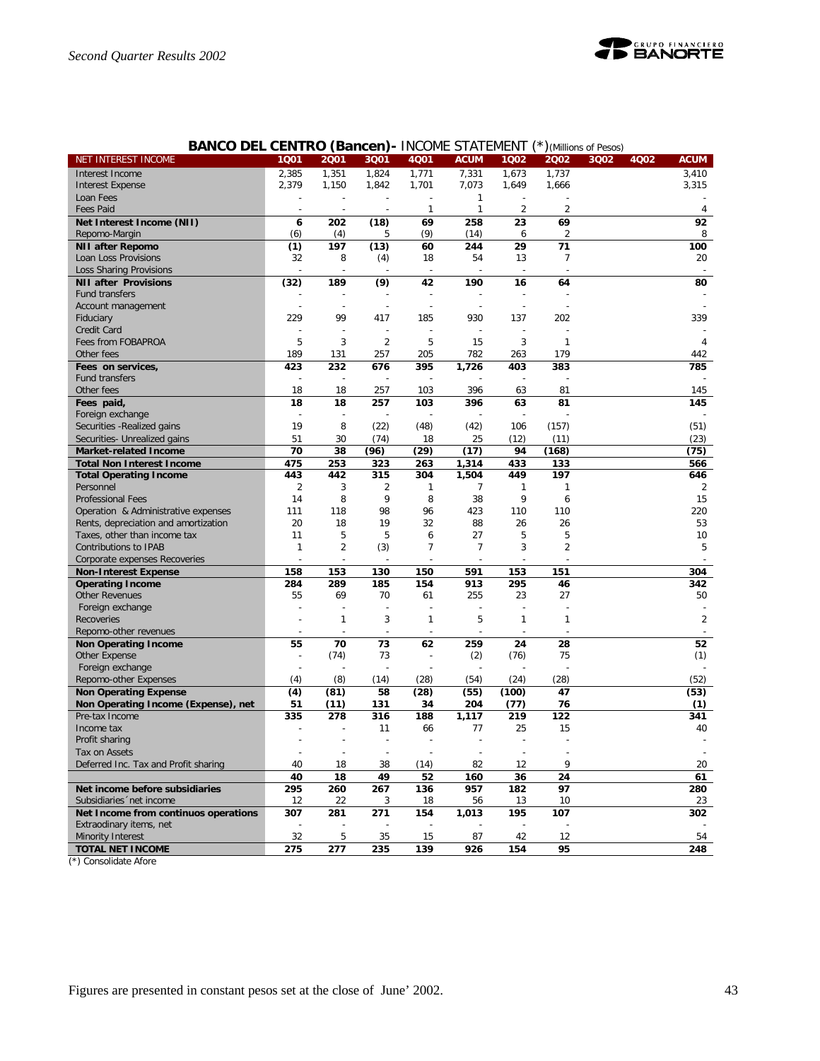## BANCO DEL CENTRO (Bancen)- INCOME STATEMENT (*)(Millions of Pesos)

| NET INTEREST INCOME | 1Q01 | 2Q01 | 3Q01 | 4Q01 | ACUM | 1Q02 | 2Q02 | 3Q02 | 4Q02 | ACUM |
|---|---|---|---|---|---|---|---|---|---|---|
| Interest Income | 2,385 | 1,351 | 1,824 | 1,771 | 7,331 | 1,673 | 1,737 | | | 3,410 |
| Interest Expense | 2,379 | 1,150 | 1,842 | 1,701 | 7,073 | 1,649 | 1,666 | | | 3,315 |
| Loan Fees | - | - | - | - | 1 | - | - | | | - |
| Fees Paid | - | - | - | 1 | 1 | 2 | 2 | | | 4 |
| **Net Interest Income (NII)** | **6** | **202** | **(18)** | **69** | **258** | **23** | **69** | | | **92** |
| Repomo-Margin | (6) | (4) | 5 | (9) | (14) | 6 | 2 | | | 8 |
| **NII after Repomo** | **(1)** | **197** | **(13)** | **60** | **244** | **29** | **71** | | | **100** |
| Loan Loss Provisions | 32 | 8 | (4) | 18 | 54 | 13 | 7 | | | 20 |
| Loss Sharing Provisions | - | - | - | - | - | - | - | | | - |
| **NII after Provisions** | **(32)** | **189** | **(9)** | **42** | **190** | **16** | **64** | | | **80** |
| Fund transfers | - | - | - | - | - | - | - | | | - |
| Account management | - | - | - | - | - | - | - | | | - |
| Fiduciary | 229 | 99 | 417 | 185 | 930 | 137 | 202 | | | 339 |
| Credit Card | - | - | - | - | - | - | - | | | - |
| Fees from FOBAPROA | 5 | 3 | 2 | 5 | 15 | 3 | 1 | | | 4 |
| Other fees | 189 | 131 | 257 | 205 | 782 | 263 | 179 | | | 442 |
| **Fees on services,** | **423** | **232** | **676** | **395** | **1,726** | **403** | **383** | | | **785** |
| Fund transfers | - | - | - | - | - | - | - | | | - |
| Other fees | 18 | 18 | 257 | 103 | 396 | 63 | 81 | | | 145 |
| **Fees paid,** | **18** | **18** | **257** | **103** | **396** | **63** | **81** | | | **145** |
| Foreign exchange | - | - | - | - | - | - | - | | | - |
| Securities -Realized gains | 19 | 8 | (22) | (48) | (42) | 106 | (157) | | | (51) |
| Securities- Unrealized gains | 51 | 30 | (74) | 18 | 25 | (12) | (11) | | | (23) |
| **Market-related Income** | **70** | **38** | **(96)** | **(29)** | **(17)** | **94** | **(168)** | | | **(75)** |
| **Total Non Interest Income** | **475** | **253** | **323** | **263** | **1,314** | **433** | **133** | | | **566** |
| **Total Operating Income** | **443** | **442** | **315** | **304** | **1,504** | **449** | **197** | | | **646** |
| Personnel | 2 | 3 | 2 | 1 | 7 | 1 | 1 | | | 2 |
| Professional Fees | 14 | 8 | 9 | 8 | 38 | 9 | 6 | | | 15 |
| Operation & Administrative expenses | 111 | 118 | 98 | 96 | 423 | 110 | 110 | | | 220 |
| Rents, depreciation and amortization | 20 | 18 | 19 | 32 | 88 | 26 | 26 | | | 53 |
| Taxes, other than income tax | 11 | 5 | 5 | 6 | 27 | 5 | 5 | | | 10 |
| Contributions to IPAB | 1 | 2 | (3) | 7 | 7 | 3 | 2 | | | 5 |
| Corporate expenses Recoveries | - | - | - | - | - | - | - | | | - |
| **Non-Interest Expense** | **158** | **153** | **130** | **150** | **591** | **153** | **151** | | | **304** |
| **Operating Income** | **284** | **289** | **185** | **154** | **913** | **295** | **46** | | | **342** |
| Other Revenues | 55 | 69 | 70 | 61 | 255 | 23 | 27 | | | 50 |
| Foreign exchange | - | - | - | - | - | - | - | | | - |
| Recoveries | - | 1 | 3 | 1 | 5 | 1 | 1 | | | 2 |
| Repomo-other revenues | - | - | - | - | - | - | - | | | - |
| **Non Operating Income** | **55** | **70** | **73** | **62** | **259** | **24** | **28** | | | **52** |
| Other Expense | - | (74) | 73 | - | (2) | (76) | 75 | | | (1) |
| Foreign exchange | - | - | - | - | - | - | - | | | - |
| Repomo-other Expenses | (4) | (8) | (14) | (28) | (54) | (24) | (28) | | | (52) |
| **Non Operating Expense** | **(4)** | **(81)** | **58** | **(28)** | **(55)** | **(100)** | **47** | | | **(53)** |
| **Non Operating Income (Expense), net** | **51** | **(11)** | **131** | **34** | **204** | **(77)** | **76** | | | **(1)** |
| Pre-tax Income | 335 | 278 | 316 | 188 | 1,117 | 219 | 122 | | | 341 |
| Income tax | - | - | 11 | 66 | 77 | 25 | 15 | | | 40 |
| Profit sharing | - | - | - | - | - | - | - | | | - |
| Tax on Assets | - | - | - | - | - | - | - | | | - |
| Deferred Inc. Tax and Profit sharing | 40 | 18 | 38 | (14) | 82 | 12 | 9 | | | 20 |
| | **40** | **18** | **49** | **52** | **160** | **36** | **24** | | | **61** |
| **Net income before subsidiaries** | **295** | **260** | **267** | **136** | **957** | **182** | **97** | | | **280** |
| Subsidiaries´net income | 12 | 22 | 3 | 18 | 56 | 13 | 10 | | | 23 |
| **Net Income from continuos operations** | **307** | **281** | **271** | **154** | **1,013** | **195** | **107** | | | **302** |
| Extraordinary items, net | - | - | - | - | - | - | - | | | - |
| Minority Interest | 32 | 5 | 35 | 15 | 87 | 42 | 12 | | | 54 |
| **TOTAL NET INCOME** | **275** | **277** | **235** | **139** | **926** | **154** | **95** | | | **248** |

(*) Consolidate Afore

Figures are presented in constant pesos set at the close of June' 2002.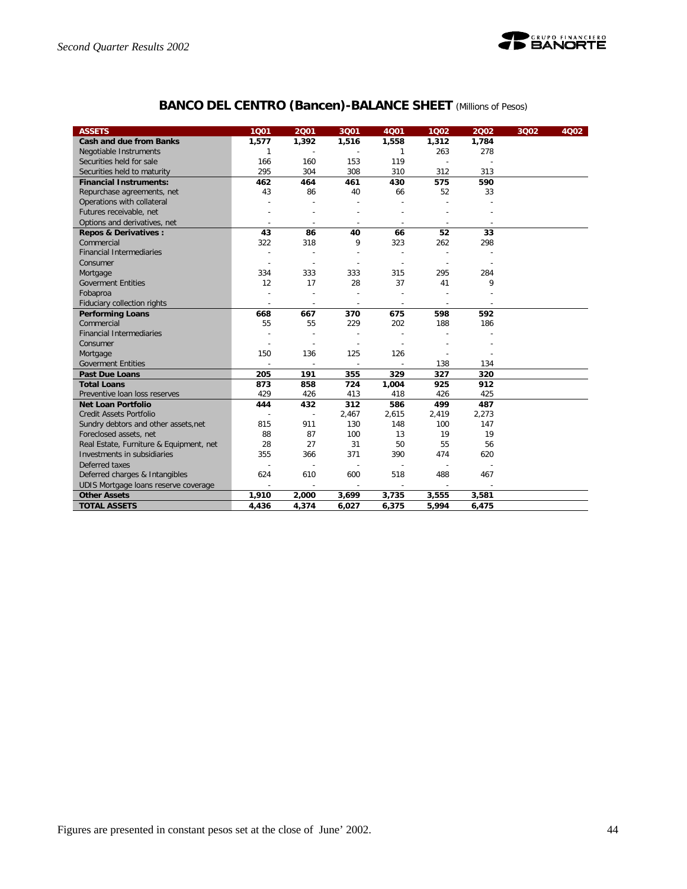## BANCO DEL CENTRO (Bancen)-BALANCE SHEET (Millions of Pesos)

| ASSETS | 1Q01 | 2Q01 | 3Q01 | 4Q01 | 1Q02 | 2Q02 | 3Q02 | 4Q02 |
|---|---|---|---|---|---|---|---|---|
| **Cash and due from Banks** | **1,577** | **1,392** | **1,516** | **1,558** | **1,312** | **1,784** | | |
| Negotiable Instruments | 1 | - | - | 1 | 263 | 278 | | |
| Securities held for sale | 166 | 160 | 153 | 119 | - | - | | |
| Securities held to maturity | 295 | 304 | 308 | 310 | 312 | 313 | | |
| **Financial Instruments:** | **462** | **464** | **461** | **430** | **575** | **590** | | |
| Repurchase agreements, net | 43 | 86 | 40 | 66 | 52 | 33 | | |
| Operations with collateral | - | - | - | - | - | - | | |
| Futures receivable, net | - | - | - | - | - | - | | |
| Options and derivatives, net | - | - | - | - | - | - | | |
| **Repos & Derivatives :** | **43** | **86** | **40** | **66** | **52** | **33** | | |
| Commercial | 322 | 318 | 9 | 323 | 262 | 298 | | |
| Financial Intermediaries | - | - | - | - | - | - | | |
| Consumer | - | - | - | - | - | - | | |
| Mortgage | 334 | 333 | 333 | 315 | 295 | 284 | | |
| Goverment Entities | 12 | 17 | 28 | 37 | 41 | 9 | | |
| Fobaproa | - | - | - | - | - | - | | |
| Fiduciary collection rights | - | - | - | - | - | - | | |
| **Performing Loans** | **668** | **667** | **370** | **675** | **598** | **592** | | |
| Commercial | 55 | 55 | 229 | 202 | 188 | 186 | | |
| Financial Intermediaries | - | - | - | - | - | - | | |
| Consumer | - | - | - | - | - | - | | |
| Mortgage | 150 | 136 | 125 | 126 | - | - | | |
| Goverment Entities | - | - | - | - | 138 | 134 | | |
| **Past Due Loans** | **205** | **191** | **355** | **329** | **327** | **320** | | |
| **Total Loans** | **873** | **858** | **724** | **1,004** | **925** | **912** | | |
| Preventive loan loss reserves | 429 | 426 | 413 | 418 | 426 | 425 | | |
| **Net Loan Portfolio** | **444** | **432** | **312** | **586** | **499** | **487** | | |
| Credit Assets Portfolio | - | - | 2,467 | 2,615 | 2,419 | 2,273 | | |
| Sundry debtors and other assets,net | 815 | 911 | 130 | 148 | 100 | 147 | | |
| Foreclosed assets, net | 88 | 87 | 100 | 13 | 19 | 19 | | |
| Real Estate, Furniture & Equipment, net | 28 | 27 | 31 | 50 | 55 | 56 | | |
| Investments in subsidiaries | 355 | 366 | 371 | 390 | 474 | 620 | | |
| Deferred taxes | - | - | - | - | - | - | | |
| Deferred charges & Intangibles | 624 | 610 | 600 | 518 | 488 | 467 | | |
| UDIS Mortgage loans reserve coverage | - | - | - | - | - | - | | |
| **Other Assets** | **1,910** | **2,000** | **3,699** | **3,735** | **3,555** | **3,581** | | |
| **TOTAL ASSETS** | **4,436** | **4,374** | **6,027** | **6,375** | **5,994** | **6,475** | | |

Figures are presented in constant pesos set at the close of June' 2002.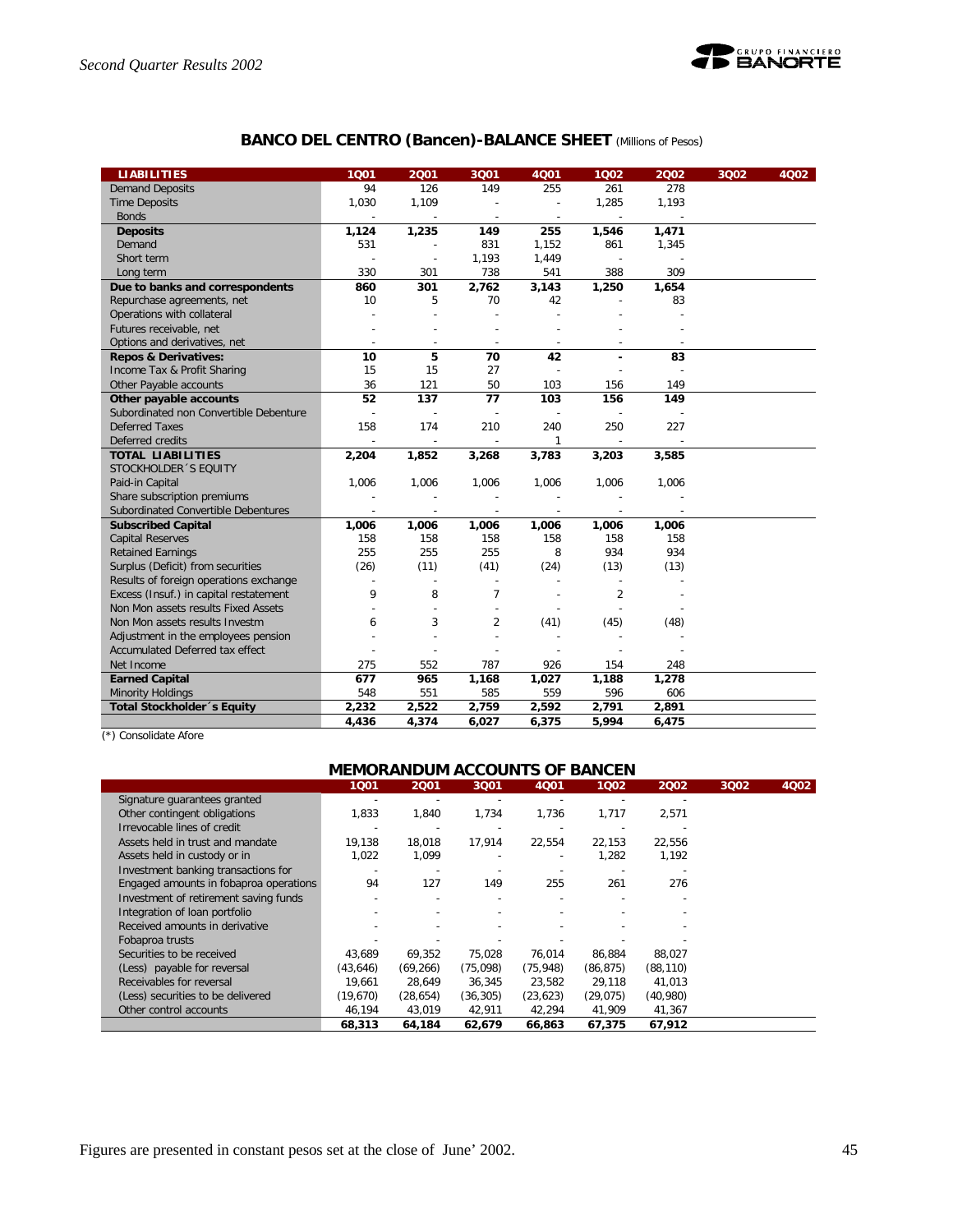## BANCO DEL CENTRO (Bancen)-BALANCE SHEET (Millions of Pesos)

| LIABILITIES | 1Q01 | 2Q01 | 3Q01 | 4Q01 | 1Q02 | 2Q02 | 3Q02 | 4Q02 |
|---|---|---|---|---|---|---|---|---|
| Demand Deposits | 94 | 126 | 149 | 255 | 261 | 278 | | |
| Time Deposits | 1,030 | 1,109 | - | - | 1,285 | 1,193 | | |
| Bonds | - | - | - | - | - | - | | |
| **Deposits** | **1,124** | **1,235** | **149** | **255** | **1,546** | **1,471** | | |
| Demand | 531 | - | 831 | 1,152 | 861 | 1,345 | | |
| Short term | - | - | 1,193 | 1,449 | - | - | | |
| Long term | 330 | 301 | 738 | 541 | 388 | 309 | | |
| **Due to banks and correspondents** | **860** | **301** | **2,762** | **3,143** | **1,250** | **1,654** | | |
| Repurchase agreements, net | 10 | 5 | 70 | 42 | - | 83 | | |
| Operations with collateral | - | - | - | - | - | - | | |
| Futures receivable, net | - | - | - | - | - | - | | |
| Options and derivatives, net | - | - | - | - | - | - | | |
| **Repos & Derivatives:** | **10** | **5** | **70** | **42** | **-** | **83** | | |
| Income Tax & Profit Sharing | 15 | 15 | 27 | - | - | - | | |
| Other Payable accounts | 36 | 121 | 50 | 103 | 156 | 149 | | |
| **Other payable accounts** | **52** | **137** | **77** | **103** | **156** | **149** | | |
| Subordinated non Convertible Debenture | - | - | - | - | - | - | | |
| Deferred Taxes | 158 | 174 | 210 | 240 | 250 | 227 | | |
| Deferred credits | - | - | - | 1 | - | - | | |
| **TOTAL LIABILITIES** | **2,204** | **1,852** | **3,268** | **3,783** | **3,203** | **3,585** | | |
| STOCKHOLDER´S EQUITY | | | | | | | | |
| Paid-in Capital | 1,006 | 1,006 | 1,006 | 1,006 | 1,006 | 1,006 | | |
| Share subscription premiums | - | - | - | - | - | - | | |
| Subordinated Convertible Debentures | - | - | - | - | - | - | | |
| **Subscribed Capital** | **1,006** | **1,006** | **1,006** | **1,006** | **1,006** | **1,006** | | |
| Capital Reserves | 158 | 158 | 158 | 158 | 158 | 158 | | |
| Retained Earnings | 255 | 255 | 255 | 8 | 934 | 934 | | |
| Surplus (Deficit) from securities | (26) | (11) | (41) | (24) | (13) | (13) | | |
| Results of foreign operations exchange | - | - | - | - | - | - | | |
| Excess (Insuf.) in capital restatement | 9 | 8 | 7 | - | 2 | - | | |
| Non Mon assets results Fixed Assets | - | - | - | - | - | - | | |
| Non Mon assets results Investm | 6 | 3 | 2 | (41) | (45) | (48) | | |
| Adjustment in the employees pension | - | - | - | - | - | - | | |
| Accumulated Deferred tax effect | - | - | - | - | - | - | | |
| Net Income | 275 | 552 | 787 | 926 | 154 | 248 | | |
| **Earned Capital** | **677** | **965** | **1,168** | **1,027** | **1,188** | **1,278** | | |
| Minority Holdings | 548 | 551 | 585 | 559 | 596 | 606 | | |
| **Total Stockholder´s Equity** | **2,232** | **2,522** | **2,759** | **2,592** | **2,791** | **2,891** | | |
| | **4,436** | **4,374** | **6,027** | **6,375** | **5,994** | **6,475** | | |

(*) Consolidate Afore

## MEMORANDUM ACCOUNTS OF BANCEN

| | 1Q01 | 2Q01 | 3Q01 | 4Q01 | 1Q02 | 2Q02 | 3Q02 | 4Q02 |
|---|---|---|---|---|---|---|---|---|
| Signature guarantees granted | - | - | - | - | - | - | | |
| Other contingent obligations | 1,833 | 1,840 | 1,734 | 1,736 | 1,717 | 2,571 | | |
| Irrevocable lines of credit | - | - | - | - | - | - | | |
| Assets held in trust and mandate | 19,138 | 18,018 | 17,914 | 22,554 | 22,153 | 22,556 | | |
| Assets held in custody or in | 1,022 | 1,099 | - | - | 1,282 | 1,192 | | |
| Investment banking transactions for | - | - | - | - | - | - | | |
| Engaged amounts in fobaproa operations | 94 | 127 | 149 | 255 | 261 | 276 | | |
| Investment of retirement saving funds | - | - | - | - | - | - | | |
| Integration of loan portfolio | - | - | - | - | - | - | | |
| Received amounts in derivative | - | - | - | - | - | - | | |
| Fobaproa trusts | - | - | - | - | - | - | | |
| Securities to be received | 43,689 | 69,352 | 75,028 | 76,014 | 86,884 | 88,027 | | |
| (Less) payable for reversal | (43,646) | (69,266) | (75,098) | (75,948) | (86,875) | (88,110) | | |
| Receivables for reversal | 19,661 | 28,649 | 36,345 | 23,582 | 29,118 | 41,013 | | |
| (Less) securities to be delivered | (19,670) | (28,654) | (36,305) | (23,623) | (29,075) | (40,980) | | |
| Other control accounts | 46,194 | 43,019 | 42,911 | 42,294 | 41,909 | 41,367 | | |
| | **68,313** | **64,184** | **62,679** | **66,863** | **67,375** | **67,912** | | |

Figures are presented in constant pesos set at the close of June' 2002.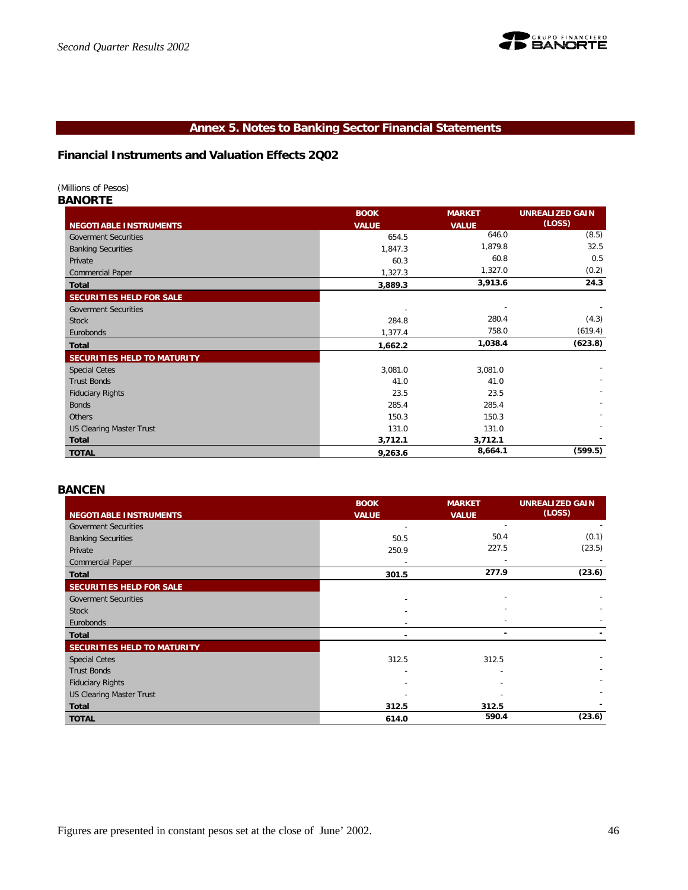## Annex 5. Notes to Banking Sector Financial Statements

### Financial Instruments and Valuation Effects 2Q02

(Millions of Pesos)

**BANORTE**

| NEGOTIABLE INSTRUMENTS | BOOK VALUE | MARKET VALUE | UNREALIZED GAIN (LOSS) |
|---|---|---|---|
| Goverment Securities | 654.5 | 646.0 | (8.5) |
| Banking Securities | 1,847.3 | 1,879.8 | 32.5 |
| Private | 60.3 | 60.8 | 0.5 |
| Commercial Paper | 1,327.3 | 1,327.0 | (0.2) |
| **Total** | **3,889.3** | **3,913.6** | **24.3** |
| **SECURITIES HELD FOR SALE** | | | |
| Goverment Securities | - | - | - |
| Stock | 284.8 | 280.4 | (4.3) |
| Eurobonds | 1,377.4 | 758.0 | (619.4) |
| **Total** | **1,662.2** | **1,038.4** | **(623.8)** |
| **SECURITIES HELD TO MATURITY** | | | |
| Special Cetes | 3,081.0 | 3,081.0 | - |
| Trust Bonds | 41.0 | 41.0 | - |
| Fiduciary Rights | 23.5 | 23.5 | - |
| Bonds | 285.4 | 285.4 | - |
| Others | 150.3 | 150.3 | - |
| US Clearing Master Trust | 131.0 | 131.0 | - |
| **Total** | **3,712.1** | **3,712.1** | **-** |
| **TOTAL** | **9,263.6** | **8,664.1** | **(599.5)** |

**BANCEN**

| NEGOTIABLE INSTRUMENTS | BOOK VALUE | MARKET VALUE | UNREALIZED GAIN (LOSS) |
|---|---|---|---|
| Goverment Securities | - | - | - |
| Banking Securities | 50.5 | 50.4 | (0.1) |
| Private | 250.9 | 227.5 | (23.5) |
| Commercial Paper | - | - | - |
| **Total** | **301.5** | **277.9** | **(23.6)** |
| **SECURITIES HELD FOR SALE** | | | |
| Goverment Securities | - | - | - |
| Stock | - | - | - |
| Eurobonds | - | - | - |
| **Total** | **-** | **-** | **-** |
| **SECURITIES HELD TO MATURITY** | | | |
| Special Cetes | 312.5 | 312.5 | - |
| Trust Bonds | - | - | - |
| Fiduciary Rights | - | - | - |
| US Clearing Master Trust | - | - | - |
| **Total** | **312.5** | **312.5** | **-** |
| **TOTAL** | **614.0** | **590.4** | **(23.6)** |

Figures are presented in constant pesos set at the close of June' 2002.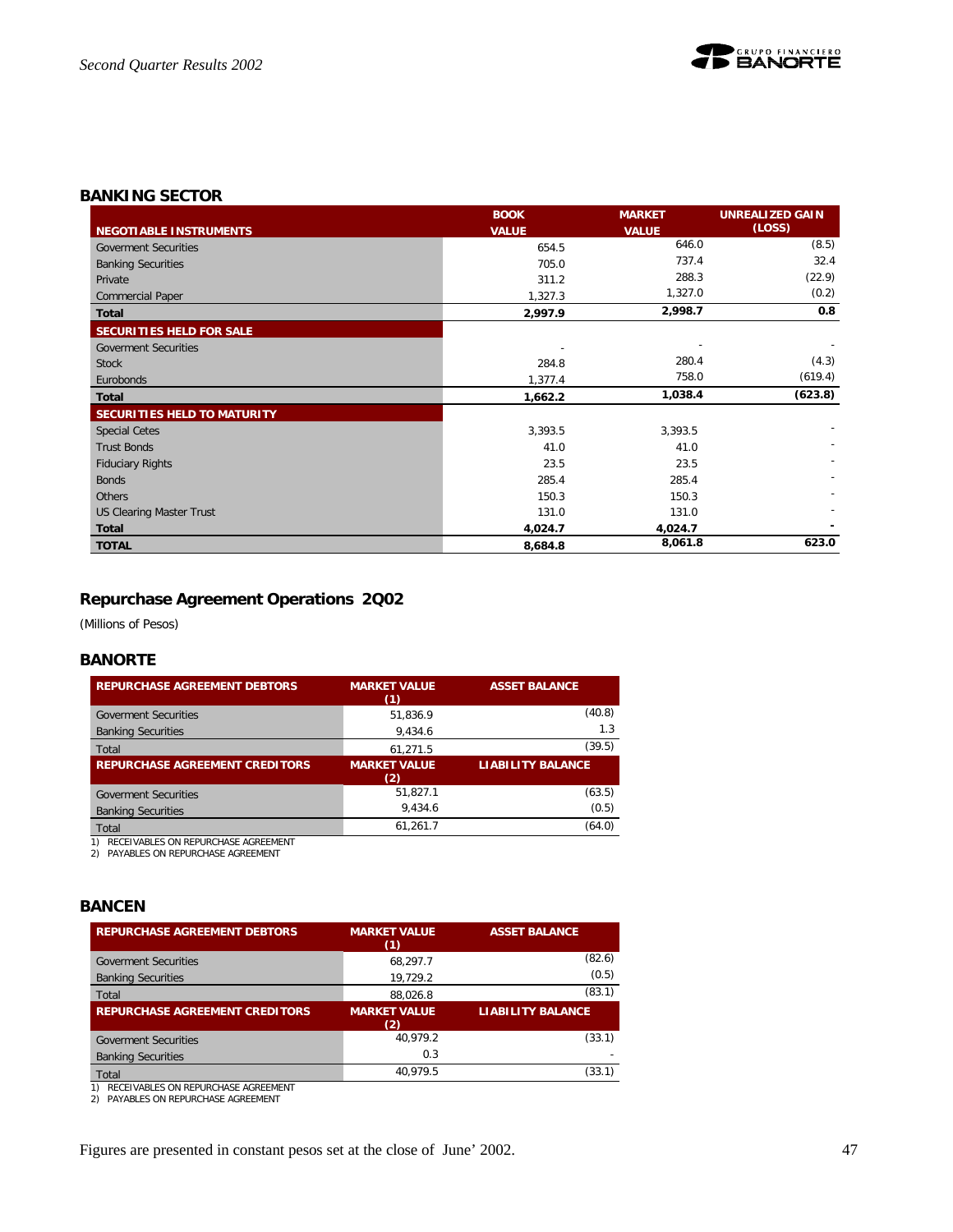## BANKING SECTOR

| NEGOTIABLE INSTRUMENTS | BOOK VALUE | MARKET VALUE | UNREALIZED GAIN (LOSS) |
|---|---|---|---|
| Goverment Securities | 654.5 | 646.0 | (8.5) |
| Banking Securities | 705.0 | 737.4 | 32.4 |
| Private | 311.2 | 288.3 | (22.9) |
| Commercial Paper | 1,327.3 | 1,327.0 | (0.2) |
| **Total** | **2,997.9** | **2,998.7** | **0.8** |
| **SECURITIES HELD FOR SALE** | | | |
| Goverment Securities | - | - | - |
| Stock | 284.8 | 280.4 | (4.3) |
| Eurobonds | 1,377.4 | 758.0 | (619.4) |
| **Total** | **1,662.2** | **1,038.4** | **(623.8)** |
| **SECURITIES HELD TO MATURITY** | | | |
| Special Cetes | 3,393.5 | 3,393.5 | - |
| Trust Bonds | 41.0 | 41.0 | - |
| Fiduciary Rights | 23.5 | 23.5 | - |
| Bonds | 285.4 | 285.4 | - |
| Others | 150.3 | 150.3 | - |
| US Clearing Master Trust | 131.0 | 131.0 | - |
| **Total** | **4,024.7** | **4,024.7** | **-** |
| **TOTAL** | **8,684.8** | **8,061.8** | **623.0** |

## Repurchase Agreement Operations 2Q02

(Millions of Pesos)

### BANORTE

| REPURCHASE AGREEMENT DEBTORS | MARKET VALUE (1) | ASSET BALANCE |
|---|---|---|
| Goverment Securities | 51,836.9 | (40.8) |
| Banking Securities | 9,434.6 | 1.3 |
| Total | 61,271.5 | (39.5) |
| **REPURCHASE AGREEMENT CREDITORS** | **MARKET VALUE (2)** | **LIABILITY BALANCE** |
| Goverment Securities | 51,827.1 | (63.5) |
| Banking Securities | 9,434.6 | (0.5) |
| Total | 61,261.7 | (64.0) |

1) RECEIVABLES ON REPURCHASE AGREEMENT
2) PAYABLES ON REPURCHASE AGREEMENT

### BANCEN

| REPURCHASE AGREEMENT DEBTORS | MARKET VALUE (1) | ASSET BALANCE |
|---|---|---|
| Goverment Securities | 68,297.7 | (82.6) |
| Banking Securities | 19,729.2 | (0.5) |
| Total | 88,026.8 | (83.1) |
| **REPURCHASE AGREEMENT CREDITORS** | **MARKET VALUE (2)** | **LIABILITY BALANCE** |
| Goverment Securities | 40,979.2 | (33.1) |
| Banking Securities | 0.3 | - |
| Total | 40,979.5 | (33.1) |

1) RECEIVABLES ON REPURCHASE AGREEMENT
2) PAYABLES ON REPURCHASE AGREEMENT

Figures are presented in constant pesos set at the close of June' 2002.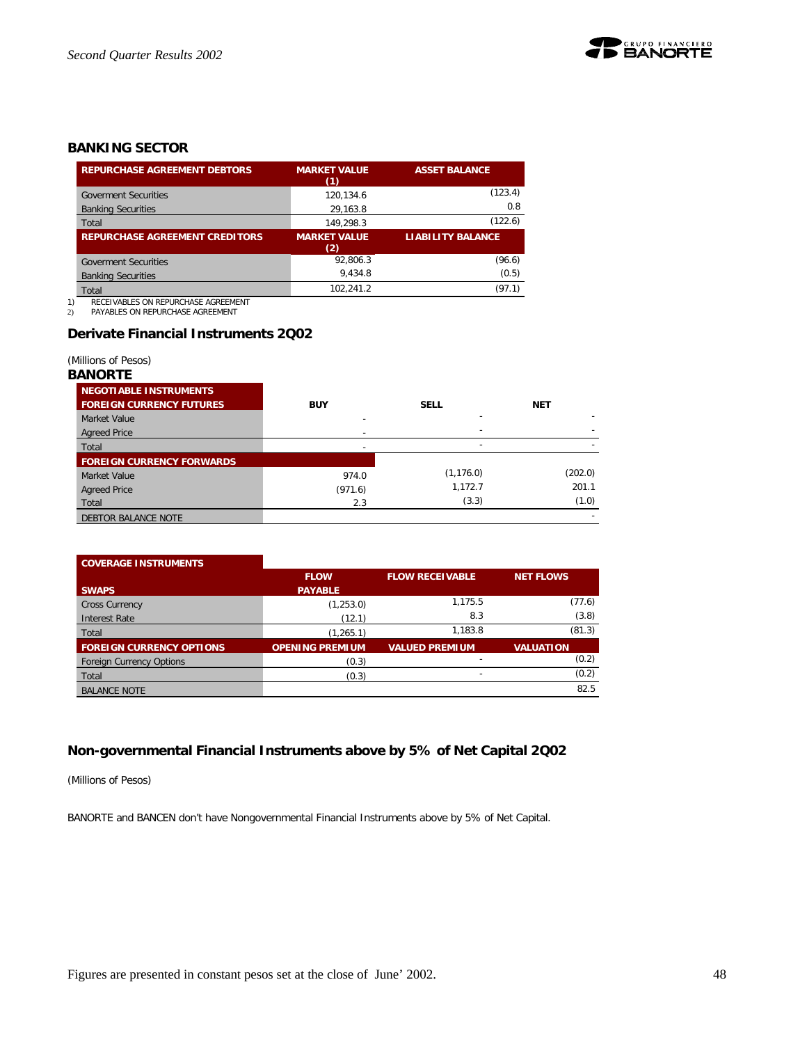## BANKING SECTOR

| REPURCHASE AGREEMENT DEBTORS | MARKET VALUE (1) | ASSET BALANCE |
|---|---|---|
| Goverment Securities | 120,134.6 | (123.4) |
| Banking Securities | 29,163.8 | 0.8 |
| Total | 149,298.3 | (122.6) |
| **REPURCHASE AGREEMENT CREDITORS** | **MARKET VALUE (2)** | **LIABILITY BALANCE** |
| Goverment Securities | 92,806.3 | (96.6) |
| Banking Securities | 9,434.8 | (0.5) |
| Total | 102,241.2 | (97.1) |

1) RECEIVABLES ON REPURCHASE AGREEMENT
2) PAYABLES ON REPURCHASE AGREEMENT

## Derivate Financial Instruments 2Q02

(Millions of Pesos)

**BANORTE**

| NEGOTIABLE INSTRUMENTS FOREIGN CURRENCY FUTURES | BUY | SELL | NET |
|---|---|---|---|
| Market Value | - | - | - |
| Agreed Price | - | - | - |
| Total | - | - | - |
| **FOREIGN CURRENCY FORWARDS** | | | |
| Market Value | 974.0 | (1,176.0) | (202.0) |
| Agreed Price | (971.6) | 1,172.7 | 201.1 |
| Total | 2.3 | (3.3) | (1.0) |
| DEBTOR BALANCE NOTE | | | - |

| COVERAGE INSTRUMENTS SWAPS | FLOW PAYABLE | FLOW RECEIVABLE | NET FLOWS |
|---|---|---|---|
| Cross Currency | (1,253.0) | 1,175.5 | (77.6) |
| Interest Rate | (12.1) | 8.3 | (3.8) |
| Total | (1,265.1) | 1,183.8 | (81.3) |
| **FOREIGN CURRENCY OPTIONS** | **OPENING PREMIUM** | **VALUED PREMIUM** | **VALUATION** |
| Foreign Currency Options | (0.3) | - | (0.2) |
| Total | (0.3) | - | (0.2) |
| BALANCE NOTE | | | 82.5 |

## Non-governmental Financial Instruments above by 5% of Net Capital 2Q02

(Millions of Pesos)

BANORTE and BANCEN don't have Nongovernmental Financial Instruments above by 5% of Net Capital.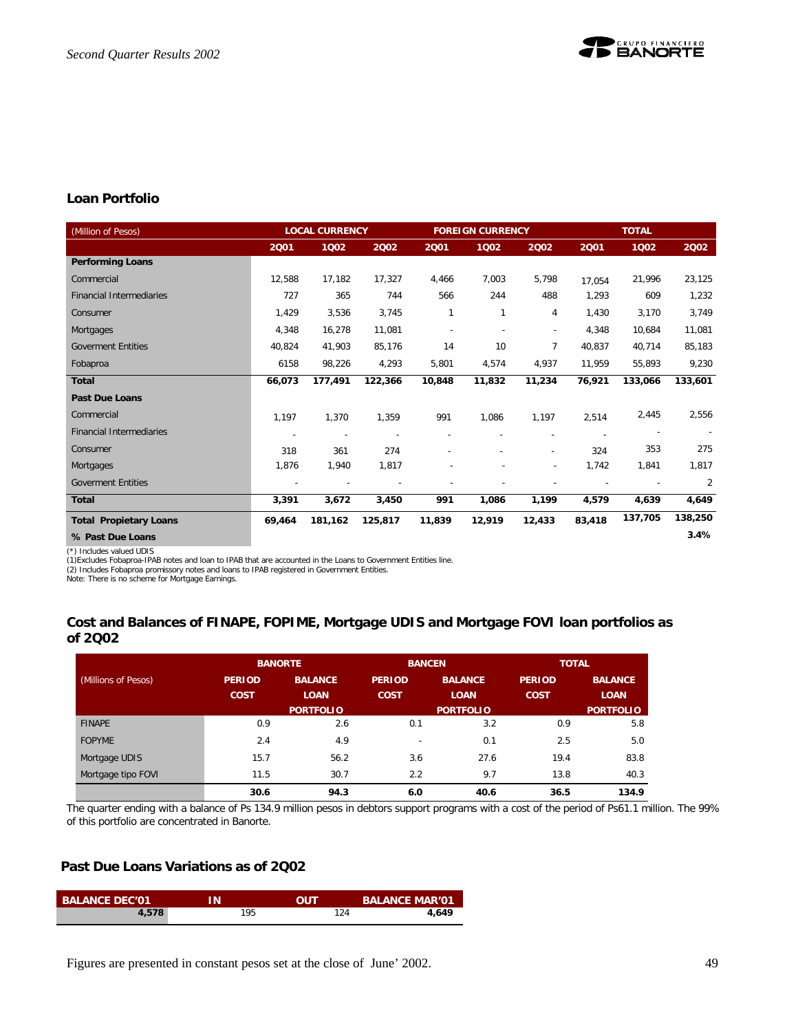## Loan Portfolio

| (Million of Pesos) | LOCAL CURRENCY | | | FOREIGN CURRENCY | | | TOTAL | | |
|---|---|---|---|---|---|---|---|---|---|
| | 2Q01 | 1Q02 | 2Q02 | 2Q01 | 1Q02 | 2Q02 | 2Q01 | 1Q02 | 2Q02 |
| **Performing Loans** | | | | | | | | | |
| Commercial | 12,588 | 17,182 | 17,327 | 4,466 | 7,003 | 5,798 | 17,054 | 21,996 | 23,125 |
| Financial Intermediaries | 727 | 365 | 744 | 566 | 244 | 488 | 1,293 | 609 | 1,232 |
| Consumer | 1,429 | 3,536 | 3,745 | 1 | 1 | 4 | 1,430 | 3,170 | 3,749 |
| Mortgages | 4,348 | 16,278 | 11,081 | - | - | - | 4,348 | 10,684 | 11,081 |
| Goverment Entities | 40,824 | 41,903 | 85,176 | 14 | 10 | 7 | 40,837 | 40,714 | 85,183 |
| Fobaproa | 6158 | 98,226 | 4,293 | 5,801 | 4,574 | 4,937 | 11,959 | 55,893 | 9,230 |
| **Total** | **66,073** | **177,491** | **122,366** | **10,848** | **11,832** | **11,234** | **76,921** | **133,066** | **133,601** |
| **Past Due Loans** | | | | | | | | | |
| Commercial | 1,197 | 1,370 | 1,359 | 991 | 1,086 | 1,197 | 2,514 | 2,445 | 2,556 |
| Financial Intermediaries | - | - | - | - | - | - | - | - | - |
| Consumer | 318 | 361 | 274 | - | - | - | 324 | 353 | 275 |
| Mortgages | 1,876 | 1,940 | 1,817 | - | - | - | 1,742 | 1,841 | 1,817 |
| Goverment Entities | - | - | - | - | - | - | - | - | 2 |
| **Total** | **3,391** | **3,672** | **3,450** | **991** | **1,086** | **1,199** | **4,579** | **4,639** | **4,649** |
| **Total Propietary Loans** | **69,464** | **181,162** | **125,817** | **11,839** | **12,919** | **12,433** | **83,418** | **137,705** | **138,250** |
| **% Past Due Loans** | | | | | | | | | **3.4%** |

(*) Includes valued UDIS
(1)Excludes Fobaproa-IPAB notes and loan to IPAB that are accounted in the Loans to Government Entities line.
(2) Includes Fobaproa promissory notes and loans to IPAB registered in Government Entities.
Note: There is no scheme for Mortgage Earnings.

## Cost and Balances of FINAPE, FOPIME, Mortgage UDIS and Mortgage FOVI loan portfolios as of 2Q02

| (Millions of Pesos) | BANORTE | | BANCEN | | TOTAL | |
|---|---|---|---|---|---|---|
| | PERIOD COST | BALANCE LOAN PORTFOLIO | PERIOD COST | BALANCE LOAN PORTFOLIO | PERIOD COST | BALANCE LOAN PORTFOLIO |
| FINAPE | 0.9 | 2.6 | 0.1 | 3.2 | 0.9 | 5.8 |
| FOPYME | 2.4 | 4.9 | - | 0.1 | 2.5 | 5.0 |
| Mortgage UDIS | 15.7 | 56.2 | 3.6 | 27.6 | 19.4 | 83.8 |
| Mortgage tipo FOVI | 11.5 | 30.7 | 2.2 | 9.7 | 13.8 | 40.3 |
| | **30.6** | **94.3** | **6.0** | **40.6** | **36.5** | **134.9** |

The quarter ending with a balance of Ps 134.9 million pesos in debtors support programs with a cost of the period of Ps61.1 million. The 99% of this portfolio are concentrated in Banorte.

## Past Due Loans Variations as of 2Q02

| BALANCE DEC'01 | IN | OUT | BALANCE MAR'01 |
|---|---|---|---|
| **4,578** | 195 | 124 | **4,649** |

Figures are presented in constant pesos set at the close of June' 2002.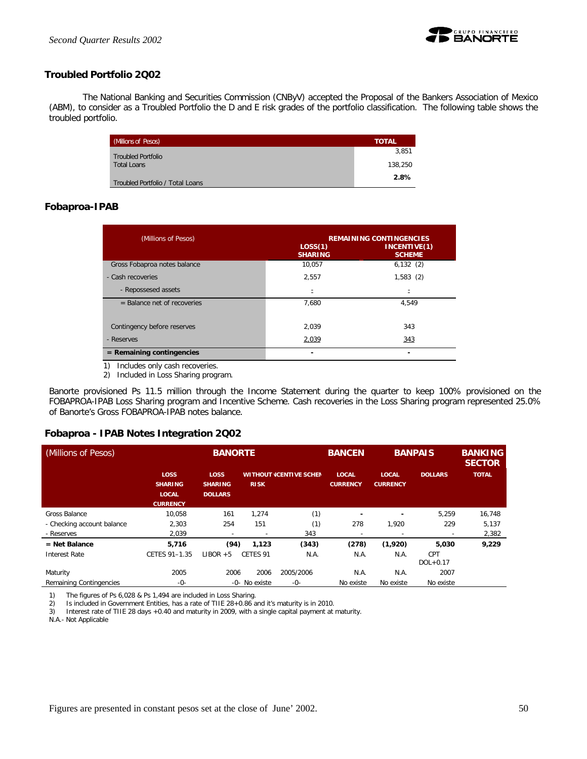## Troubled Portfolio 2Q02

The National Banking and Securities Commission (CNByV) accepted the Proposal of the Bankers Association of Mexico (ABM), to consider as a Troubled Portfolio the D and E risk grades of the portfolio classification. The following table shows the troubled portfolio.

| (Millions of Pesos) | TOTAL |
|---|---|
| Troubled Portfolio | 3,851 |
| Total Loans | 138,250 |
| Troubled Portfolio / Total Loans | **2.8%** |

## Fobaproa-IPAB

| (Millions of Pesos) | REMAINING CONTINGENCIES | |
|---|---|---|
| | LOSS(1) SHARING | INCENTIVE(1) SCHEME |
| Gross Fobaproa notes balance | 10,057 | 6,132 (2) |
| - Cash recoveries | 2,557 | 1,583 (2) |
| - Repossesed assets | - | - |
| = Balance net of recoveries | 7,680 | 4,549 |
| Contingency before reserves | 2,039 | 343 |
| - Reserves | 2,039 | 343 |
| **= Remaining contingencies** | - | - |

1) Includes only cash recoveries.
2) Included in Loss Sharing program.

Banorte provisioned Ps 11.5 million through the Income Statement during the quarter to keep 100% provisioned on the FOBAPROA-IPAB Loss Sharing program and Incentive Scheme. Cash recoveries in the Loss Sharing program represented 25.0% of Banorte's Gross FOBAPROA-IPAB notes balance.

## Fobaproa - IPAB Notes Integration 2Q02

| (Millions of Pesos) | BANORTE | | | | BANCEN | BANPAIS | | BANKING SECTOR |
|---|---|---|---|---|---|---|---|---|
| | LOSS SHARING LOCAL CURRENCY | LOSS SHARING DOLLARS | WITHOUT RISK | INCENTIVE SCHEME | LOCAL CURRENCY | LOCAL CURRENCY | DOLLARS | TOTAL |
| Gross Balance | 10,058 | 161 | 1,274 | (1) | - | - | 5,259 | 16,748 |
| - Checking account balance | 2,303 | 254 | 151 | (1) | 278 | 1,920 | 229 | 5,137 |
| - Reserves | 2,039 | - | - | 343 | - | - | - | 2,382 |
| **= Net Balance** | **5,716** | **(94)** | **1,123** | **(343)** | **(278)** | **(1,920)** | **5,030** | **9,229** |
| Interest Rate | CETES 91–1.35 | LIBOR +5 | CETES 91 | N.A. | N.A. | N.A. | CPT DOL+0.17 | |
| Maturity | 2005 | 2006 | 2006 | 2005/2006 | N.A. | N.A. | 2007 | |
| Remaining Contingencies | -0- | -0- | No existe | -0- | No existe | No existe | No existe | |

1) The figures of Ps 6,028 & Ps 1,494 are included in Loss Sharing.
2) Is included in Government Entities, has a rate of TIIE 28+0.86 and it's maturity is in 2010.
3) Interest rate of TIIE 28 days +0.40 and maturity in 2009, with a single capital payment at maturity.

N.A.- Not Applicable

Figures are presented in constant pesos set at the close of June' 2002.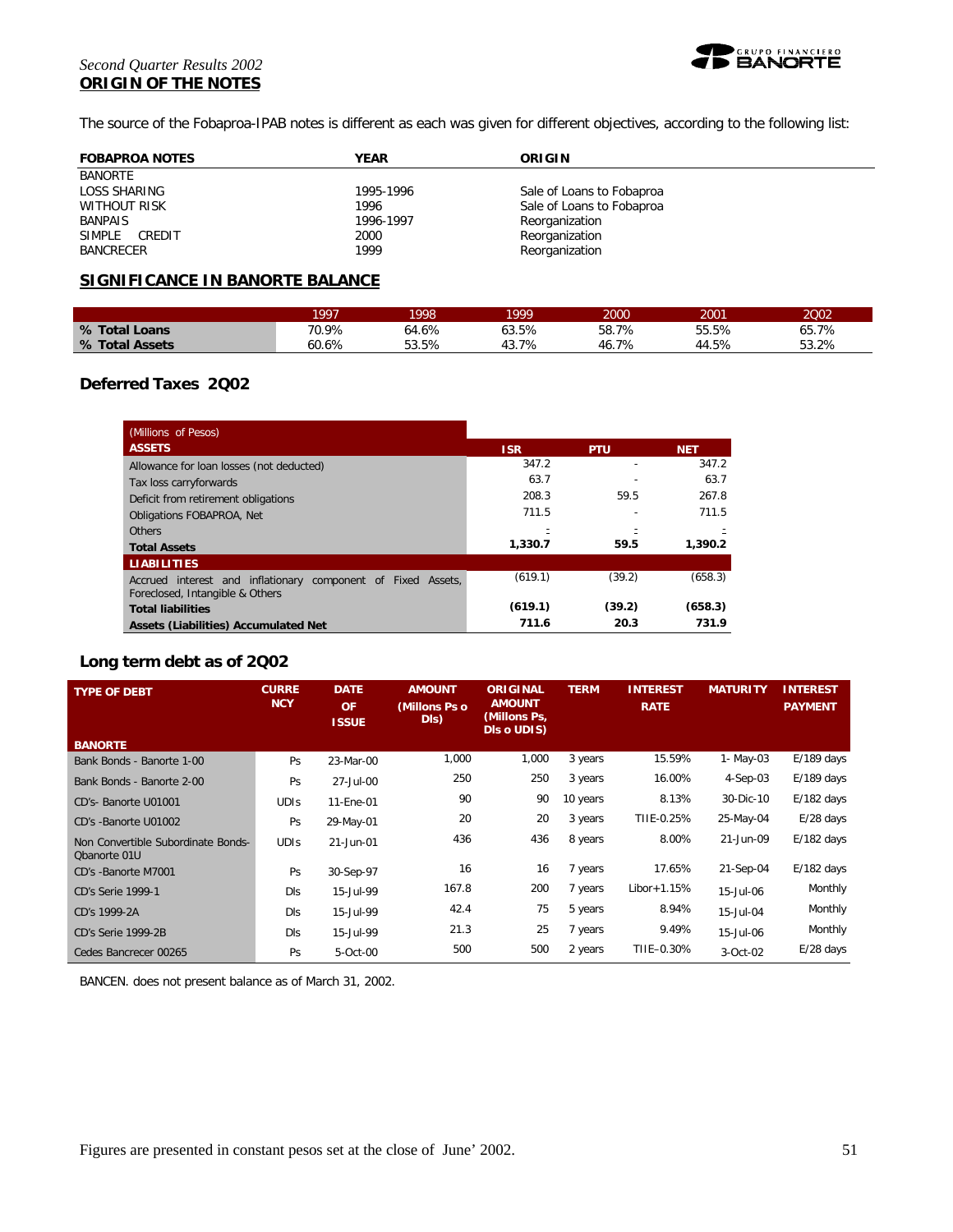## ORIGIN OF THE NOTES

The source of the Fobaproa-IPAB notes is different as each was given for different objectives, according to the following list:

| FOBAPROA NOTES | YEAR | ORIGIN |
|---|---|---|
| BANORTE | | |
| LOSS SHARING | 1995-1996 | Sale of Loans to Fobaproa |
| WITHOUT RISK | 1996 | Sale of Loans to Fobaproa |
| BANPAIS | 1996-1997 | Reorganization |
| SIMPLE CREDIT | 2000 | Reorganization |
| BANCRECER | 1999 | Reorganization |

## SIGNIFICANCE IN BANORTE BALANCE

| | 1997 | 1998 | 1999 | 2000 | 2001 | 2Q02 |
|---|---|---|---|---|---|---|
| **% Total Loans** | 70.9% | 64.6% | 63.5% | 58.7% | 55.5% | 65.7% |
| **% Total Assets** | 60.6% | 53.5% | 43.7% | 46.7% | 44.5% | 53.2% |

## Deferred Taxes 2Q02

| (Millions of Pesos) | | | |
|---|---|---|---|
| **ASSETS** | **ISR** | **PTU** | **NET** |
| Allowance for loan losses (not deducted) | 347.2 | - | 347.2 |
| Tax loss carryforwards | 63.7 | - | 63.7 |
| Deficit from retirement obligations | 208.3 | 59.5 | 267.8 |
| Obligations FOBAPROA, Net | 711.5 | - | 711.5 |
| Others | - | - | - |
| **Total Assets** | **1,330.7** | **59.5** | **1,390.2** |
| **LIABILITIES** | | | |
| Accrued interest and inflationary component of Fixed Assets, Foreclosed, Intangible & Others | (619.1) | (39.2) | (658.3) |
| **Total liabilities** | **(619.1)** | **(39.2)** | **(658.3)** |
| **Assets (Liabilities) Accumulated Net** | **711.6** | **20.3** | **731.9** |

## Long term debt as of 2Q02

| TYPE OF DEBT | CURRENCY | DATE OF ISSUE | AMOUNT (Millons Ps o Dls) | ORIGINAL AMOUNT (Millons Ps, Dls o UDIS) | TERM | INTEREST RATE | MATURITY | INTEREST PAYMENT |
|---|---|---|---|---|---|---|---|---|
| **BANORTE** | | | | | | | | |
| Bank Bonds - Banorte 1-00 | Ps | 23-Mar-00 | 1,000 | 1,000 | 3 years | 15.59% | 1- May-03 | E/189 days |
| Bank Bonds - Banorte 2-00 | Ps | 27-Jul-00 | 250 | 250 | 3 years | 16.00% | 4-Sep-03 | E/189 days |
| CD's- Banorte U01001 | UDIs | 11-Ene-01 | 90 | 90 | 10 years | 8.13% | 30-Dic-10 | E/182 days |
| CD's -Banorte U01002 | Ps | 29-May-01 | 20 | 20 | 3 years | TIIE-0.25% | 25-May-04 | E/28 days |
| Non Convertible Subordinate Bonds- Qbanorte 01U | UDIs | 21-Jun-01 | 436 | 436 | 8 years | 8.00% | 21-Jun-09 | E/182 days |
| CD's -Banorte M7001 | Ps | 30-Sep-97 | 16 | 16 | 7 years | 17.65% | 21-Sep-04 | E/182 days |
| CD's Serie 1999-1 | Dls | 15-Jul-99 | 167.8 | 200 | 7 years | Libor+1.15% | 15-Jul-06 | Monthly |
| CD's 1999-2A | Dls | 15-Jul-99 | 42.4 | 75 | 5 years | 8.94% | 15-Jul-04 | Monthly |
| CD's Serie 1999-2B | Dls | 15-Jul-99 | 21.3 | 25 | 7 years | 9.49% | 15-Jul-06 | Monthly |
| Cedes Bancrecer 00265 | Ps | 5-Oct-00 | 500 | 500 | 2 years | TIIE-0.30% | 3-Oct-02 | E/28 days |

BANCEN. does not present balance as of March 31, 2002.

Figures are presented in constant pesos set at the close of June' 2002.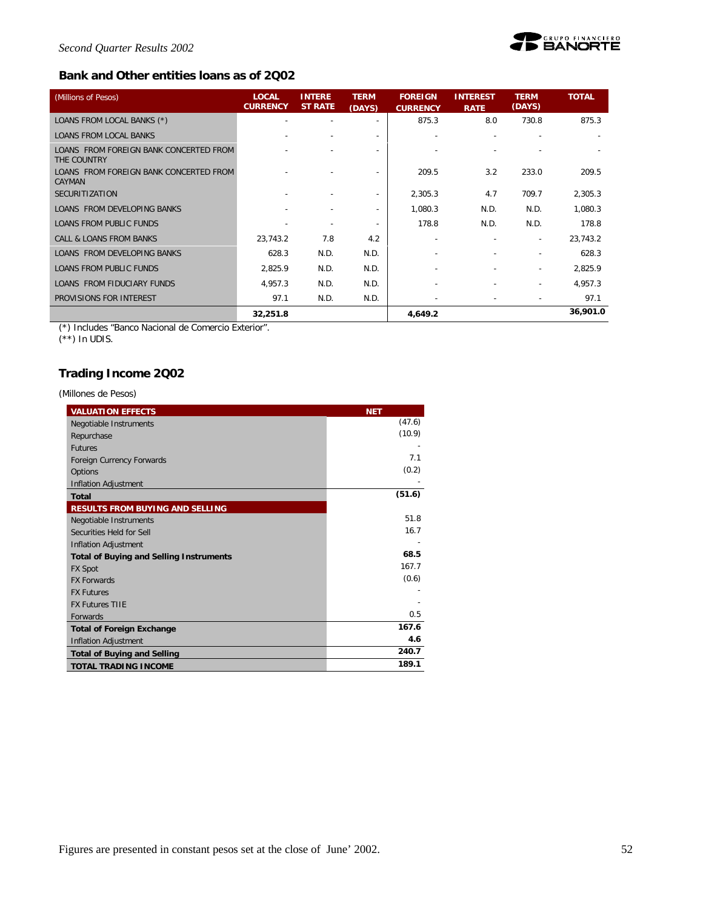## Bank and Other entities loans as of 2Q02

| (Millions of Pesos) | LOCAL CURRENCY | INTEREST RATE | TERM (DAYS) | FOREIGN CURRENCY | INTEREST RATE | TERM (DAYS) | TOTAL |
|---|---|---|---|---|---|---|---|
| LOANS FROM LOCAL BANKS (*) | - | - | - | 875.3 | 8.0 | 730.8 | 875.3 |
| LOANS FROM LOCAL BANKS | - | - | - | - | - | - | - |
| LOANS FROM FOREIGN BANK CONCERTED FROM THE COUNTRY | - | - | - | - | - | - | - |
| LOANS FROM FOREIGN BANK CONCERTED FROM CAYMAN | - | - | - | 209.5 | 3.2 | 233.0 | 209.5 |
| SECURITIZATION | - | - | - | 2,305.3 | 4.7 | 709.7 | 2,305.3 |
| LOANS FROM DEVELOPING BANKS | - | - | - | 1,080.3 | N.D. | N.D. | 1,080.3 |
| LOANS FROM PUBLIC FUNDS | - | - | - | 178.8 | N.D. | N.D. | 178.8 |
| CALL & LOANS FROM BANKS | 23,743.2 | 7.8 | 4.2 | - | - | - | 23,743.2 |
| LOANS FROM DEVELOPING BANKS | 628.3 | N.D. | N.D. | - | - | - | 628.3 |
| LOANS FROM PUBLIC FUNDS | 2,825.9 | N.D. | N.D. | - | - | - | 2,825.9 |
| LOANS FROM FIDUCIARY FUNDS | 4,957.3 | N.D. | N.D. | - | - | - | 4,957.3 |
| PROVISIONS FOR INTEREST | 97.1 | N.D. | N.D. | - | - | - | 97.1 |
| | **32,251.8** | | | **4,649.2** | | | **36,901.0** |

(*) Includes "Banco Nacional de Comercio Exterior".
(**) In UDIS.

## Trading Income 2Q02

(Millones de Pesos)

| VALUATION EFFECTS | NET |
|---|---|
| Negotiable Instruments | (47.6) |
| Repurchase | (10.9) |
| Futures | - |
| Foreign Currency Forwards | 7.1 |
| Options | (0.2) |
| Inflation Adjustment | - |
| **Total** | **(51.6)** |
| **RESULTS FROM BUYING AND SELLING** | |
| Negotiable Instruments | 51.8 |
| Securities Held for Sell | 16.7 |
| Inflation Adjustment | - |
| **Total of Buying and Selling Instruments** | **68.5** |
| FX Spot | 167.7 |
| FX Forwards | (0.6) |
| FX Futures | - |
| FX Futures TIIE | - |
| Forwards | 0.5 |
| **Total of Foreign Exchange** | **167.6** |
| Inflation Adjustment | **4.6** |
| **Total of Buying and Selling** | **240.7** |
| **TOTAL TRADING INCOME** | **189.1** |

Figures are presented in constant pesos set at the close of June' 2002.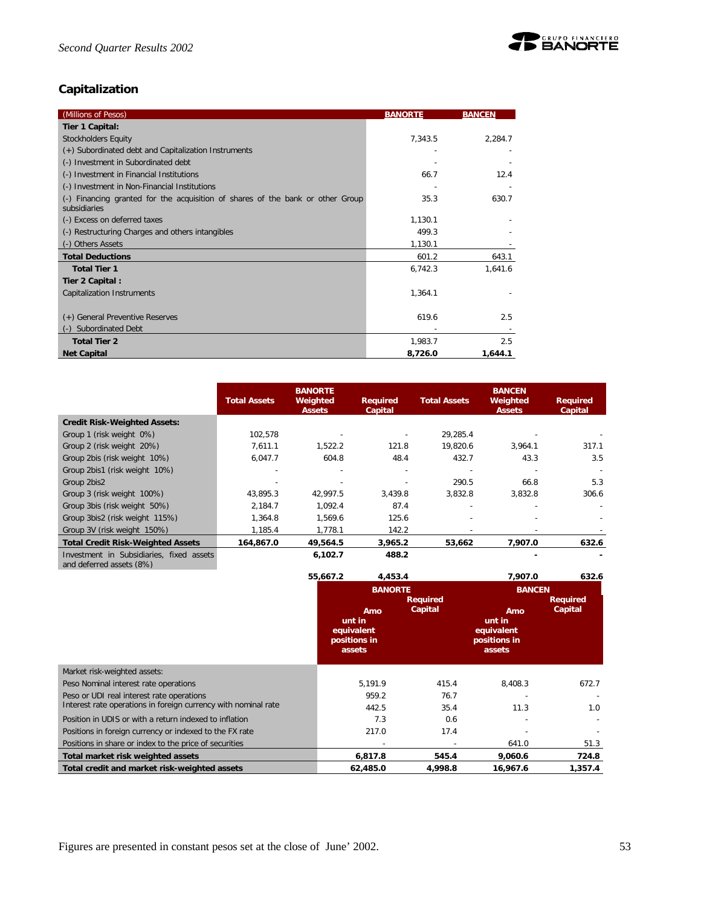## Capitalization

| (Millions of Pesos) | BANORTE | BANCEN |
|---|---|---|
| **Tier 1 Capital:** | | |
| Stockholders Equity | 7,343.5 | 2,284.7 |
| (+) Subordinated debt and Capitalization Instruments | - | - |
| (-) Investment in Subordinated debt | - | - |
| (-) Investment in Financial Institutions | 66.7 | 12.4 |
| (-) Investment in Non-Financial Institutions | - | - |
| (-) Financing granted for the acquisition of shares of the bank or other Group subsidiaries | 35.3 | 630.7 |
| (-) Excess on deferred taxes | 1,130.1 | - |
| (-) Restructuring Charges and others intangibles | 499.3 | - |
| (-) Others Assets | 1,130.1 | - |
| **Total Deductions** | 601.2 | 643.1 |
| **Total Tier 1** | 6,742.3 | 1,641.6 |
| **Tier 2 Capital :** | | |
| Capitalization Instruments | 1,364.1 | - |
| (+) General Preventive Reserves | 619.6 | 2.5 |
| (-) Subordinated Debt | - | - |
| **Total Tier 2** | 1,983.7 | 2.5 |
| **Net Capital** | **8,726.0** | **1,644.1** |

| | Total Assets | BANORTE Weighted Assets | Required Capital | Total Assets | BANCEN Weighted Assets | Required Capital |
|---|---|---|---|---|---|---|
| **Credit Risk-Weighted Assets:** | | | | | | |
| Group 1 (risk weight 0%) | 102,578 | - | - | 29,285.4 | - | - |
| Group 2 (risk weight 20%) | 7,611.1 | 1,522.2 | 121.8 | 19,820.6 | 3,964.1 | 317.1 |
| Group 2bis (risk weight 10%) | 6,047.7 | 604.8 | 48.4 | 432.7 | 43.3 | 3.5 |
| Group 2bis1 (risk weight 10%) | - | - | - | - | - | - |
| Group 2bis2 | - | - | - | 290.5 | 66.8 | 5.3 |
| Group 3 (risk weight 100%) | 43,895.3 | 42,997.5 | 3,439.8 | 3,832.8 | 3,832.8 | 306.6 |
| Group 3bis (risk weight 50%) | 2,184.7 | 1,092.4 | 87.4 | - | - | - |
| Group 3bis2 (risk weight 115%) | 1,364.8 | 1,569.6 | 125.6 | - | - | - |
| Group 3V (risk weight 150%) | 1,185.4 | 1,778.1 | 142.2 | - | - | - |
| **Total Credit Risk-Weighted Assets** | **164,867.0** | **49,564.5** | **3,965.2** | **53,662** | **7,907.0** | **632.6** |
| Investment in Subsidiaries, fixed assets and deferred assets (8%) | | **6,102.7** | **488.2** | | **-** | **-** |
| | | **55,667.2** | **4,453.4** | | **7,907.0** | **632.6** |

| | BANORTE Amount in equivalent positions in assets | BANORTE Required Capital | BANCEN Amount in equivalent positions in assets | BANCEN Required Capital |
|---|---|---|---|---|
| Market risk-weighted assets: | | | | |
| Peso Nominal interest rate operations | 5,191.9 | 415.4 | 8,408.3 | 672.7 |
| Peso or UDI real interest rate operations | 959.2 | 76.7 | - | - |
| Interest rate operations in foreign currency with nominal rate | 442.5 | 35.4 | 11.3 | 1.0 |
| Position in UDIS or with a return indexed to inflation | 7.3 | 0.6 | - | - |
| Positions in foreign currency or indexed to the FX rate | 217.0 | 17.4 | - | - |
| Positions in share or index to the price of securities | - | - | 641.0 | 51.3 |
| **Total market risk weighted assets** | **6,817.8** | **545.4** | **9,060.6** | **724.8** |
| **Total credit and market risk-weighted assets** | **62,485.0** | **4,998.8** | **16,967.6** | **1,357.4** |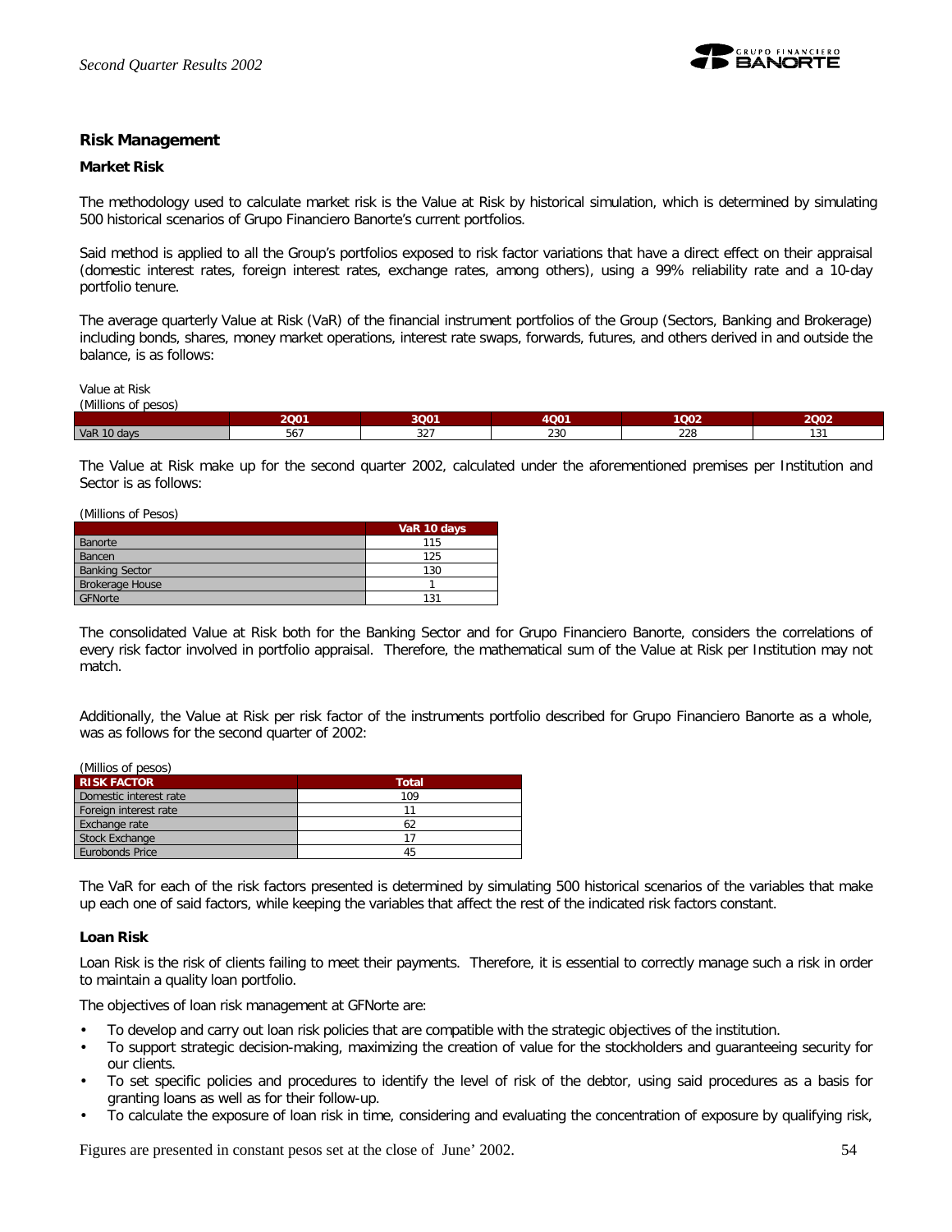## Risk Management

### Market Risk

The methodology used to calculate market risk is the Value at Risk by historical simulation, which is determined by simulating 500 historical scenarios of Grupo Financiero Banorte's current portfolios.

Said method is applied to all the Group's portfolios exposed to risk factor variations that have a direct effect on their appraisal (domestic interest rates, foreign interest rates, exchange rates, among others), using a 99% reliability rate and a 10-day portfolio tenure.

The average quarterly Value at Risk (VaR) of the financial instrument portfolios of the Group (Sectors, Banking and Brokerage) including bonds, shares, money market operations, interest rate swaps, forwards, futures, and others derived in and outside the balance, is as follows:

Value at Risk
(Millions of pesos)

| | 2Q01 | 3Q01 | 4Q01 | 1Q02 | 2Q02 |
|---|---|---|---|---|---|
| VaR 10 days | 567 | 327 | 230 | 228 | 131 |

The Value at Risk make up for the second quarter 2002, calculated under the aforementioned premises per Institution and Sector is as follows:

(Millions of Pesos)

| | VaR 10 days |
|---|---|
| Banorte | 115 |
| Bancen | 125 |
| Banking Sector | 130 |
| Brokerage House | 1 |
| GFNorte | 131 |

The consolidated Value at Risk both for the Banking Sector and for Grupo Financiero Banorte, considers the correlations of every risk factor involved in portfolio appraisal. Therefore, the mathematical sum of the Value at Risk per Institution may not match.

Additionally, the Value at Risk per risk factor of the instruments portfolio described for Grupo Financiero Banorte as a whole, was as follows for the second quarter of 2002:

(Millios of pesos)

| RISK FACTOR | Total |
|---|---|
| Domestic interest rate | 109 |
| Foreign interest rate | 11 |
| Exchange rate | 62 |
| Stock Exchange | 17 |
| Eurobonds Price | 45 |

The VaR for each of the risk factors presented is determined by simulating 500 historical scenarios of the variables that make up each one of said factors, while keeping the variables that affect the rest of the indicated risk factors constant.

### Loan Risk

Loan Risk is the risk of clients failing to meet their payments. Therefore, it is essential to correctly manage such a risk in order to maintain a quality loan portfolio.

The objectives of loan risk management at GFNorte are:

- To develop and carry out loan risk policies that are compatible with the strategic objectives of the institution.
- To support strategic decision-making, maximizing the creation of value for the stockholders and guaranteeing security for our clients.
- To set specific policies and procedures to identify the level of risk of the debtor, using said procedures as a basis for granting loans as well as for their follow-up.
- To calculate the exposure of loan risk in time, considering and evaluating the concentration of exposure by qualifying risk,

Figures are presented in constant pesos set at the close of June' 2002.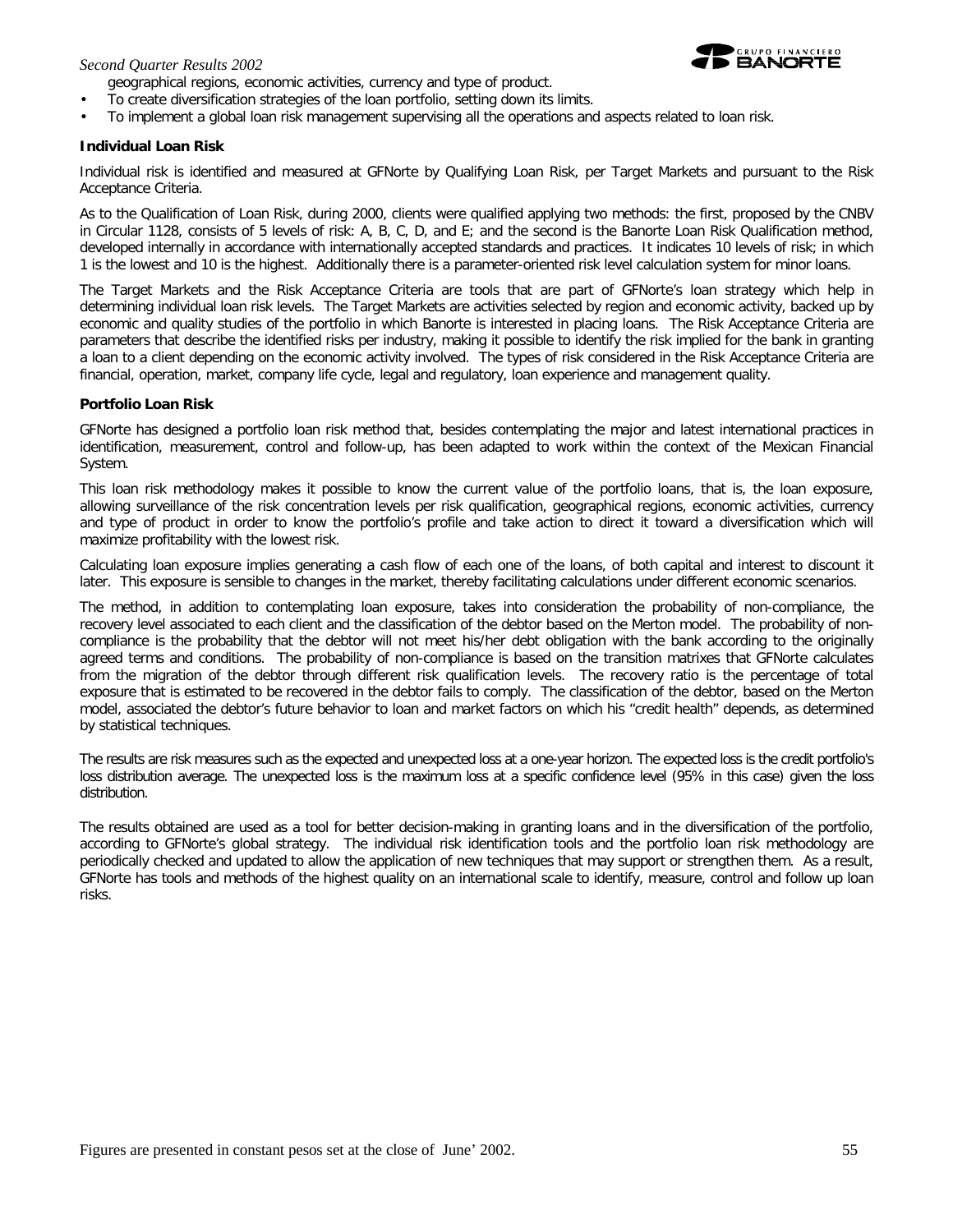geographical regions, economic activities, currency and type of product.

- To create diversification strategies of the loan portfolio, setting down its limits.
- To implement a global loan risk management supervising all the operations and aspects related to loan risk.

**Individual Loan Risk**

Individual risk is identified and measured at GFNorte by Qualifying Loan Risk, per Target Markets and pursuant to the Risk Acceptance Criteria.

As to the Qualification of Loan Risk, during 2000, clients were qualified applying two methods: the first, proposed by the CNBV in Circular 1128, consists of 5 levels of risk: A, B, C, D, and E; and the second is the Banorte Loan Risk Qualification method, developed internally in accordance with internationally accepted standards and practices. It indicates 10 levels of risk; in which 1 is the lowest and 10 is the highest. Additionally there is a parameter-oriented risk level calculation system for minor loans.

The Target Markets and the Risk Acceptance Criteria are tools that are part of GFNorte's loan strategy which help in determining individual loan risk levels. The Target Markets are activities selected by region and economic activity, backed up by economic and quality studies of the portfolio in which Banorte is interested in placing loans. The Risk Acceptance Criteria are parameters that describe the identified risks per industry, making it possible to identify the risk implied for the bank in granting a loan to a client depending on the economic activity involved. The types of risk considered in the Risk Acceptance Criteria are financial, operation, market, company life cycle, legal and regulatory, loan experience and management quality.

**Portfolio Loan Risk**

GFNorte has designed a portfolio loan risk method that, besides contemplating the major and latest international practices in identification, measurement, control and follow-up, has been adapted to work within the context of the Mexican Financial System.

This loan risk methodology makes it possible to know the current value of the portfolio loans, that is, the loan exposure, allowing surveillance of the risk concentration levels per risk qualification, geographical regions, economic activities, currency and type of product in order to know the portfolio's profile and take action to direct it toward a diversification which will maximize profitability with the lowest risk.

Calculating loan exposure implies generating a cash flow of each one of the loans, of both capital and interest to discount it later. This exposure is sensible to changes in the market, thereby facilitating calculations under different economic scenarios.

The method, in addition to contemplating loan exposure, takes into consideration the probability of non-compliance, the recovery level associated to each client and the classification of the debtor based on the Merton model. The probability of non-compliance is the probability that the debtor will not meet his/her debt obligation with the bank according to the originally agreed terms and conditions. The probability of non-compliance is based on the transition matrixes that GFNorte calculates from the migration of the debtor through different risk qualification levels. The recovery ratio is the percentage of total exposure that is estimated to be recovered in the debtor fails to comply. The classification of the debtor, based on the Merton model, associated the debtor's future behavior to loan and market factors on which his "credit health" depends, as determined by statistical techniques.

The results are risk measures such as the expected and unexpected loss at a one-year horizon. The expected loss is the credit portfolio's loss distribution average. The unexpected loss is the maximum loss at a specific confidence level (95% in this case) given the loss distribution.

The results obtained are used as a tool for better decision-making in granting loans and in the diversification of the portfolio, according to GFNorte's global strategy. The individual risk identification tools and the portfolio loan risk methodology are periodically checked and updated to allow the application of new techniques that may support or strengthen them. As a result, GFNorte has tools and methods of the highest quality on an international scale to identify, measure, control and follow up loan risks.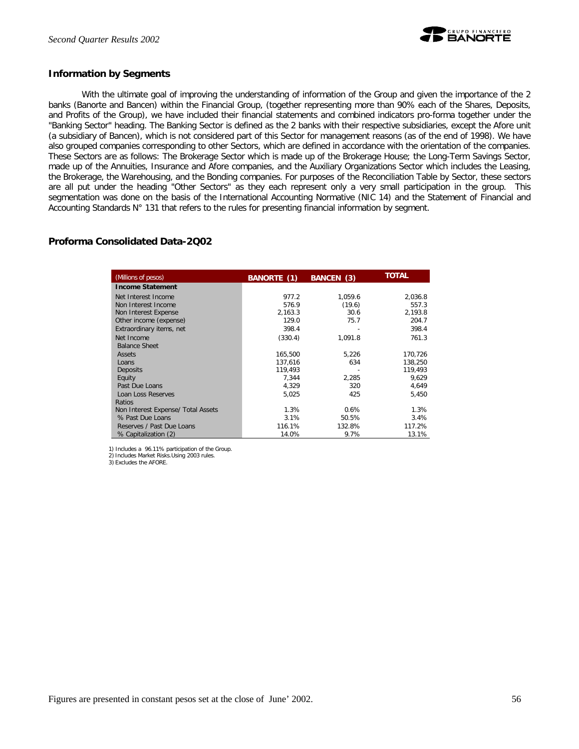## Information by Segments

With the ultimate goal of improving the understanding of information of the Group and given the importance of the 2 banks (Banorte and Bancen) within the Financial Group, (together representing more than 90% each of the Shares, Deposits, and Profits of the Group), we have included their financial statements and combined indicators pro-forma together under the "Banking Sector" heading. The Banking Sector is defined as the 2 banks with their respective subsidiaries, except the Afore unit (a subsidiary of Bancen), which is not considered part of this Sector for management reasons (as of the end of 1998). We have also grouped companies corresponding to other Sectors, which are defined in accordance with the orientation of the companies. These Sectors are as follows: The Brokerage Sector which is made up of the Brokerage House; the Long-Term Savings Sector, made up of the Annuities, Insurance and Afore companies, and the Auxiliary Organizations Sector which includes the Leasing, the Brokerage, the Warehousing, and the Bonding companies. For purposes of the Reconciliation Table by Sector, these sectors are all put under the heading "Other Sectors" as they each represent only a very small participation in the group. This segmentation was done on the basis of the International Accounting Normative (NIC 14) and the Statement of Financial and Accounting Standards N° 131 that refers to the rules for presenting financial information by segment.

## Proforma Consolidated Data-2Q02

| (Millions of pesos) | BANORTE (1) | BANCEN (3) | TOTAL |
|---|---|---|---|
| **Income Statement** | | | |
| Net Interest Income | 977.2 | 1,059.6 | 2,036.8 |
| Non Interest Income | 576.9 | (19.6) | 557.3 |
| Non Interest Expense | 2,163.3 | 30.6 | 2,193.8 |
| Other income (expense) | 129.0 | 75.7 | 204.7 |
| Extraordinary items, net | 398.4 | - | 398.4 |
| Net Income | (330.4) | 1,091.8 | 761.3 |
| Balance Sheet | | | |
| Assets | 165,500 | 5,226 | 170,726 |
| Loans | 137,616 | 634 | 138,250 |
| Deposits | 119,493 | - | 119,493 |
| Equity | 7,344 | 2,285 | 9,629 |
| Past Due Loans | 4,329 | 320 | 4,649 |
| Loan Loss Reserves | 5,025 | 425 | 5,450 |
| Ratios | | | |
| Non Interest Expense/ Total Assets | 1.3% | 0.6% | 1.3% |
| % Past Due Loans | 3.1% | 50.5% | 3.4% |
| Reserves / Past Due Loans | 116.1% | 132.8% | 117.2% |
| % Capitalization (2) | 14.0% | 9.7% | 13.1% |

1) Includes a 96.11% participation of the Group.
2) Includes Market Risks.Using 2003 rules.
3) Excludes the AFORE.

Figures are presented in constant pesos set at the close of June' 2002.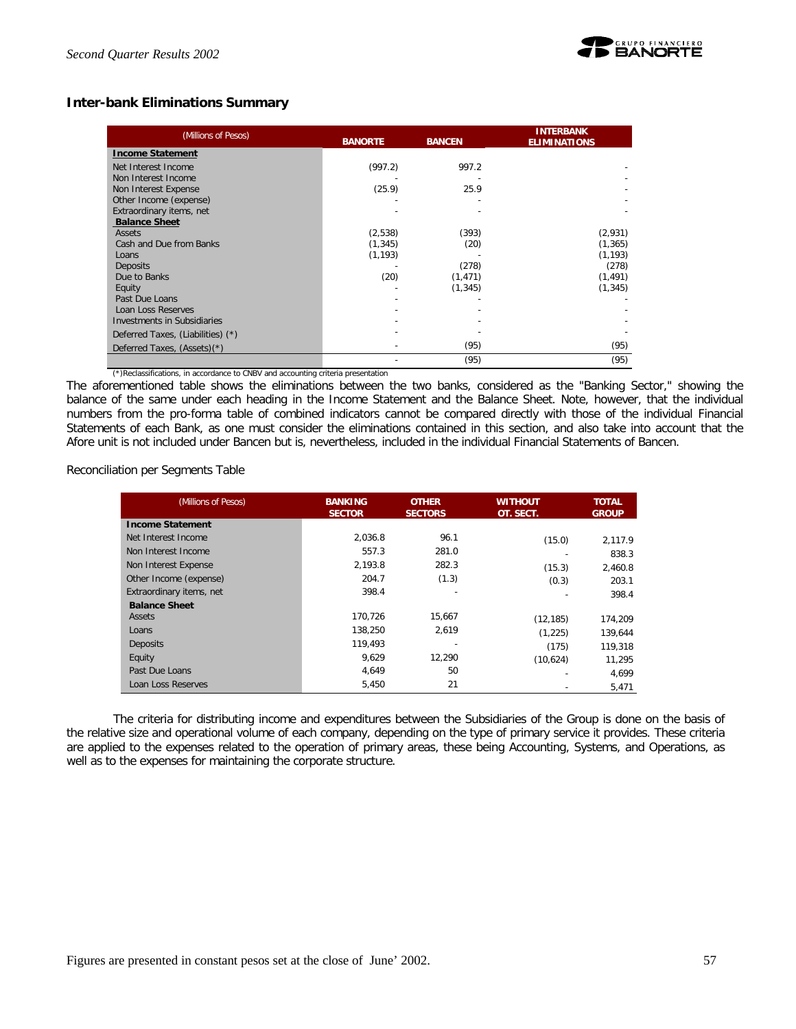## Inter-bank Eliminations Summary

| (Millions of Pesos) | BANORTE | BANCEN | INTERBANK ELIMINATIONS |
|---|---|---|---|
| **Income Statement** | | | |
| Net Interest Income | (997.2) | 997.2 | - |
| Non Interest Income | - | - | - |
| Non Interest Expense | (25.9) | 25.9 | - |
| Other Income (expense) | - | - | - |
| Extraordinary items, net | - | - | - |
| **Balance Sheet** | | | |
| Assets | (2,538) | (393) | (2,931) |
| Cash and Due from Banks | (1,345) | (20) | (1,365) |
| Loans | (1,193) | - | (1,193) |
| Deposits | - | (278) | (278) |
| Due to Banks | (20) | (1,471) | (1,491) |
| Equity | - | (1,345) | (1,345) |
| Past Due Loans | - | - | - |
| Loan Loss Reserves | - | - | - |
| Investments in Subsidiaries | - | - | - |
| Deferred Taxes, (Liabilities) (*) | - | - | - |
| Deferred Taxes, (Assets)(*) | - | (95) | (95) |
| | - | (95) | (95) |

(*)Reclassifications, in accordance to CNBV and accounting criteria presentation

The aforementioned table shows the eliminations between the two banks, considered as the "Banking Sector," showing the balance of the same under each heading in the Income Statement and the Balance Sheet. Note, however, that the individual numbers from the pro-forma table of combined indicators cannot be compared directly with those of the individual Financial Statements of each Bank, as one must consider the eliminations contained in this section, and also take into account that the Afore unit is not included under Bancen but is, nevertheless, included in the individual Financial Statements of Bancen.

Reconciliation per Segments Table

| (Millions of Pesos) | BANKING SECTOR | OTHER SECTORS | WITHOUT OT. SECT. | TOTAL GROUP |
|---|---|---|---|---|
| **Income Statement** | | | | |
| Net Interest Income | 2,036.8 | 96.1 | (15.0) | 2,117.9 |
| Non Interest Income | 557.3 | 281.0 | - | 838.3 |
| Non Interest Expense | 2,193.8 | 282.3 | (15.3) | 2,460.8 |
| Other Income (expense) | 204.7 | (1.3) | (0.3) | 203.1 |
| Extraordinary items, net | 398.4 | - | - | 398.4 |
| **Balance Sheet** | | | | |
| Assets | 170,726 | 15,667 | (12,185) | 174,209 |
| Loans | 138,250 | 2,619 | (1,225) | 139,644 |
| Deposits | 119,493 | - | (175) | 119,318 |
| Equity | 9,629 | 12,290 | (10,624) | 11,295 |
| Past Due Loans | 4,649 | 50 | - | 4,699 |
| Loan Loss Reserves | 5,450 | 21 | - | 5,471 |

The criteria for distributing income and expenditures between the Subsidiaries of the Group is done on the basis of the relative size and operational volume of each company, depending on the type of primary service it provides. These criteria are applied to the expenses related to the operation of primary areas, these being Accounting, Systems, and Operations, as well as to the expenses for maintaining the corporate structure.

Figures are presented in constant pesos set at the close of June' 2002.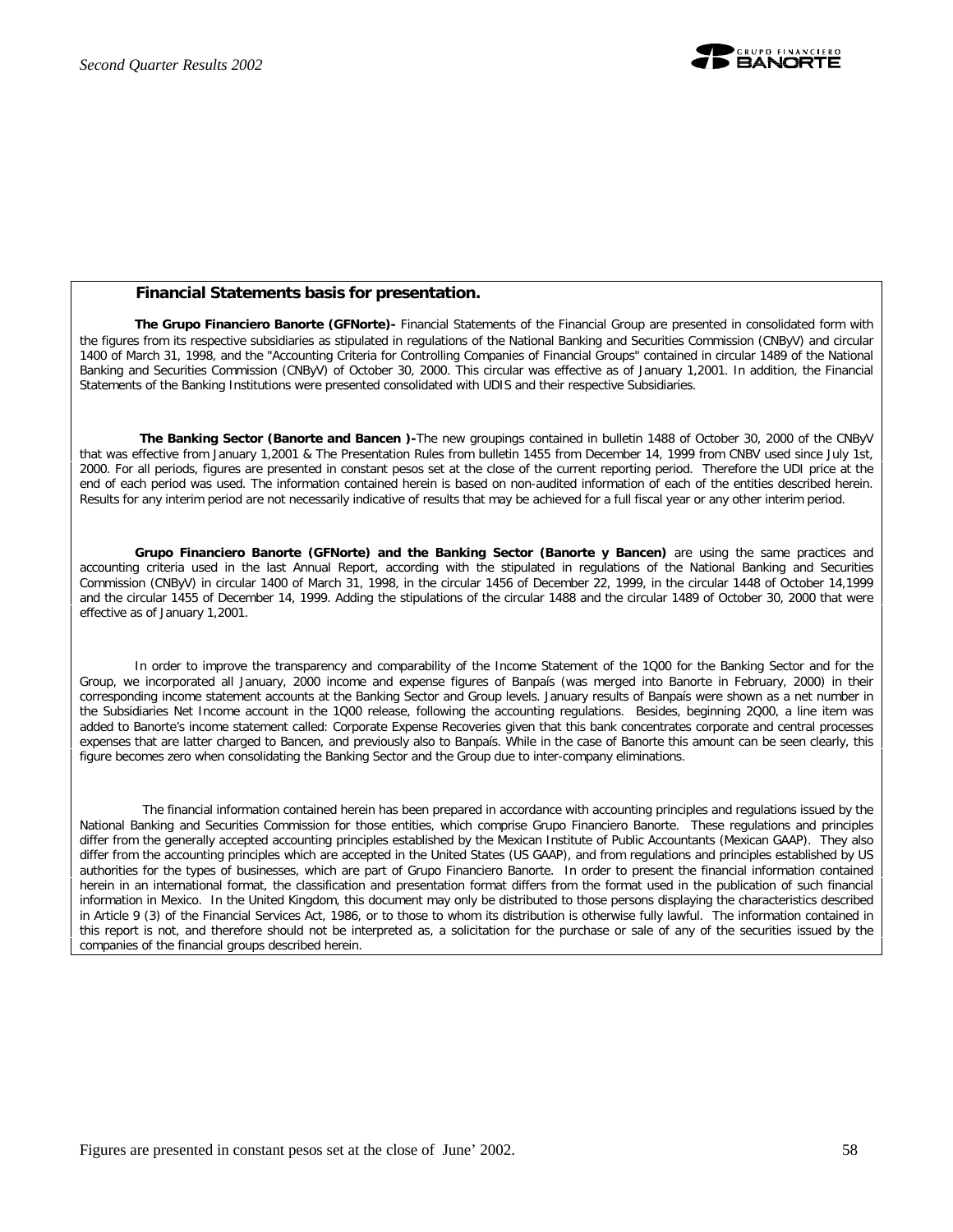## Financial Statements basis for presentation.

**The Grupo Financiero Banorte (GFNorte)-** Financial Statements of the Financial Group are presented in consolidated form with the figures from its respective subsidiaries as stipulated in regulations of the National Banking and Securities Commission (CNByV) and circular 1400 of March 31, 1998, and the "Accounting Criteria for Controlling Companies of Financial Groups" contained in circular 1489 of the National Banking and Securities Commission (CNByV) of October 30, 2000. This circular was effective as of January 1,2001. In addition, the Financial Statements of the Banking Institutions were presented consolidated with UDIS and their respective Subsidiaries.

**The Banking Sector (Banorte and Bancen )-**The new groupings contained in bulletin 1488 of October 30, 2000 of the CNByV that was effective from January 1,2001 & The Presentation Rules from bulletin 1455 from December 14, 1999 from CNBV used since July 1st, 2000. For all periods, figures are presented in constant pesos set at the close of the current reporting period. Therefore the UDI price at the end of each period was used. The information contained herein is based on non-audited information of each of the entities described herein. Results for any interim period are not necessarily indicative of results that may be achieved for a full fiscal year or any other interim period.

**Grupo Financiero Banorte (GFNorte) and the Banking Sector (Banorte y Bancen)** are using the same practices and accounting criteria used in the last Annual Report, according with the stipulated in regulations of the National Banking and Securities Commission (CNByV) in circular 1400 of March 31, 1998, in the circular 1456 of December 22, 1999, in the circular 1448 of October 14,1999 and the circular 1455 of December 14, 1999. Adding the stipulations of the circular 1488 and the circular 1489 of October 30, 2000 that were effective as of January 1,2001.

In order to improve the transparency and comparability of the Income Statement of the 1Q00 for the Banking Sector and for the Group, we incorporated all January, 2000 income and expense figures of Banpaís (was merged into Banorte in February, 2000) in their corresponding income statement accounts at the Banking Sector and Group levels. January results of Banpaís were shown as a net number in the Subsidiaries Net Income account in the 1Q00 release, following the accounting regulations. Besides, beginning 2Q00, a line item was added to Banorte's income statement called: Corporate Expense Recoveries given that this bank concentrates corporate and central processes expenses that are latter charged to Bancen, and previously also to Banpaís. While in the case of Banorte this amount can be seen clearly, this figure becomes zero when consolidating the Banking Sector and the Group due to inter-company eliminations.

The financial information contained herein has been prepared in accordance with accounting principles and regulations issued by the National Banking and Securities Commission for those entities, which comprise Grupo Financiero Banorte. These regulations and principles differ from the generally accepted accounting principles established by the Mexican Institute of Public Accountants (Mexican GAAP). They also differ from the accounting principles which are accepted in the United States (US GAAP), and from regulations and principles established by US authorities for the types of businesses, which are part of Grupo Financiero Banorte. In order to present the financial information contained herein in an international format, the classification and presentation format differs from the format used in the publication of such financial information in Mexico. In the United Kingdom, this document may only be distributed to those persons displaying the characteristics described in Article 9 (3) of the Financial Services Act, 1986, or to those to whom its distribution is otherwise fully lawful. The information contained in this report is not, and therefore should not be interpreted as, a solicitation for the purchase or sale of any of the securities issued by the companies of the financial groups described herein.